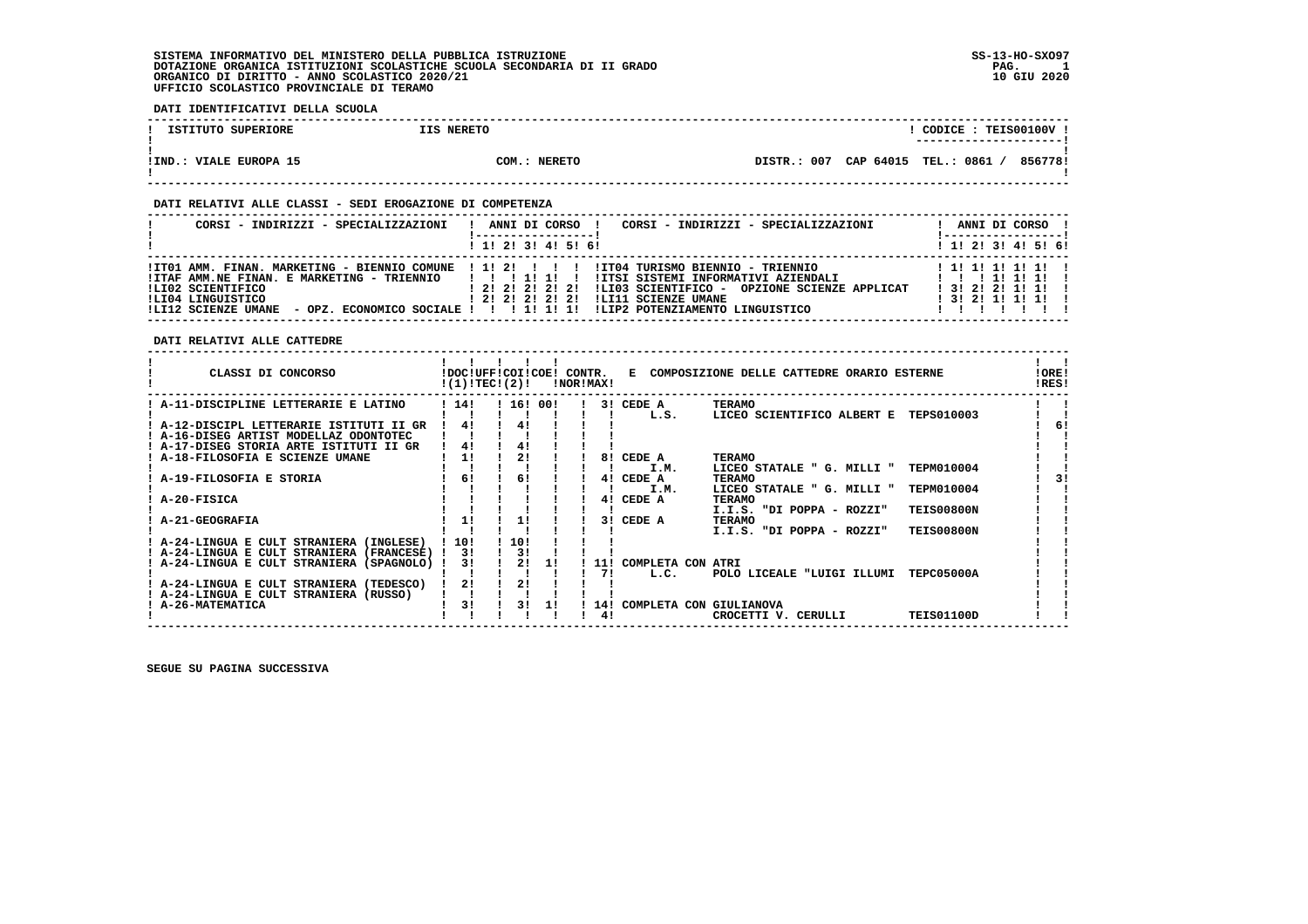SISTEMA INFORMATIVO DEL MINISTERO DELLA PUBBLICA ISTRUZIONE
DOTAZIONE ORGANICA ISTITUZIONI SCOLASTICHE SCUOLA SECONDARIA DI II GRADO
ORGANICO DI DIRITTO - ANNO SCOLASTICO 2020/21
UFFICIO SCOLASTICO PROVINCIALE DI TERAMO

SS-13-HO-SXO97
10 GIU 2020

## DATI IDENTIFICATIVI DELLA SCUOLA

| ISTITUTO SUPERIORE | IIS NERETO | CODICE : TEIS00100V |
|---|---|---|
| IND.: VIALE EUROPA 15 | COM.: NERETO | DISTR.: 007 CAP 64015 TEL.: 0861 / 856778 |

## DATI RELATIVI ALLE CLASSI - SEDI EROGAZIONE DI COMPETENZA

| CORSI - INDIRIZZI - SPECIALIZZAZIONI | 1 | 2 | 3 | 4 | 5 | 6 | CORSI - INDIRIZZI - SPECIALIZZAZIONI | 1 | 2 | 3 | 4 | 5 | 6 |
|---|---|---|---|---|---|---|---|---|---|---|---|---|---|
| IT01 AMM. FINAN. MARKETING - BIENNIO COMUNE | 1 | 2 | | | | | IT04 TURISMO BIENNIO - TRIENNIO | 1 | 1 | 1 | 1 | 1 | |
| ITAF AMM.NE FINAN. E MARKETING - TRIENNIO | | | 1 | 1 | | | ITSI SISTEMI INFORMATIVI AZIENDALI | | | 1 | 1 | 1 | |
| LI02 SCIENTIFICO | 2 | 2 | 2 | 2 | 2 | | LI03 SCIENTIFICO - OPZIONE SCIENZE APPLICAT | 3 | 2 | 2 | 1 | 1 | |
| LI04 LINGUISTICO | 2 | 2 | 2 | 2 | 2 | | LI11 SCIENZE UMANE | 3 | 2 | 1 | 1 | 1 | |
| LI12 SCIENZE UMANE - OPZ. ECONOMICO SOCIALE | | | 1 | 1 | 1 | | LIP2 POTENZIAMENTO LINGUISTICO | | | | | | |

## DATI RELATIVI ALLE CATTEDRE

| CLASSI DI CONCORSO | DOC (1) | UFF TEC (2) | COI | COE | CONTR. NOR | MAX | E COMPOSIZIONE DELLE CATTEDRE ORARIO ESTERNE | ORE RES |
|---|---|---|---|---|---|---|---|---|
| A-11-DISCIPLINE LETTERARIE E LATINO | 14 | | 16 | 00 | | 3 | CEDE A TERAMO<br>L.S. LICEO SCIENTIFICO ALBERT E TEPS010003 | |
| A-12-DISCIPL LETTERARIE ISTITUTI II GR | 4 | | 4 | | | | | 6 |
| A-16-DISEG ARTIST MODELLAZ ODONTOTEC | | | | | | | | |
| A-17-DISEG STORIA ARTE ISTITUTI II GR | 4 | | 4 | | | | | |
| A-18-FILOSOFIA E SCIENZE UMANE | 1 | | 2 | | | 8 | CEDE A TERAMO<br>I.M. LICEO STATALE " G. MILLI " TEPM010004 | |
| A-19-FILOSOFIA E STORIA | 6 | | 6 | | | 4 | CEDE A TERAMO<br>I.M. LICEO STATALE " G. MILLI " TEPM010004 | 3 |
| A-20-FISICA | | | | | | 4 | CEDE A TERAMO<br>I.I.S. "DI POPPA - ROZZI" TEIS00800N | |
| A-21-GEOGRAFIA | 1 | | 1 | | | 3 | CEDE A TERAMO<br>I.I.S. "DI POPPA - ROZZI" TEIS00800N | |
| A-24-LINGUA E CULT STRANIERA (INGLESE) | 10 | | 10 | | | | | |
| A-24-LINGUA E CULT STRANIERA (FRANCESE) | 3 | | 3 | | | | | |
| A-24-LINGUA E CULT STRANIERA (SPAGNOLO) | 3 | | 2 | 1 | | 11<br>7 | COMPLETA CON ATRI<br>L.C. POLO LICEALE "LUIGI ILLUMI TEPC05000A | |
| A-24-LINGUA E CULT STRANIERA (TEDESCO) | 2 | | 2 | | | | | |
| A-24-LINGUA E CULT STRANIERA (RUSSO) | | | | | | | | |
| A-26-MATEMATICA | 3 | | 3 | 1 | | 14<br>4 | COMPLETA CON GIULIANOVA<br>CROCETTI V. CERULLI TEIS01100D | |

SEGUE SU PAGINA SUCCESSIVA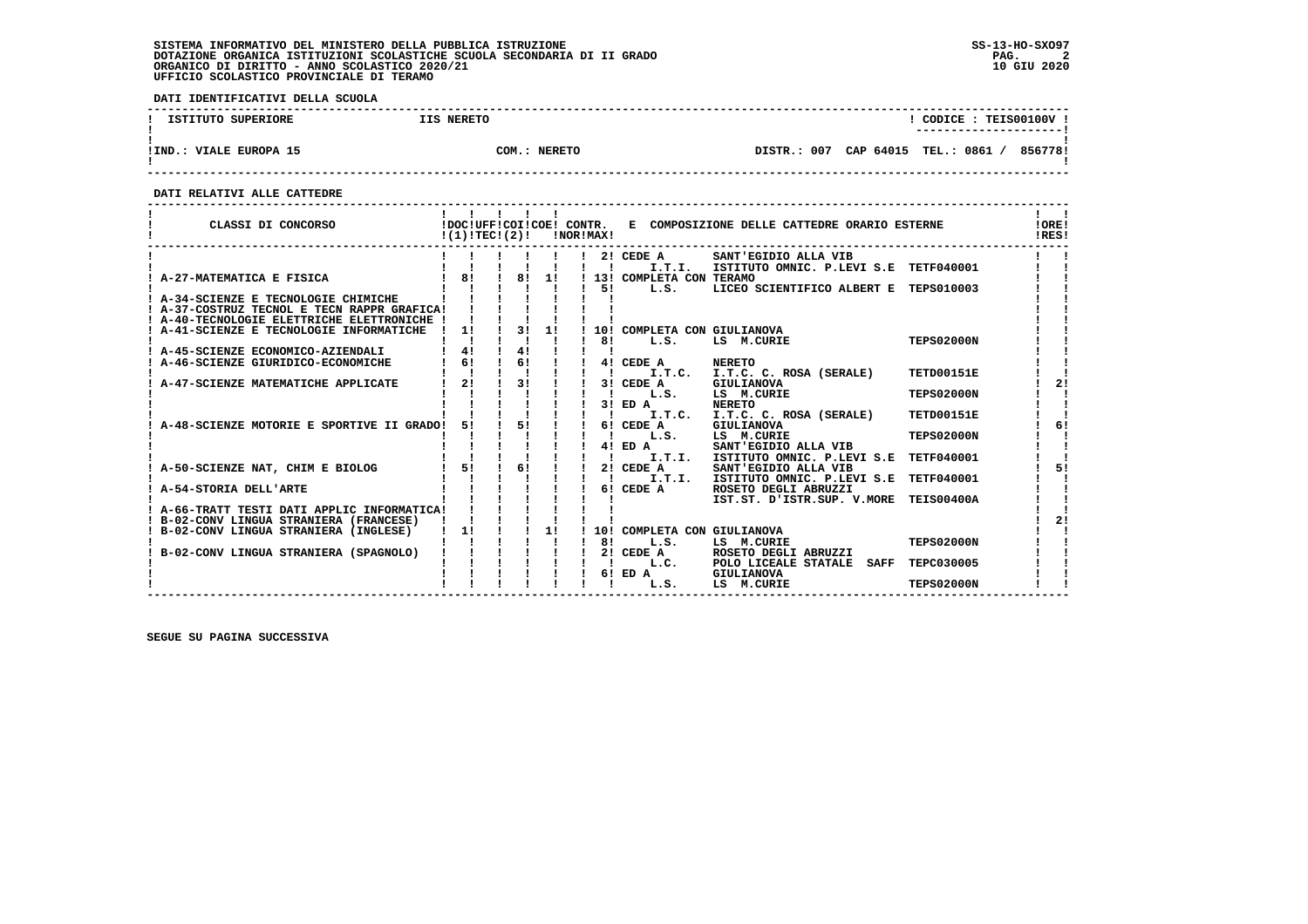SISTEMA INFORMATIVO DEL MINISTERO DELLA PUBBLICA ISTRUZIONE
DOTAZIONE ORGANICA ISTITUZIONI SCOLASTICHE SCUOLA SECONDARIA DI II GRADO
ORGANICO DI DIRITTO - ANNO SCOLASTICO 2020/21
UFFICIO SCOLASTICO PROVINCIALE DI TERAMO

SS-13-HO-SXO97
10 GIU 2020

**DATI IDENTIFICATIVI DELLA SCUOLA**

| ISTITUTO SUPERIORE | IIS NERETO | | CODICE : TEIS00100V |
|---|---|---|---|
| IND.: VIALE EUROPA 15 | COM.: NERETO | DISTR.: 007 CAP 64015 | TEL.: 0861 / 856778 |

**DATI RELATIVI ALLE CATTEDRE**

| CLASSI DI CONCORSO | DOC (1) | UFF TEC | COI (2) | COE | CONTR. NOR | CONTR. MAX | E COMPOSIZIONE DELLE CATTEDRE ORARIO ESTERNE | | | ORE RES |
|---|---|---|---|---|---|---|---|---|---|---|
| | | | | | | 2 | CEDE A | SANT'EGIDIO ALLA VIB | | |
| | | | | | | | I.T.I. | ISTITUTO OMNIC. P.LEVI S.E | TETF040001 | |
| A-27-MATEMATICA E FISICA | 8 | | 8 | 1 | | 13 | COMPLETA CON TERAMO | | | |
| | | | | | | 5 | L.S. | LICEO SCIENTIFICO ALBERT E | TEPS010003 | |
| A-34-SCIENZE E TECNOLOGIE CHIMICHE | | | | | | | | | | |
| A-37-COSTRUZ TECNOL E TECN RAPPR GRAFICA | | | | | | | | | | |
| A-40-TECNOLOGIE ELETTRICHE ELETTRONICHE | | | | | | | | | | |
| A-41-SCIENZE E TECNOLOGIE INFORMATICHE | 1 | | 3 | 1 | | 10 | COMPLETA CON GIULIANOVA | | | |
| | | | | | | 8 | L.S. | LS M.CURIE | TEPS02000N | |
| A-45-SCIENZE ECONOMICO-AZIENDALI | 4 | | 4 | | | | | | | |
| A-46-SCIENZE GIURIDICO-ECONOMICHE | 6 | | 6 | | | 4 | CEDE A | NERETO | | |
| | | | | | | | I.T.C. | I.T.C. C. ROSA (SERALE) | TETD00151E | |
| A-47-SCIENZE MATEMATICHE APPLICATE | 2 | | 3 | | | 3 | CEDE A | GIULIANOVA | | 2 |
| | | | | | | | L.S. | LS M.CURIE | TEPS02000N | |
| | | | | | | 3 | ED A | NERETO | | |
| | | | | | | | I.T.C. | I.T.C. C. ROSA (SERALE) | TETD00151E | |
| A-48-SCIENZE MOTORIE E SPORTIVE II GRADO | 5 | | 5 | | | 6 | CEDE A | GIULIANOVA | | 6 |
| | | | | | | | L.S. | LS M.CURIE | TEPS02000N | |
| | | | | | | 4 | ED A | SANT'EGIDIO ALLA VIB | | |
| | | | | | | | I.T.I. | ISTITUTO OMNIC. P.LEVI S.E | TETF040001 | |
| A-50-SCIENZE NAT, CHIM E BIOLOG | 5 | | 6 | | | 2 | CEDE A | SANT'EGIDIO ALLA VIB | | 5 |
| | | | | | | | I.T.I. | ISTITUTO OMNIC. P.LEVI S.E | TETF040001 | |
| A-54-STORIA DELL'ARTE | | | | | | 6 | CEDE A | ROSETO DEGLI ABRUZZI | | |
| | | | | | | | | IST.ST. D'ISTR.SUP. V.MORE | TEIS00400A | |
| A-66-TRATT TESTI DATI APPLIC INFORMATICA | | | | | | | | | | |
| B-02-CONV LINGUA STRANIERA (FRANCESE) | | | | | | | | | | 2 |
| B-02-CONV LINGUA STRANIERA (INGLESE) | 1 | | | 1 | | 10 | COMPLETA CON GIULIANOVA | | | |
| | | | | | | 8 | L.S. | LS M.CURIE | TEPS02000N | |
| B-02-CONV LINGUA STRANIERA (SPAGNOLO) | | | | | | 2 | CEDE A | ROSETO DEGLI ABRUZZI | | |
| | | | | | | | L.C. | POLO LICEALE STATALE SAFF | TEPC030005 | |
| | | | | | | 6 | ED A | GIULIANOVA | | |
| | | | | | | | L.S. | LS M.CURIE | TEPS02000N | |

SEGUE SU PAGINA SUCCESSIVA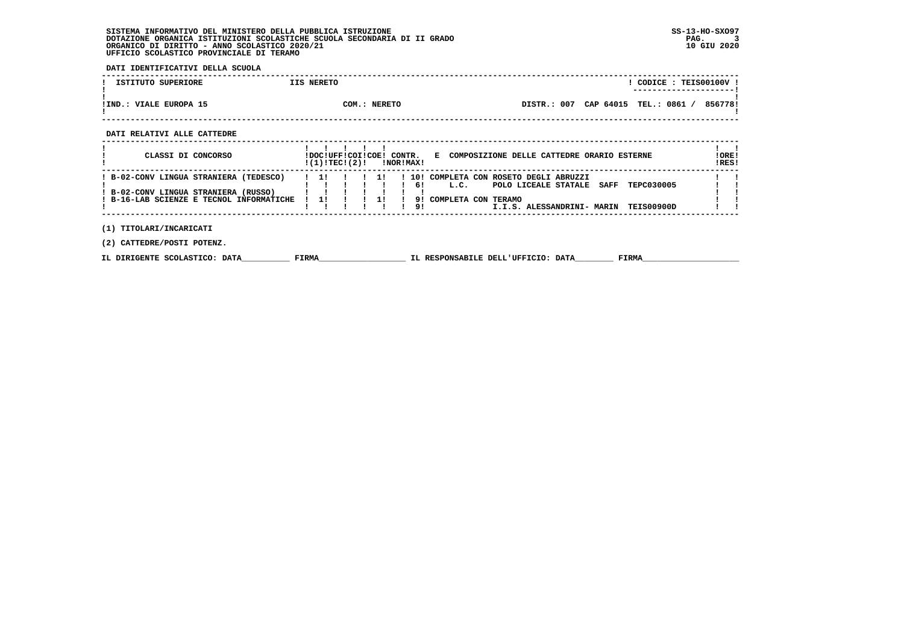SISTEMA INFORMATIVO DEL MINISTERO DELLA PUBBLICA ISTRUZIONE
DOTAZIONE ORGANICA ISTITUZIONI SCOLASTICHE SCUOLA SECONDARIA DI II GRADO
ORGANICO DI DIRITTO - ANNO SCOLASTICO 2020/21
UFFICIO SCOLASTICO PROVINCIALE DI TERAMO

SS-13-HO-SXO97
10 GIU 2020

**DATI IDENTIFICATIVI DELLA SCUOLA**

| ISTITUTO SUPERIORE | IIS NERETO | | CODICE : TEIS00100V |
|---|---|---|---|
| IND.: VIALE EUROPA 15 | COM.: NERETO | DISTR.: 007 CAP 64015 | TEL.: 0861 / 856778 |

**DATI RELATIVI ALLE CATTEDRE**

| CLASSI DI CONCORSO | DOC (1) | UFF TEC | COI (2) | COE | CONTR. NOR | CONTR. MAX | E COMPOSIZIONE DELLE CATTEDRE ORARIO ESTERNE | ORE RES |
|---|---|---|---|---|---|---|---|---|
| B-02-CONV LINGUA STRANIERA (TEDESCO) | 1 | | | 1 | | 10 | COMPLETA CON ROSETO DEGLI ABRUZZI | |
| | | | | | | 6 | L.C. POLO LICEALE STATALE SAFF TEPC030005 | |
| B-02-CONV LINGUA STRANIERA (RUSSO) | | | | | | | | |
| B-16-LAB SCIENZE E TECNOL INFORMATICHE | 1 | | | 1 | | 9 | COMPLETA CON TERAMO | |
| | | | | | | 9 | I.I.S. ALESSANDRINI- MARIN TEIS00900D | |

(1) TITOLARI/INCARICATI

(2) CATTEDRE/POSTI POTENZ.

IL DIRIGENTE SCOLASTICO: DATA__________ FIRMA__________________ IL RESPONSABILE DELL'UFFICIO: DATA________ FIRMA____________________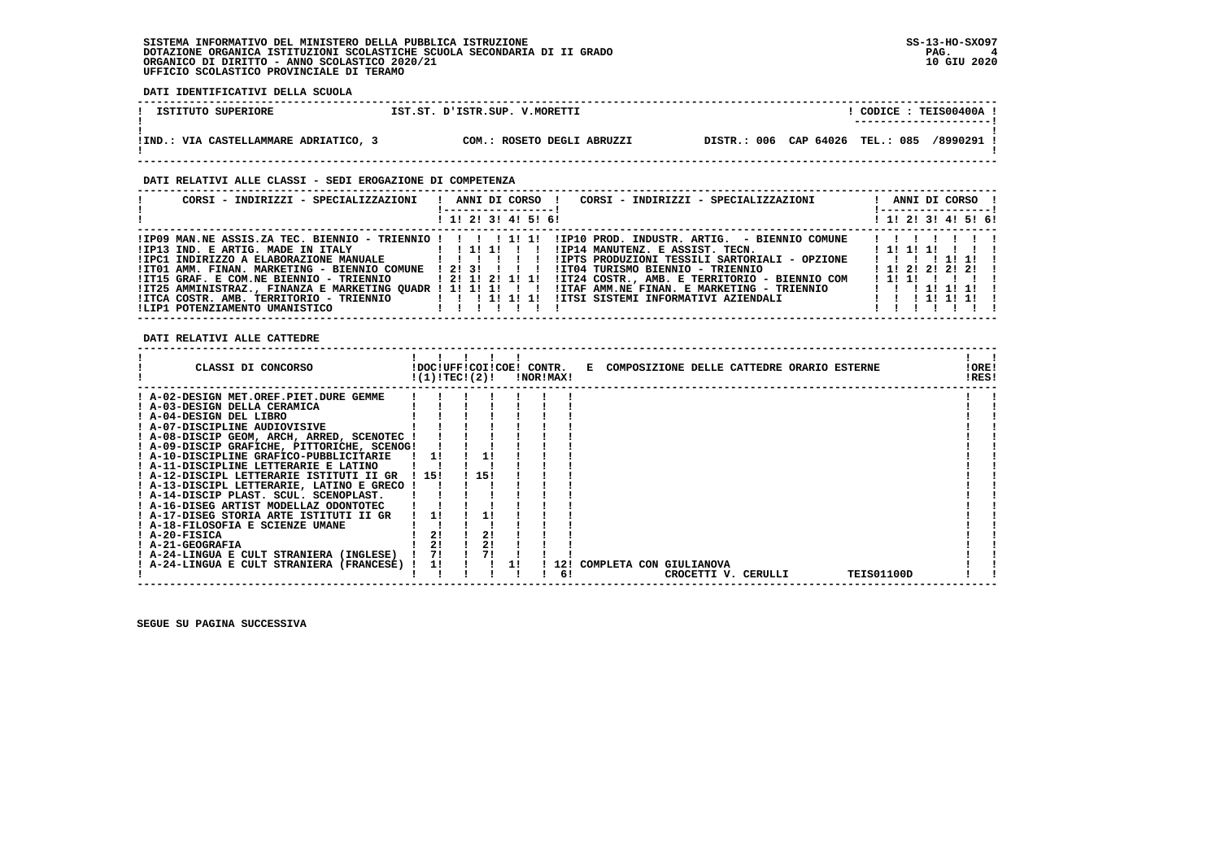SISTEMA INFORMATIVO DEL MINISTERO DELLA PUBBLICA ISTRUZIONE
DOTAZIONE ORGANICA ISTITUZIONI SCOLASTICHE SCUOLA SECONDARIA DI II GRADO
ORGANICO DI DIRITTO - ANNO SCOLASTICO 2020/21
UFFICIO SCOLASTICO PROVINCIALE DI TERAMO

SS-13-HO-SXO97
10 GIU 2020

**DATI IDENTIFICATIVI DELLA SCUOLA**

| ISTITUTO SUPERIORE | IST.ST. D'ISTR.SUP. V.MORETTI | CODICE : TEIS00400A |
|---|---|---|
| IND.: VIA CASTELLAMMARE ADRIATICO, 3 | COM.: ROSETO DEGLI ABRUZZI | DISTR.: 006 CAP 64026 TEL.: 085 /8990291 |

**DATI RELATIVI ALLE CLASSI - SEDI EROGAZIONE DI COMPETENZA**

| CORSI - INDIRIZZI - SPECIALIZZAZIONI | 1 | 2 | 3 | 4 | 5 | 6 | CORSI - INDIRIZZI - SPECIALIZZAZIONI | 1 | 2 | 3 | 4 | 5 | 6 |
|---|---|---|---|---|---|---|---|---|---|---|---|---|---|
| IP09 MAN.NE ASSIS.ZA TEC. BIENNIO - TRIENNIO | | | | 1 | 1 | | IP10 PROD. INDUSTR. ARTIG. - BIENNIO COMUNE | | | | | | |
| IP13 IND. E ARTIG. MADE IN ITALY | | 1 | 1 | | | | IP14 MANUTENZ. E ASSIST. TECN. | 1 | 1 | 1 | | | |
| IPC1 INDIRIZZO A ELABORAZIONE MANUALE | | | | | | | IPTS PRODUZIONI TESSILI SARTORIALI - OPZIONE | | | | 1 | 1 | |
| IT01 AMM. FINAN. MARKETING - BIENNIO COMUNE | 2 | 3 | | | | | IT04 TURISMO BIENNIO - TRIENNIO | 1 | 2 | 2 | 2 | 2 | |
| IT15 GRAF. E COM.NE BIENNIO - TRIENNIO | 2 | 1 | 2 | 1 | 1 | | IT24 COSTR., AMB. E TERRITORIO - BIENNIO COM | 1 | 1 | | | | |
| IT25 AMMINISTRAZ., FINANZA E MARKETING QUADR | 1 | 1 | 1 | | | | ITAF AMM.NE FINAN. E MARKETING - TRIENNIO | | | 1 | 1 | 1 | |
| ITCA COSTR. AMB. TERRITORIO - TRIENNIO | | | 1 | 1 | 1 | | ITSI SISTEMI INFORMATIVI AZIENDALI | | | 1 | 1 | 1 | |
| LIP1 POTENZIAMENTO UMANISTICO | | | | | | | | | | | | | |

**DATI RELATIVI ALLE CATTEDRE**

| CLASSI DI CONCORSO | DOC (1) | UFF TEC | COI (2) | COE | CONTR. NOR | CONTR. MAX | E COMPOSIZIONE DELLE CATTEDRE ORARIO ESTERNE | ORE RES |
|---|---|---|---|---|---|---|---|---|
| A-02-DESIGN MET.OREF.PIET.DURE GEMME | | | | | | | | |
| A-03-DESIGN DELLA CERAMICA | | | | | | | | |
| A-04-DESIGN DEL LIBRO | | | | | | | | |
| A-07-DISCIPLINE AUDIOVISIVE | | | | | | | | |
| A-08-DISCIP GEOM, ARCH, ARRED, SCENOTEC | | | | | | | | |
| A-09-DISCIP GRAFICHE, PITTORICHE, SCENOG | | | | | | | | |
| A-10-DISCIPLINE GRAFICO-PUBBLICITARIE | 1 | | 1 | | | | | |
| A-11-DISCIPLINE LETTERARIE E LATINO | | | | | | | | |
| A-12-DISCIPL LETTERARIE ISTITUTI II GR | 15 | | 15 | | | | | |
| A-13-DISCIPL LETTERARIE, LATINO E GRECO | | | | | | | | |
| A-14-DISCIP PLAST. SCUL. SCENOPLAST. | | | | | | | | |
| A-16-DISEG ARTIST MODELLAZ ODONTOTEC | | | | | | | | |
| A-17-DISEG STORIA ARTE ISTITUTI II GR | 1 | | 1 | | | | | |
| A-18-FILOSOFIA E SCIENZE UMANE | | | | | | | | |
| A-20-FISICA | 2 | | 2 | | | | | |
| A-21-GEOGRAFIA | 2 | | 2 | | | | | |
| A-24-LINGUA E CULT STRANIERA (INGLESE) | 7 | | 7 | | | | | |
| A-24-LINGUA E CULT STRANIERA (FRANCESE) | 1 | | | 1 | | 12<br>6 | COMPLETA CON GIULIANOVA<br>CROCETTI V. CERULLI TEIS01100D | |

SEGUE SU PAGINA SUCCESSIVA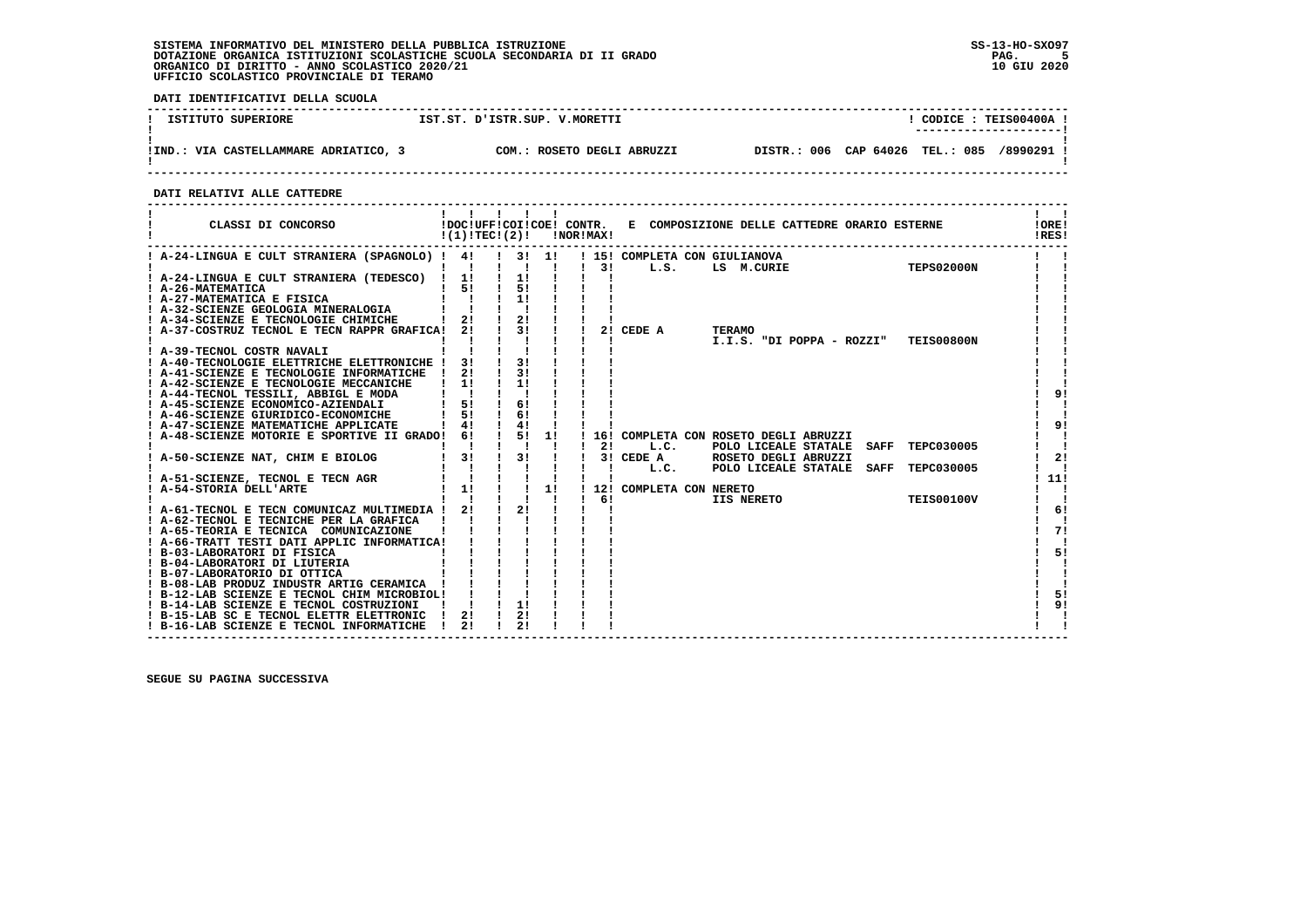**SISTEMA INFORMATIVO DEL MINISTERO DELLA PUBBLICA ISTRUZIONE**
**DOTAZIONE ORGANICA ISTITUZIONI SCOLASTICHE SCUOLA SECONDARIA DI II GRADO**
**ORGANICO DI DIRITTO - ANNO SCOLASTICO 2020/21**
**UFFICIO SCOLASTICO PROVINCIALE DI TERAMO**

SS-13-HO-SXO97
10 GIU 2020

**DATI IDENTIFICATIVI DELLA SCUOLA**

| ISTITUTO SUPERIORE | IST.ST. D'ISTR.SUP. V.MORETTI | CODICE : TEIS00400A |
|---|---|---|
| IND.: VIA CASTELLAMMARE ADRIATICO, 3 | COM.: ROSETO DEGLI ABRUZZI | DISTR.: 006 CAP 64026 TEL.: 085 /8990291 |

**DATI RELATIVI ALLE CATTEDRE**

| CLASSI DI CONCORSO | DOC (1) | UFF TEC | COI (2) | COE | CONTR. NOR | CONTR. MAX | E COMPOSIZIONE DELLE CATTEDRE ORARIO ESTERNE | ORE RES |
|---|---|---|---|---|---|---|---|---|
| A-24-LINGUA E CULT STRANIERA (SPAGNOLO) | 4 | | 3 | 1 | | 15 | COMPLETA CON GIULIANOVA | |
| | | | | | | 3 | L.S. LS M.CURIE TEPS02000N | |
| A-24-LINGUA E CULT STRANIERA (TEDESCO) | 1 | | 1 | | | | | |
| A-26-MATEMATICA | 5 | | 5 | | | | | |
| A-27-MATEMATICA E FISICA | | | 1 | | | | | |
| A-32-SCIENZE GEOLOGIA MINERALOGIA | | | | | | | | |
| A-34-SCIENZE E TECNOLOGIE CHIMICHE | 2 | | 2 | | | | | |
| A-37-COSTRUZ TECNOL E TECN RAPPR GRAFICA | 2 | | 3 | | | 2 | CEDE A TERAMO | |
| | | | | | | | I.I.S. "DI POPPA - ROZZI" TEIS00800N | |
| A-39-TECNOL COSTR NAVALI | | | | | | | | |
| A-40-TECNOLOGIE ELETTRICHE ELETTRONICHE | 3 | | 3 | | | | | |
| A-41-SCIENZE E TECNOLOGIE INFORMATICHE | 2 | | 3 | | | | | |
| A-42-SCIENZE E TECNOLOGIE MECCANICHE | 1 | | 1 | | | | | |
| A-44-TECNOL TESSILI, ABBIGL E MODA | | | | | | | | 9 |
| A-45-SCIENZE ECONOMICO-AZIENDALI | 5 | | 6 | | | | | |
| A-46-SCIENZE GIURIDICO-ECONOMICHE | 5 | | 6 | | | | | |
| A-47-SCIENZE MATEMATICHE APPLICATE | 4 | | 4 | | | | | 9 |
| A-48-SCIENZE MOTORIE E SPORTIVE II GRADO | 6 | | 5 | 1 | | 16 | COMPLETA CON ROSETO DEGLI ABRUZZI | |
| | | | | | | 2 | L.C. POLO LICEALE STATALE SAFF TEPC030005 | |
| A-50-SCIENZE NAT, CHIM E BIOLOG | 3 | | 3 | | | 3 | CEDE A ROSETO DEGLI ABRUZZI | 2 |
| | | | | | | | L.C. POLO LICEALE STATALE SAFF TEPC030005 | |
| A-51-SCIENZE, TECNOL E TECN AGR | | | | | | | | 11 |
| A-54-STORIA DELL'ARTE | 1 | | | 1 | | 12 | COMPLETA CON NERETO | |
| | | | | | | 6 | IIS NERETO TEIS00100V | |
| A-61-TECNOL E TECN COMUNICAZ MULTIMEDIA | 2 | | 2 | | | | | 6 |
| A-62-TECNOL E TECNICHE PER LA GRAFICA | | | | | | | | |
| A-65-TEORIA E TECNICA COMUNICAZIONE | | | | | | | | 7 |
| A-66-TRATT TESTI DATI APPLIC INFORMATICA | | | | | | | | |
| B-03-LABORATORI DI FISICA | | | | | | | | 5 |
| B-04-LABORATORI DI LIUTERIA | | | | | | | | |
| B-07-LABORATORIO DI OTTICA | | | | | | | | |
| B-08-LAB PRODUZ INDUSTR ARTIG CERAMICA | | | | | | | | |
| B-12-LAB SCIENZE E TECNOL CHIM MICROBIOL | | | | | | | | 5 |
| B-14-LAB SCIENZE E TECNOL COSTRUZIONI | | | 1 | | | | | 9 |
| B-15-LAB SC E TECNOL ELETTR ELETTRONIC | 2 | | 2 | | | | | |
| B-16-LAB SCIENZE E TECNOL INFORMATICHE | 2 | | 2 | | | | | |

**SEGUE SU PAGINA SUCCESSIVA**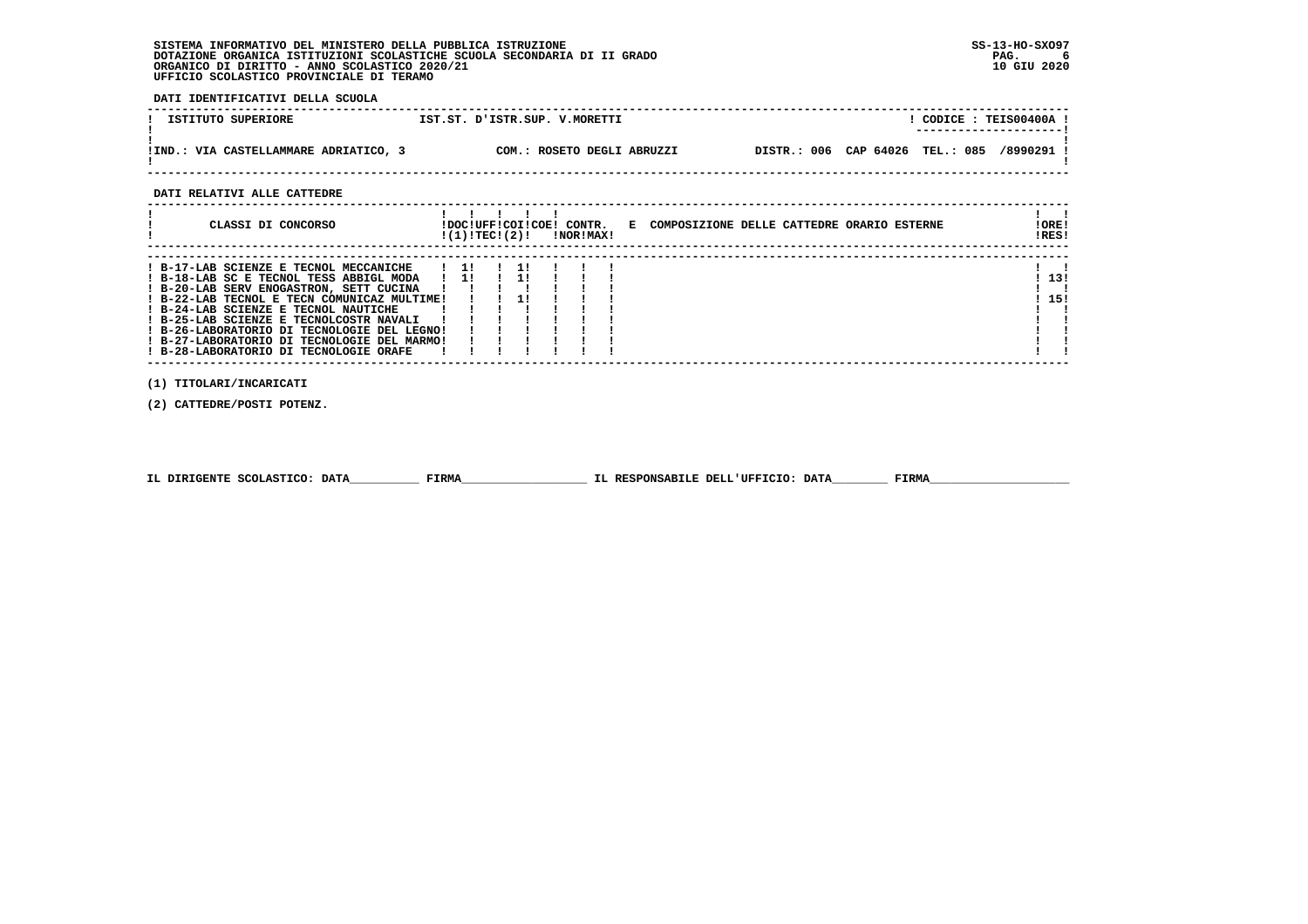SISTEMA INFORMATIVO DEL MINISTERO DELLA PUBBLICA ISTRUZIONE
DOTAZIONE ORGANICA ISTITUZIONI SCOLASTICHE SCUOLA SECONDARIA DI II GRADO
ORGANICO DI DIRITTO - ANNO SCOLASTICO 2020/21
UFFICIO SCOLASTICO PROVINCIALE DI TERAMO

SS-13-HO-SXO97
10 GIU 2020

**DATI IDENTIFICATIVI DELLA SCUOLA**

| ISTITUTO SUPERIORE | IST.ST. D'ISTR.SUP. V.MORETTI | CODICE : TEIS00400A |
|---|---|---|
| IND.: VIA CASTELLAMMARE ADRIATICO, 3 | COM.: ROSETO DEGLI ABRUZZI | DISTR.: 006 CAP 64026 TEL.: 085 /8990291 |

**DATI RELATIVI ALLE CATTEDRE**

| CLASSI DI CONCORSO | DOC (1) | UFF TEC | COI (2) | COE | CONTR. NOR | CONTR. MAX | E COMPOSIZIONE DELLE CATTEDRE ORARIO ESTERNE | ORE RES |
|---|---|---|---|---|---|---|---|---|
| B-17-LAB SCIENZE E TECNOL MECCANICHE | 1 | | 1 | | | | | |
| B-18-LAB SC E TECNOL TESS ABBIGL MODA | 1 | | 1 | | | | | 13 |
| B-20-LAB SERV ENOGASTRON, SETT CUCINA | | | | | | | | |
| B-22-LAB TECNOL E TECN COMUNICAZ MULTIME | | | 1 | | | | | 15 |
| B-24-LAB SCIENZE E TECNOL NAUTICHE | | | | | | | | |
| B-25-LAB SCIENZE E TECNOLCOSTR NAVALI | | | | | | | | |
| B-26-LABORATORIO DI TECNOLOGIE DEL LEGNO | | | | | | | | |
| B-27-LABORATORIO DI TECNOLOGIE DEL MARMO | | | | | | | | |
| B-28-LABORATORIO DI TECNOLOGIE ORAFE | | | | | | | | |

(1) TITOLARI/INCARICATI

(2) CATTEDRE/POSTI POTENZ.

IL DIRIGENTE SCOLASTICO: DATA__________ FIRMA__________________ IL RESPONSABILE DELL'UFFICIO: DATA________ FIRMA____________________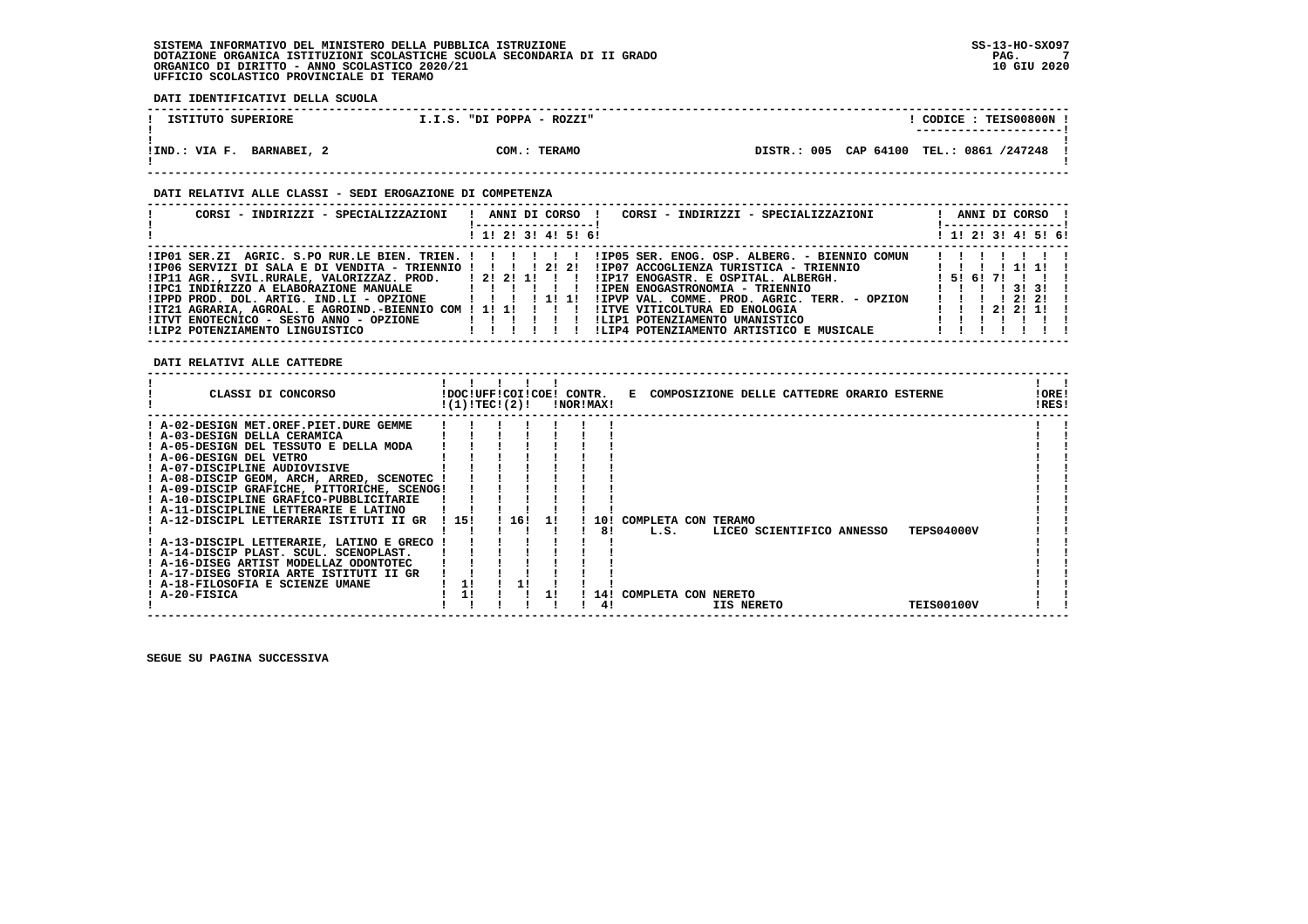**DATI IDENTIFICATIVI DELLA SCUOLA**

| ISTITUTO SUPERIORE | I.I.S. "DI POPPA - ROZZI" | | CODICE : TEIS00800N |
|---|---|---|---|
| IND.: VIA F. BARNABEI, 2 | COM.: TERAMO | DISTR.: 005 CAP 64100 | TEL.: 0861 /247248 |

**DATI RELATIVI ALLE CLASSI - SEDI EROGAZIONE DI COMPETENZA**

| CORSI - INDIRIZZI - SPECIALIZZAZIONI | 1 | 2 | 3 | 4 | 5 | 6 | CORSI - INDIRIZZI - SPECIALIZZAZIONI | 1 | 2 | 3 | 4 | 5 | 6 |
|---|---|---|---|---|---|---|---|---|---|---|---|---|---|
| IP01 SER.ZI AGRIC. S.PO RUR.LE BIEN. TRIEN. | | | | | | | IP05 SER. ENOG. OSP. ALBERG. - BIENNIO COMUN | | | | | | |
| IP06 SERVIZI DI SALA E DI VENDITA - TRIENNIO | | | | 2 | 2 | | IP07 ACCOGLIENZA TURISTICA - TRIENNIO | | | | 1 | 1 | |
| IP11 AGR., SVIL.RURALE, VALORIZZAZ. PROD. | 2 | 2 | 1 | | | | IP17 ENOGASTR. E OSPITAL. ALBERGH. | 5 | 6 | 7 | | | |
| IPC1 INDIRIZZO A ELABORAZIONE MANUALE | | | | | | | IPEN ENOGASTRONOMIA - TRIENNIO | | | | 3 | 3 | |
| IPPD PROD. DOL. ARTIG. IND.LI - OPZIONE | | | | 1 | 1 | | IPVP VAL. COMME. PROD. AGRIC. TERR. - OPZION | | | | 2 | 2 | |
| IT21 AGRARIA, AGROAL. E AGROIND.-BIENNIO COM | 1 | 1 | | | | | ITVE VITICOLTURA ED ENOLOGIA | | | 2 | 2 | 1 | |
| ITVT ENOTECNICO - SESTO ANNO - OPZIONE | | | | | | | LIP1 POTENZIAMENTO UMANISTICO | | | | | | |
| LIP2 POTENZIAMENTO LINGUISTICO | | | | | | | LIP4 POTENZIAMENTO ARTISTICO E MUSICALE | | | | | | |

**DATI RELATIVI ALLE CATTEDRE**

| CLASSI DI CONCORSO | DOC (1) | UFF TEC | COI (2) | COE | CONTR. NOR | CONTR. MAX | E COMPOSIZIONE DELLE CATTEDRE ORARIO ESTERNE | ORE RES |
|---|---|---|---|---|---|---|---|---|
| A-02-DESIGN MET.OREF.PIET.DURE GEMME | | | | | | | | |
| A-03-DESIGN DELLA CERAMICA | | | | | | | | |
| A-05-DESIGN DEL TESSUTO E DELLA MODA | | | | | | | | |
| A-06-DESIGN DEL VETRO | | | | | | | | |
| A-07-DISCIPLINE AUDIOVISIVE | | | | | | | | |
| A-08-DISCIP GEOM, ARCH, ARRED, SCENOTEC | | | | | | | | |
| A-09-DISCIP GRAFICHE, PITTORICHE, SCENOG | | | | | | | | |
| A-10-DISCIPLINE GRAFICO-PUBBLICITARIE | | | | | | | | |
| A-11-DISCIPLINE LETTERARIE E LATINO | | | | | | | | |
| A-12-DISCIPL LETTERARIE ISTITUTI II GR | 15 | | 16 | 1 | | 10 | COMPLETA CON TERAMO | |
| | | | | | | 8 | L.S. LICEO SCIENTIFICO ANNESSO TEPS04000V | |
| A-13-DISCIPL LETTERARIE, LATINO E GRECO | | | | | | | | |
| A-14-DISCIP PLAST. SCUL. SCENOPLAST. | | | | | | | | |
| A-16-DISEG ARTIST MODELLAZ ODONTOTEC | | | | | | | | |
| A-17-DISEG STORIA ARTE ISTITUTI II GR | | | | | | | | |
| A-18-FILOSOFIA E SCIENZE UMANE | 1 | | 1 | | | | | |
| A-20-FISICA | 1 | | | 1 | | 14 | COMPLETA CON NERETO | |
| | | | | | | 4 | IIS NERETO TEIS00100V | |

SEGUE SU PAGINA SUCCESSIVA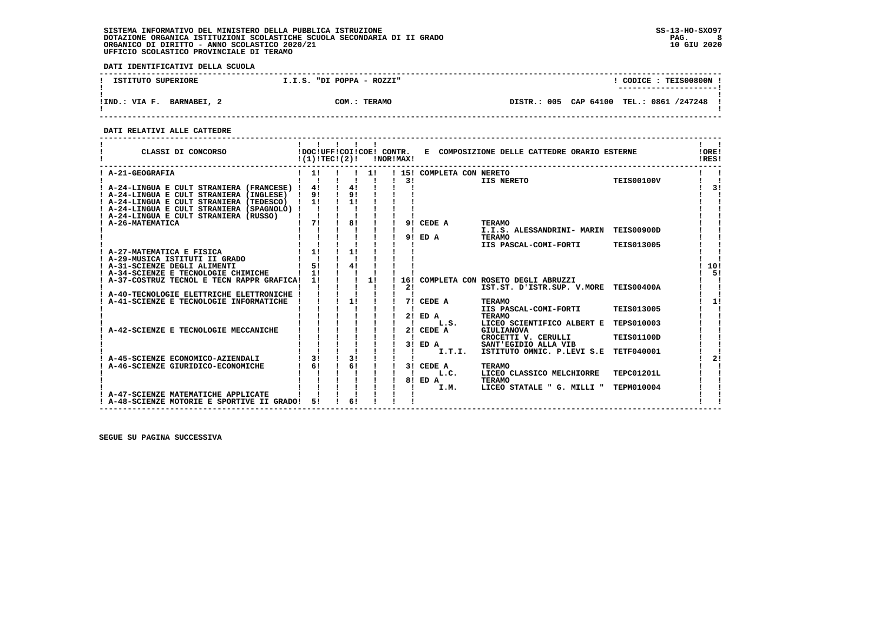SISTEMA INFORMATIVO DEL MINISTERO DELLA PUBBLICA ISTRUZIONE
DOTAZIONE ORGANICA ISTITUZIONI SCOLASTICHE SCUOLA SECONDARIA DI II GRADO
ORGANICO DI DIRITTO - ANNO SCOLASTICO 2020/21
UFFICIO SCOLASTICO PROVINCIALE DI TERAMO

SS-13-HO-SXO97
10 GIU 2020

**DATI IDENTIFICATIVI DELLA SCUOLA**

| ISTITUTO SUPERIORE | I.I.S. "DI POPPA - ROZZI" | CODICE : TEIS00800N |
|---|---|---|
| IND.: VIA F. BARNABEI, 2 | COM.: TERAMO | DISTR.: 005 CAP 64100 TEL.: 0861 /247248 |

**DATI RELATIVI ALLE CATTEDRE**

| CLASSI DI CONCORSO | DOC (1) | UFF TEC | COI (2) | COE | CONTR. NOR | CONTR. MAX | E COMPOSIZIONE DELLE CATTEDRE ORARIO ESTERNE | | | ORE RES |
|---|---|---|---|---|---|---|---|---|---|---|
| A-21-GEOGRAFIA | 1 | | | 1 | | 15 | COMPLETA CON NERETO | | | |
| | | | | | | 3 | | IIS NERETO | TEIS00100V | |
| A-24-LINGUA E CULT STRANIERA (FRANCESE) | 4 | | 4 | | | | | | | 3 |
| A-24-LINGUA E CULT STRANIERA (INGLESE) | 9 | | 9 | | | | | | | |
| A-24-LINGUA E CULT STRANIERA (TEDESCO) | 1 | | 1 | | | | | | | |
| A-24-LINGUA E CULT STRANIERA (SPAGNOLO) | | | | | | | | | | |
| A-24-LINGUA E CULT STRANIERA (RUSSO) | | | | | | | | | | |
| A-26-MATEMATICA | 7 | | 8 | | | 9 | CEDE A | TERAMO | | |
| | | | | | | | | I.I.S. ALESSANDRINI- MARIN | TEIS00900D | |
| | | | | | | 9 | ED A | TERAMO | | |
| | | | | | | | | IIS PASCAL-COMI-FORTI | TEIS013005 | |
| A-27-MATEMATICA E FISICA | 1 | | 1 | | | | | | | |
| A-29-MUSICA ISTITUTI II GRADO | | | | | | | | | | |
| A-31-SCIENZE DEGLI ALIMENTI | 5 | | 4 | | | | | | | 10 |
| A-34-SCIENZE E TECNOLOGIE CHIMICHE | 1 | | | | | | | | | 5 |
| A-37-COSTRUZ TECNOL E TECN RAPPR GRAFICA | 1 | | | 1 | | 16 | COMPLETA CON ROSETO DEGLI ABRUZZI | | | |
| | | | | | | 2 | | IST.ST. D'ISTR.SUP. V.MORE | TEIS00400A | |
| A-40-TECNOLOGIE ELETTRICHE ELETTRONICHE | | | | | | | | | | |
| A-41-SCIENZE E TECNOLOGIE INFORMATICHE | | | 1 | | | 7 | CEDE A | TERAMO | | 1 |
| | | | | | | | | IIS PASCAL-COMI-FORTI | TEIS013005 | |
| | | | | | | 2 | ED A | TERAMO | | |
| | | | | | | | L.S. | LICEO SCIENTIFICO ALBERT E | TEPS010003 | |
| A-42-SCIENZE E TECNOLOGIE MECCANICHE | | | | | | 2 | CEDE A | GIULIANOVA | | |
| | | | | | | | | CROCETTI V. CERULLI | TEIS01100D | |
| | | | | | | 3 | ED A | SANT'EGIDIO ALLA VIB | | |
| | | | | | | | I.T.I. | ISTITUTO OMNIC. P.LEVI S.E | TETF040001 | |
| A-45-SCIENZE ECONOMICO-AZIENDALI | 3 | | 3 | | | | | | | 2 |
| A-46-SCIENZE GIURIDICO-ECONOMICHE | 6 | | 6 | | | 3 | CEDE A | TERAMO | | |
| | | | | | | | L.C. | LICEO CLASSICO MELCHIORRE | TEPC01201L | |
| | | | | | | 8 | ED A | TERAMO | | |
| | | | | | | | I.M. | LICEO STATALE " G. MILLI " | TEPM010004 | |
| A-47-SCIENZE MATEMATICHE APPLICATE | | | | | | | | | | |
| A-48-SCIENZE MOTORIE E SPORTIVE II GRADO | 5 | | 6 | | | | | | | |

SEGUE SU PAGINA SUCCESSIVA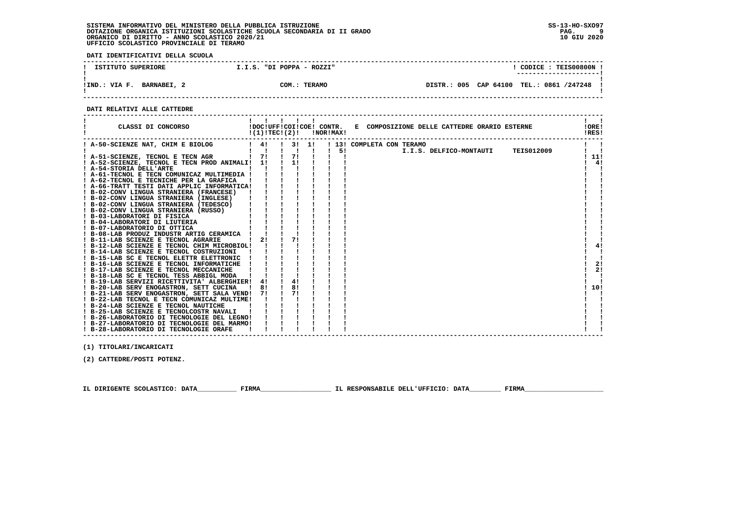SISTEMA INFORMATIVO DEL MINISTERO DELLA PUBBLICA ISTRUZIONE
DOTAZIONE ORGANICA ISTITUZIONI SCOLASTICHE SCUOLA SECONDARIA DI II GRADO
ORGANICO DI DIRITTO - ANNO SCOLASTICO 2020/21
UFFICIO SCOLASTICO PROVINCIALE DI TERAMO

SS-13-HO-SXO97
10 GIU 2020

**DATI IDENTIFICATIVI DELLA SCUOLA**

| ISTITUTO SUPERIORE | I.I.S. "DI POPPA - ROZZI" | CODICE : TEIS00800N |
|---|---|---|
| IND.: VIA F. BARNABEI, 2 | COM.: TERAMO | DISTR.: 005 CAP 64100 TEL.: 0861 /247248 |

**DATI RELATIVI ALLE CATTEDRE**

| CLASSI DI CONCORSO | DOC (1) | UFF TEC | COI (2) | COE | CONTR. NOR | CONTR. MAX | E COMPOSIZIONE DELLE CATTEDRE ORARIO ESTERNE | ORE RES |
|---|---|---|---|---|---|---|---|---|
| A-50-SCIENZE NAT, CHIM E BIOLOG | 4 | | 3 | 1 | | 13 | COMPLETA CON TERAMO | |
| | | | | | | 5 | I.I.S. DELFICO-MONTAUTI TEIS012009 | |
| A-51-SCIENZE, TECNOL E TECN AGR | 7 | | 7 | | | | | 11 |
| A-52-SCIENZE, TECNOL E TECN PROD ANIMALI | 1 | | 1 | | | | | 4 |
| A-54-STORIA DELL'ARTE | | | | | | | | |
| A-61-TECNOL E TECN COMUNICAZ MULTIMEDIA | | | | | | | | |
| A-62-TECNOL E TECNICHE PER LA GRAFICA | | | | | | | | |
| A-66-TRATT TESTI DATI APPLIC INFORMATICA | | | | | | | | |
| B-02-CONV LINGUA STRANIERA (FRANCESE) | | | | | | | | |
| B-02-CONV LINGUA STRANIERA (INGLESE) | | | | | | | | |
| B-02-CONV LINGUA STRANIERA (TEDESCO) | | | | | | | | |
| B-02-CONV LINGUA STRANIERA (RUSSO) | | | | | | | | |
| B-03-LABORATORI DI FISICA | | | | | | | | |
| B-04-LABORATORI DI LIUTERIA | | | | | | | | |
| B-07-LABORATORIO DI OTTICA | | | | | | | | |
| B-08-LAB PRODUZ INDUSTR ARTIG CERAMICA | | | | | | | | |
| B-11-LAB SCIENZE E TECNOL AGRARIE | 2 | | 7 | | | | | |
| B-12-LAB SCIENZE E TECNOL CHIM MICROBIOL | | | | | | | | 4 |
| B-14-LAB SCIENZE E TECNOL COSTRUZIONI | | | | | | | | |
| B-15-LAB SC E TECNOL ELETTR ELETTRONIC | | | | | | | | |
| B-16-LAB SCIENZE E TECNOL INFORMATICHE | | | | | | | | 2 |
| B-17-LAB SCIENZE E TECNOL MECCANICHE | | | | | | | | 2 |
| B-18-LAB SC E TECNOL TESS ABBIGL MODA | | | | | | | | |
| B-19-LAB SERVIZI RICETTIVITA' ALBERGHIER | 4 | | 4 | | | | | |
| B-20-LAB SERV ENOGASTRON, SETT CUCINA | 8 | | 8 | | | | | 10 |
| B-21-LAB SERV ENOGASTRON, SETT SALA VEND | 7 | | 7 | | | | | |
| B-22-LAB TECNOL E TECN COMUNICAZ MULTIME | | | | | | | | |
| B-24-LAB SCIENZE E TECNOL NAUTICHE | | | | | | | | |
| B-25-LAB SCIENZE E TECNOLCOSTR NAVALI | | | | | | | | |
| B-26-LABORATORIO DI TECNOLOGIE DEL LEGNO | | | | | | | | |
| B-27-LABORATORIO DI TECNOLOGIE DEL MARMO | | | | | | | | |
| B-28-LABORATORIO DI TECNOLOGIE ORAFE | | | | | | | | |

(1) TITOLARI/INCARICATI

(2) CATTEDRE/POSTI POTENZ.

IL DIRIGENTE SCOLASTICO: DATA__________ FIRMA__________________ IL RESPONSABILE DELL'UFFICIO: DATA________ FIRMA____________________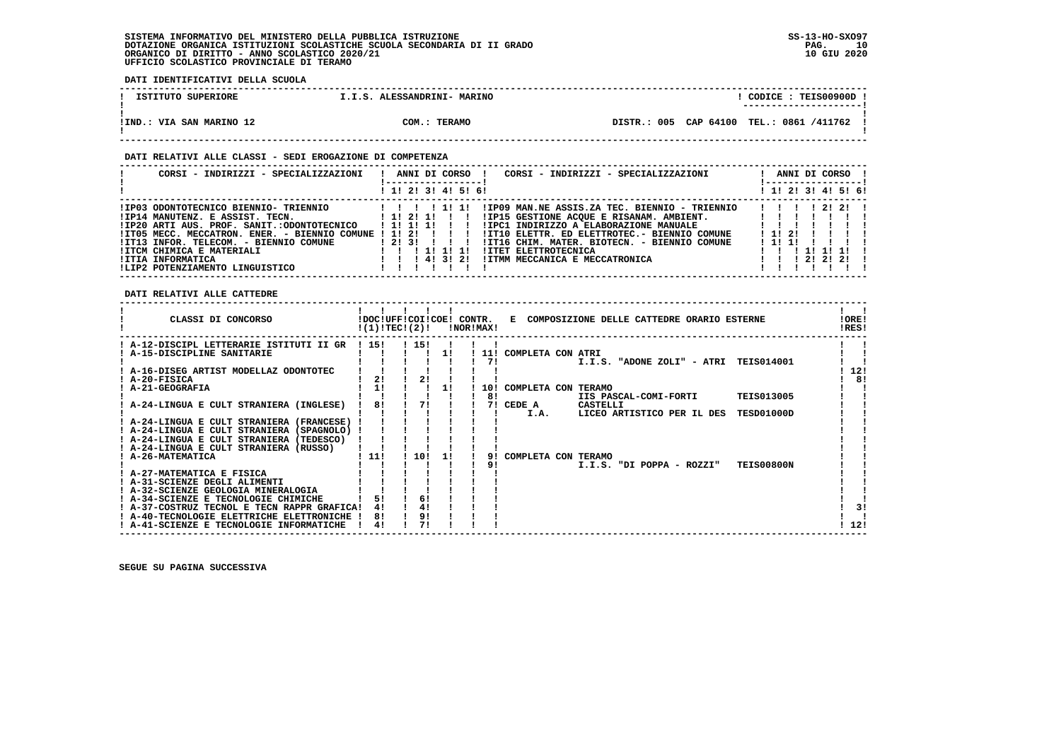SISTEMA INFORMATIVO DEL MINISTERO DELLA PUBBLICA ISTRUZIONE
DOTAZIONE ORGANICA ISTITUZIONI SCOLASTICHE SCUOLA SECONDARIA DI II GRADO
ORGANICO DI DIRITTO - ANNO SCOLASTICO 2020/21
UFFICIO SCOLASTICO PROVINCIALE DI TERAMO

SS-13-HO-SXO97
10 GIU 2020

**DATI IDENTIFICATIVI DELLA SCUOLA**

| ISTITUTO SUPERIORE | I.I.S. ALESSANDRINI- MARINO | CODICE : TEIS00900D |
|---|---|---|
| IND.: VIA SAN MARINO 12 | COM.: TERAMO | DISTR.: 005 CAP 64100 TEL.: 0861 /411762 |

**DATI RELATIVI ALLE CLASSI - SEDI EROGAZIONE DI COMPETENZA**

| CORSI - INDIRIZZI - SPECIALIZZAZIONI | 1 | 2 | 3 | 4 | 5 | 6 | CORSI - INDIRIZZI - SPECIALIZZAZIONI | 1 | 2 | 3 | 4 | 5 | 6 |
|---|---|---|---|---|---|---|---|---|---|---|---|---|---|
| IP03 ODONTOTECNICO BIENNIO- TRIENNIO | | | | 1 | 1 | | IP09 MAN.NE ASSIS.ZA TEC. BIENNIO - TRIENNIO | | | | | 2 | 2 |
| IP14 MANUTENZ. E ASSIST. TECN. | 1 | 2 | 1 | | | | IP15 GESTIONE ACQUE E RISANAM. AMBIENT. | | | | | | |
| IP20 ARTI AUS. PROF. SANIT.:ODONTOTECNICO | 1 | 1 | 1 | | | | IPC1 INDIRIZZO A ELABORAZIONE MANUALE | | | | | | |
| IT05 MECC. MECCATRON. ENER. - BIENNIO COMUNE | 1 | 2 | | | | | IT10 ELETTR. ED ELETTROTEC.- BIENNIO COMUNE | 1 | 2 | | | | |
| IT13 INFOR. TELECOM. - BIENNIO COMUNE | 2 | 3 | | | | | IT16 CHIM. MATER. BIOTECN. - BIENNIO COMUNE | 1 | 1 | | | | |
| ITCM CHIMICA E MATERIALI | | | 1 | 1 | 1 | | ITET ELETTROTECNICA | | | 1 | 1 | 1 | |
| ITIA INFORMATICA | | | 4 | 3 | 2 | | ITMM MECCANICA E MECCATRONICA | | | 2 | 2 | 2 | |
| LIP2 POTENZIAMENTO LINGUISTICO | | | | | | | | | | | | | |

**DATI RELATIVI ALLE CATTEDRE**

| CLASSI DI CONCORSO | DOC (1) | UFF TEC (2) | COI | COE | CONTR. NOR | CONTR. MAX | E COMPOSIZIONE DELLE CATTEDRE ORARIO ESTERNE | ORE RES |
|---|---|---|---|---|---|---|---|---|
| A-12-DISCIPL LETTERARIE ISTITUTI II GR | 15 | | 15 | | | | | |
| A-15-DISCIPLINE SANITARIE | | | | 1 | | 11 / 7 | COMPLETA CON ATRI I.I.S. "ADONE ZOLI" - ATRI TEIS014001 | |
| A-16-DISEG ARTIST MODELLAZ ODONTOTEC | | | | | | | | 12 |
| A-20-FISICA | 2 | | 2 | | | | | 8 |
| A-21-GEOGRAFIA | 1 | | | 1 | | 10 / 8 | COMPLETA CON TERAMO IIS PASCAL-COMI-FORTI TEIS013005 | |
| A-24-LINGUA E CULT STRANIERA (INGLESE) | 8 | | 7 | | | 7 | CEDE A CASTELLI I.A. LICEO ARTISTICO PER IL DES TESD01000D | |
| A-24-LINGUA E CULT STRANIERA (FRANCESE) | | | | | | | | |
| A-24-LINGUA E CULT STRANIERA (SPAGNOLO) | | | | | | | | |
| A-24-LINGUA E CULT STRANIERA (TEDESCO) | | | | | | | | |
| A-24-LINGUA E CULT STRANIERA (RUSSO) | | | | | | | | |
| A-26-MATEMATICA | 11 | | 10 | 1 | | 9 / 9 | COMPLETA CON TERAMO I.I.S. "DI POPPA - ROZZI" TEIS00800N | |
| A-27-MATEMATICA E FISICA | | | | | | | | |
| A-31-SCIENZE DEGLI ALIMENTI | | | | | | | | |
| A-32-SCIENZE GEOLOGIA MINERALOGIA | | | | | | | | |
| A-34-SCIENZE E TECNOLOGIE CHIMICHE | 5 | | 6 | | | | | |
| A-37-COSTRUZ TECNOL E TECN RAPPR GRAFICA | 4 | | 4 | | | | | 3 |
| A-40-TECNOLOGIE ELETTRICHE ELETTRONICHE | 8 | | 9 | | | | | |
| A-41-SCIENZE E TECNOLOGIE INFORMATICHE | 4 | | 7 | | | | | 12 |

SEGUE SU PAGINA SUCCESSIVA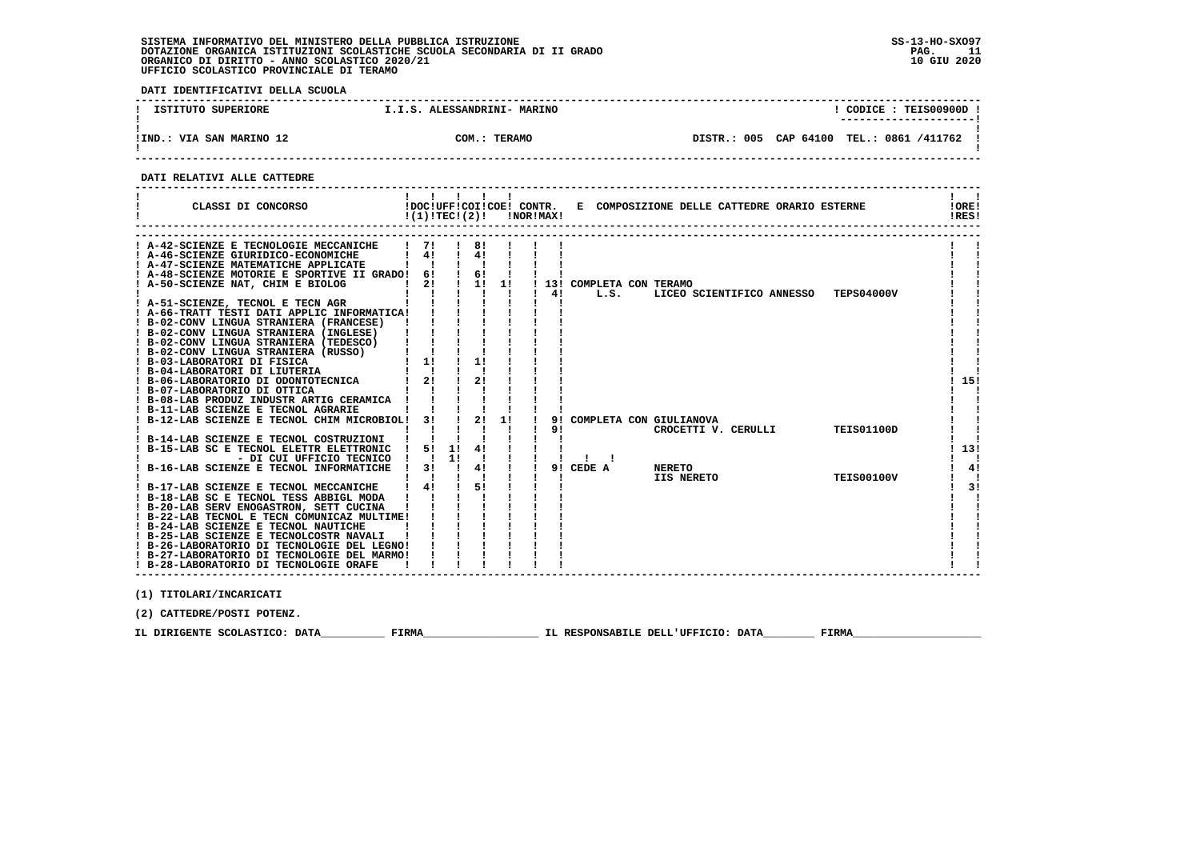SISTEMA INFORMATIVO DEL MINISTERO DELLA PUBBLICA ISTRUZIONE
DOTAZIONE ORGANICA ISTITUZIONI SCOLASTICHE SCUOLA SECONDARIA DI II GRADO
ORGANICO DI DIRITTO - ANNO SCOLASTICO 2020/21
UFFICIO SCOLASTICO PROVINCIALE DI TERAMO

SS-13-HO-SXO97
10 GIU 2020

**DATI IDENTIFICATIVI DELLA SCUOLA**

| ISTITUTO SUPERIORE | I.I.S. ALESSANDRINI- MARINO | CODICE : TEIS00900D |
|---|---|---|
| IND.: VIA SAN MARINO 12 | COM.: TERAMO | DISTR.: 005 CAP 64100 TEL.: 0861 /411762 |

**DATI RELATIVI ALLE CATTEDRE**

| CLASSI DI CONCORSO | DOC (1) | UFF TEC | COI | COE (2) | CONTR. NOR | CONTR. MAX | E COMPOSIZIONE DELLE CATTEDRE ORARIO ESTERNE | ORE RES |
|---|---|---|---|---|---|---|---|---|
| A-42-SCIENZE E TECNOLOGIE MECCANICHE | 7 | | 8 | | | | | |
| A-46-SCIENZE GIURIDICO-ECONOMICHE | 4 | | 4 | | | | | |
| A-47-SCIENZE MATEMATICHE APPLICATE | | | | | | | | |
| A-48-SCIENZE MOTORIE E SPORTIVE II GRADO | 6 | | 6 | | | | | |
| A-50-SCIENZE NAT, CHIM E BIOLOG | 2 | | 1 | 1 | | 13 | COMPLETA CON TERAMO | |
| | | | | | | 4 | L.S. LICEO SCIENTIFICO ANNESSO TEPS04000V | |
| A-51-SCIENZE, TECNOL E TECN AGR | | | | | | | | |
| A-66-TRATT TESTI DATI APPLIC INFORMATICA | | | | | | | | |
| B-02-CONV LINGUA STRANIERA (FRANCESE) | | | | | | | | |
| B-02-CONV LINGUA STRANIERA (INGLESE) | | | | | | | | |
| B-02-CONV LINGUA STRANIERA (TEDESCO) | | | | | | | | |
| B-02-CONV LINGUA STRANIERA (RUSSO) | | | | | | | | |
| B-03-LABORATORI DI FISICA | 1 | | 1 | | | | | |
| B-04-LABORATORI DI LIUTERIA | | | | | | | | |
| B-06-LABORATORIO DI ODONTOTECNICA | 2 | | 2 | | | | | 15 |
| B-07-LABORATORIO DI OTTICA | | | | | | | | |
| B-08-LAB PRODUZ INDUSTR ARTIG CERAMICA | | | | | | | | |
| B-11-LAB SCIENZE E TECNOL AGRARIE | | | | | | | | |
| B-12-LAB SCIENZE E TECNOL CHIM MICROBIOL | 3 | | 2 | 1 | | 9 | COMPLETA CON GIULIANOVA | |
| | | | | | | 9 | CROCETTI V. CERULLI TEIS01100D | |
| B-14-LAB SCIENZE E TECNOL COSTRUZIONI | | | | | | | | |
| B-15-LAB SC E TECNOL ELETTR ELETTRONIC | 5 | 1 | 4 | | | | | 13 |
| - DI CUI UFFICIO TECNICO | | 1 | | | | | | |
| B-16-LAB SCIENZE E TECNOL INFORMATICHE | 3 | | 4 | | | 9 | CEDE A NERETO | 4 |
| | | | | | | | IIS NERETO TEIS00100V | |
| B-17-LAB SCIENZE E TECNOL MECCANICHE | 4 | | 5 | | | | | 3 |
| B-18-LAB SC E TECNOL TESS ABBIGL MODA | | | | | | | | |
| B-20-LAB SERV ENOGASTRON, SETT CUCINA | | | | | | | | |
| B-22-LAB TECNOL E TECN COMUNICAZ MULTIME | | | | | | | | |
| B-24-LAB SCIENZE E TECNOL NAUTICHE | | | | | | | | |
| B-25-LAB SCIENZE E TECNOLCOSTR NAVALI | | | | | | | | |
| B-26-LABORATORIO DI TECNOLOGIE DEL LEGNO | | | | | | | | |
| B-27-LABORATORIO DI TECNOLOGIE DEL MARMO | | | | | | | | |
| B-28-LABORATORIO DI TECNOLOGIE ORAFE | | | | | | | | |

(1) TITOLARI/INCARICATI

(2) CATTEDRE/POSTI POTENZ.

IL DIRIGENTE SCOLASTICO: DATA__________ FIRMA__________________ IL RESPONSABILE DELL'UFFICIO: DATA________ FIRMA____________________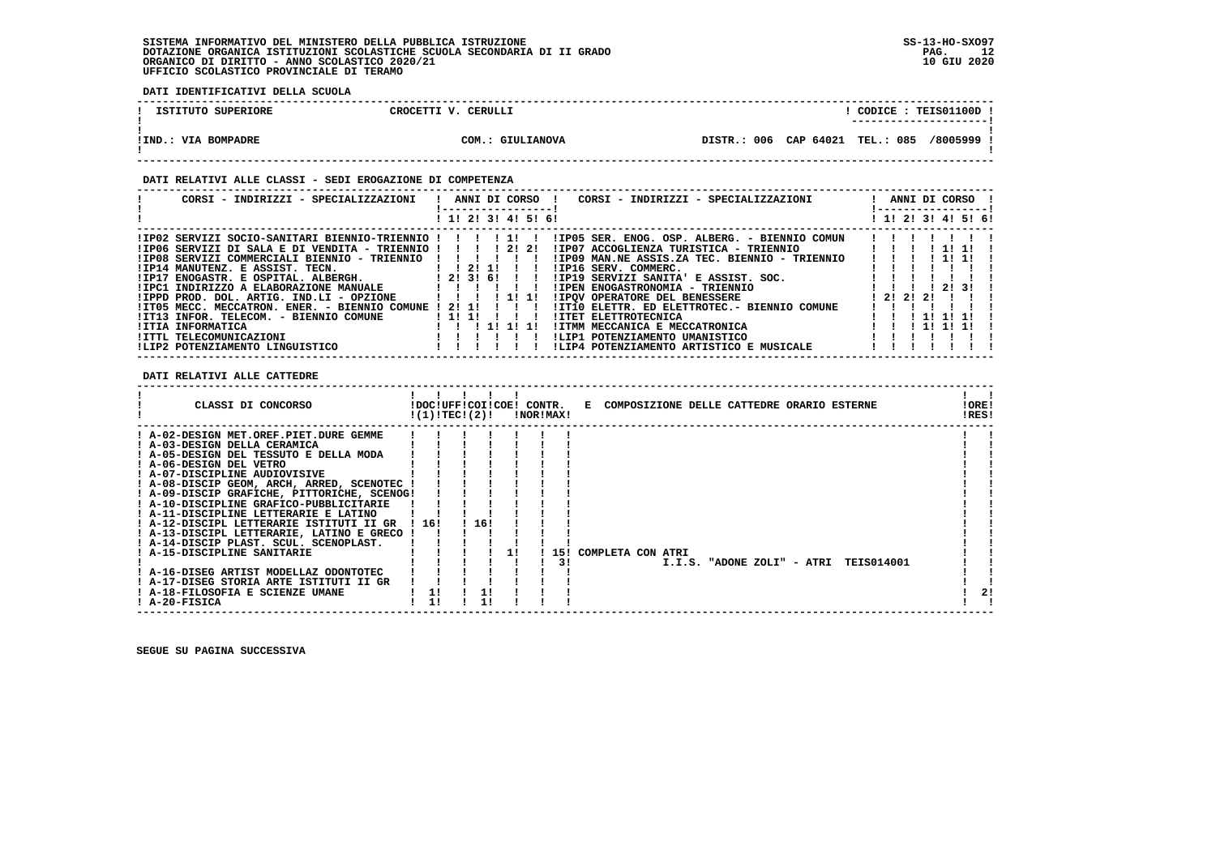**DATI IDENTIFICATIVI DELLA SCUOLA**

| ISTITUTO SUPERIORE | CROCETTI V. CERULLI | | CODICE : TEIS01100D |
|---|---|---|---|
| IND.: VIA BOMPADRE | COM.: GIULIANOVA | DISTR.: 006 CAP 64021 | TEL.: 085 /8005999 |

**DATI RELATIVI ALLE CLASSI - SEDI EROGAZIONE DI COMPETENZA**

| CORSI - INDIRIZZI - SPECIALIZZAZIONI | 1 | 2 | 3 | 4 | 5 | 6 | CORSI - INDIRIZZI - SPECIALIZZAZIONI | 1 | 2 | 3 | 4 | 5 | 6 |
|---|---|---|---|---|---|---|---|---|---|---|---|---|---|
| IP02 SERVIZI SOCIO-SANITARI BIENNIO-TRIENNIO | | | | 1 | | | IP05 SER. ENOG. OSP. ALBERG. - BIENNIO COMUN | | | | | | |
| IP06 SERVIZI DI SALA E DI VENDITA - TRIENNIO | | | | 2 | 2 | | IP07 ACCOGLIENZA TURISTICA - TRIENNIO | | | | 1 | 1 | |
| IP08 SERVIZI COMMERCIALI BIENNIO - TRIENNIO | | | | | | | IP09 MAN.NE ASSIS.ZA TEC. BIENNIO - TRIENNIO | | | | 1 | 1 | |
| IP14 MANUTENZ. E ASSIST. TECN. | | 2 | 1 | | | | IP16 SERV. COMMERC. | | | | | | |
| IP17 ENOGASTR. E OSPITAL. ALBERGH. | 2 | 3 | 6 | | | | IP19 SERVIZI SANITA' E ASSIST. SOC. | | | | | | |
| IPC1 INDIRIZZO A ELABORAZIONE MANUALE | | | | | | | IPEN ENOGASTRONOMIA - TRIENNIO | | | | 2 | 3 | |
| IPPD PROD. DOL. ARTIG. IND.LI - OPZIONE | | | | 1 | 1 | | IPQV OPERATORE DEL BENESSERE | 2 | 2 | 2 | | | |
| IT05 MECC. MECCATRON. ENER. - BIENNIO COMUNE | 2 | 1 | | | | | IT10 ELETTR. ED ELETTROTEC.- BIENNIO COMUNE | | | | | | |
| IT13 INFOR. TELECOM. - BIENNIO COMUNE | 1 | 1 | | | | | ITET ELETTROTECNICA | | | 1 | 1 | 1 | |
| ITIA INFORMATICA | | | 1 | 1 | 1 | | ITMM MECCANICA E MECCATRONICA | | | 1 | 1 | 1 | |
| ITTL TELECOMUNICAZIONI | | | | | | | LIP1 POTENZIAMENTO UMANISTICO | | | | | | |
| LIP2 POTENZIAMENTO LINGUISTICO | | | | | | | LIP4 POTENZIAMENTO ARTISTICO E MUSICALE | | | | | | |

**DATI RELATIVI ALLE CATTEDRE**

| CLASSI DI CONCORSO | DOC (1) | UFF TEC | COI (2) | COE | CONTR. NOR | CONTR. MAX | E COMPOSIZIONE DELLE CATTEDRE ORARIO ESTERNE | ORE RES |
|---|---|---|---|---|---|---|---|---|
| A-02-DESIGN MET.OREF.PIET.DURE GEMME | | | | | | | | |
| A-03-DESIGN DELLA CERAMICA | | | | | | | | |
| A-05-DESIGN DEL TESSUTO E DELLA MODA | | | | | | | | |
| A-06-DESIGN DEL VETRO | | | | | | | | |
| A-07-DISCIPLINE AUDIOVISIVE | | | | | | | | |
| A-08-DISCIP GEOM, ARCH, ARRED, SCENOTEC | | | | | | | | |
| A-09-DISCIP GRAFICHE, PITTORICHE, SCENOG | | | | | | | | |
| A-10-DISCIPLINE GRAFICO-PUBBLICITARIE | | | | | | | | |
| A-11-DISCIPLINE LETTERARIE E LATINO | | | | | | | | |
| A-12-DISCIPL LETTERARIE ISTITUTI II GR | 16 | | 16 | | | | | |
| A-13-DISCIPL LETTERARIE, LATINO E GRECO | | | | | | | | |
| A-14-DISCIP PLAST. SCUL. SCENOPLAST. | | | | | | | | |
| A-15-DISCIPLINE SANITARIE | | | | 1 | | 15 | COMPLETA CON ATRI | |
| | | | | | | 3 | I.I.S. "ADONE ZOLI" - ATRI TEIS014001 | |
| A-16-DISEG ARTIST MODELLAZ ODONTOTEC | | | | | | | | |
| A-17-DISEG STORIA ARTE ISTITUTI II GR | | | | | | | | |
| A-18-FILOSOFIA E SCIENZE UMANE | 1 | | 1 | | | | | 2 |
| A-20-FISICA | 1 | | 1 | | | | | |

**SEGUE SU PAGINA SUCCESSIVA**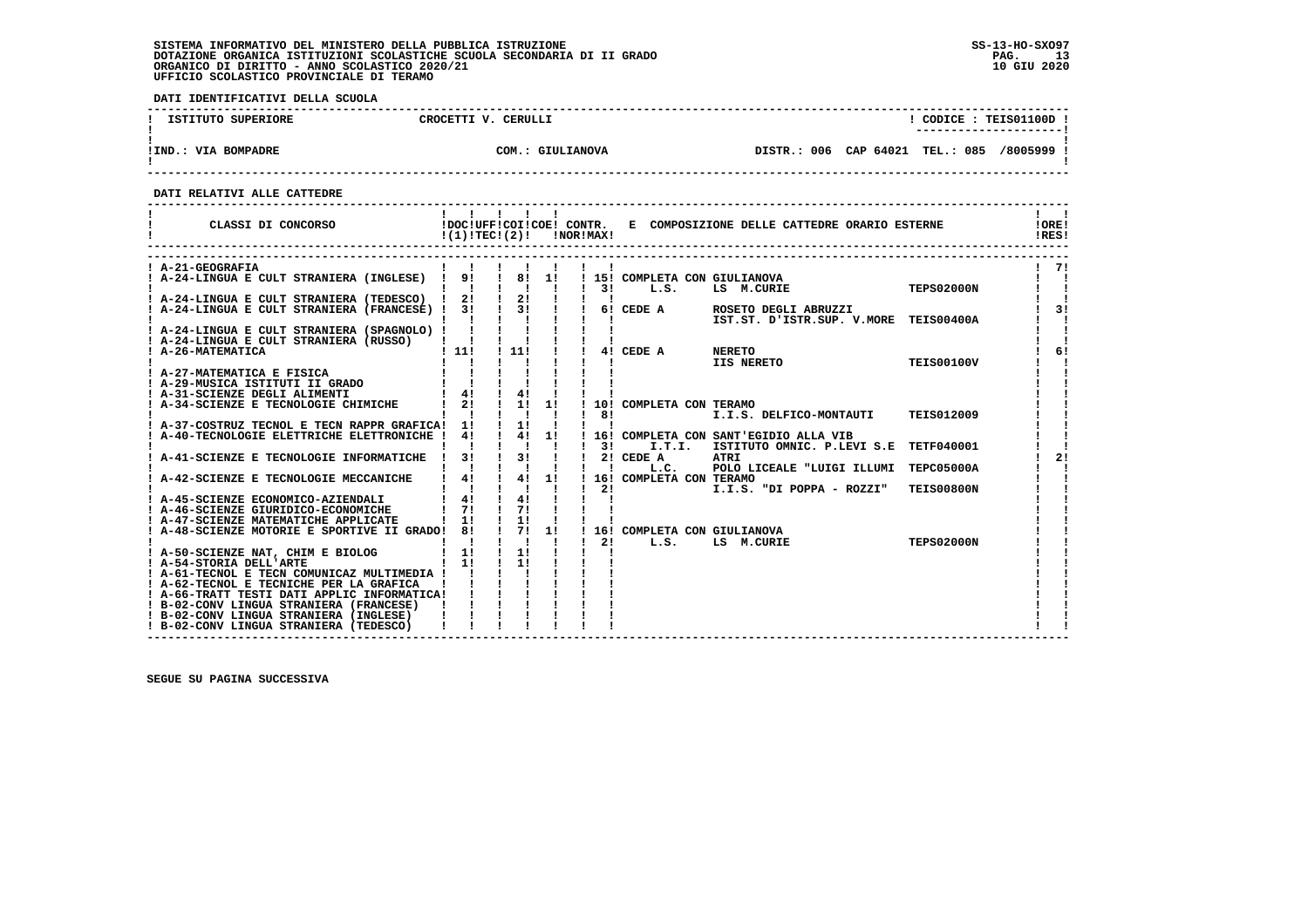SISTEMA INFORMATIVO DEL MINISTERO DELLA PUBBLICA ISTRUZIONE
DOTAZIONE ORGANICA ISTITUZIONI SCOLASTICHE SCUOLA SECONDARIA DI II GRADO
ORGANICO DI DIRITTO - ANNO SCOLASTICO 2020/21
UFFICIO SCOLASTICO PROVINCIALE DI TERAMO

SS-13-HO-SXO97
10 GIU 2020

**DATI IDENTIFICATIVI DELLA SCUOLA**

| ISTITUTO SUPERIORE | CROCETTI V. CERULLI | CODICE : TEIS01100D |
|---|---|---|
| IND.: VIA BOMPADRE | COM.: GIULIANOVA | DISTR.: 006 CAP 64021 TEL.: 085 /8005999 |

**DATI RELATIVI ALLE CATTEDRE**

| CLASSI DI CONCORSO | DOC (1) | UFF TEC | COI (2) | COE | CONTR. NOR | CONTR. MAX | E COMPOSIZIONE DELLE CATTEDRE ORARIO ESTERNE | | | ORE RES |
|---|---|---|---|---|---|---|---|---|---|---|
| A-21-GEOGRAFIA | | | | | | | | | | 7 |
| A-24-LINGUA E CULT STRANIERA (INGLESE) | 9 | | 8 | 1 | | 15 | COMPLETA CON GIULIANOVA | | | |
| | | | | | | 3 | L.S. | LS M.CURIE | TEPS02000N | |
| A-24-LINGUA E CULT STRANIERA (TEDESCO) | 2 | | 2 | | | | | | | |
| A-24-LINGUA E CULT STRANIERA (FRANCESE) | 3 | | 3 | | | 6 | CEDE A | ROSETO DEGLI ABRUZZI | | 3 |
| | | | | | | | | IST.ST. D'ISTR.SUP. V.MORE | TEIS00400A | |
| A-24-LINGUA E CULT STRANIERA (SPAGNOLO) | | | | | | | | | | |
| A-24-LINGUA E CULT STRANIERA (RUSSO) | | | | | | | | | | |
| A-26-MATEMATICA | 11 | | 11 | | | 4 | CEDE A | NERETO | | 6 |
| | | | | | | | | IIS NERETO | TEIS00100V | |
| A-27-MATEMATICA E FISICA | | | | | | | | | | |
| A-29-MUSICA ISTITUTI II GRADO | | | | | | | | | | |
| A-31-SCIENZE DEGLI ALIMENTI | 4 | | 4 | | | | | | | |
| A-34-SCIENZE E TECNOLOGIE CHIMICHE | 2 | | 1 | 1 | | 10 | COMPLETA CON TERAMO | | | |
| | | | | | | 8 | | I.I.S. DELFICO-MONTAUTI | TEIS012009 | |
| A-37-COSTRUZ TECNOL E TECN RAPPR GRAFICA | 1 | | 1 | | | | | | | |
| A-40-TECNOLOGIE ELETTRICHE ELETTRONICHE | 4 | | 4 | 1 | | 16 | COMPLETA CON SANT'EGIDIO ALLA VIB | | | |
| | | | | | | 3 | I.T.I. | ISTITUTO OMNIC. P.LEVI S.E | TETF040001 | |
| A-41-SCIENZE E TECNOLOGIE INFORMATICHE | 3 | | 3 | | | 2 | CEDE A | ATRI | | 2 |
| | | | | | | | L.C. | POLO LICEALE "LUIGI ILLUMI | TEPC05000A | |
| A-42-SCIENZE E TECNOLOGIE MECCANICHE | 4 | | 4 | 1 | | 16 | COMPLETA CON TERAMO | | | |
| | | | | | | 2 | | I.I.S. "DI POPPA - ROZZI" | TEIS00800N | |
| A-45-SCIENZE ECONOMICO-AZIENDALI | 4 | | 4 | | | | | | | |
| A-46-SCIENZE GIURIDICO-ECONOMICHE | 7 | | 7 | | | | | | | |
| A-47-SCIENZE MATEMATICHE APPLICATE | 1 | | 1 | | | | | | | |
| A-48-SCIENZE MOTORIE E SPORTIVE II GRADO | 8 | | 7 | 1 | | 16 | COMPLETA CON GIULIANOVA | | | |
| | | | | | | 2 | L.S. | LS M.CURIE | TEPS02000N | |
| A-50-SCIENZE NAT, CHIM E BIOLOG | 1 | | 1 | | | | | | | |
| A-54-STORIA DELL'ARTE | 1 | | 1 | | | | | | | |
| A-61-TECNOL E TECN COMUNICAZ MULTIMEDIA | | | | | | | | | | |
| A-62-TECNOL E TECNICHE PER LA GRAFICA | | | | | | | | | | |
| A-66-TRATT TESTI DATI APPLIC INFORMATICA | | | | | | | | | | |
| B-02-CONV LINGUA STRANIERA (FRANCESE) | | | | | | | | | | |
| B-02-CONV LINGUA STRANIERA (INGLESE) | | | | | | | | | | |
| B-02-CONV LINGUA STRANIERA (TEDESCO) | | | | | | | | | | |

SEGUE SU PAGINA SUCCESSIVA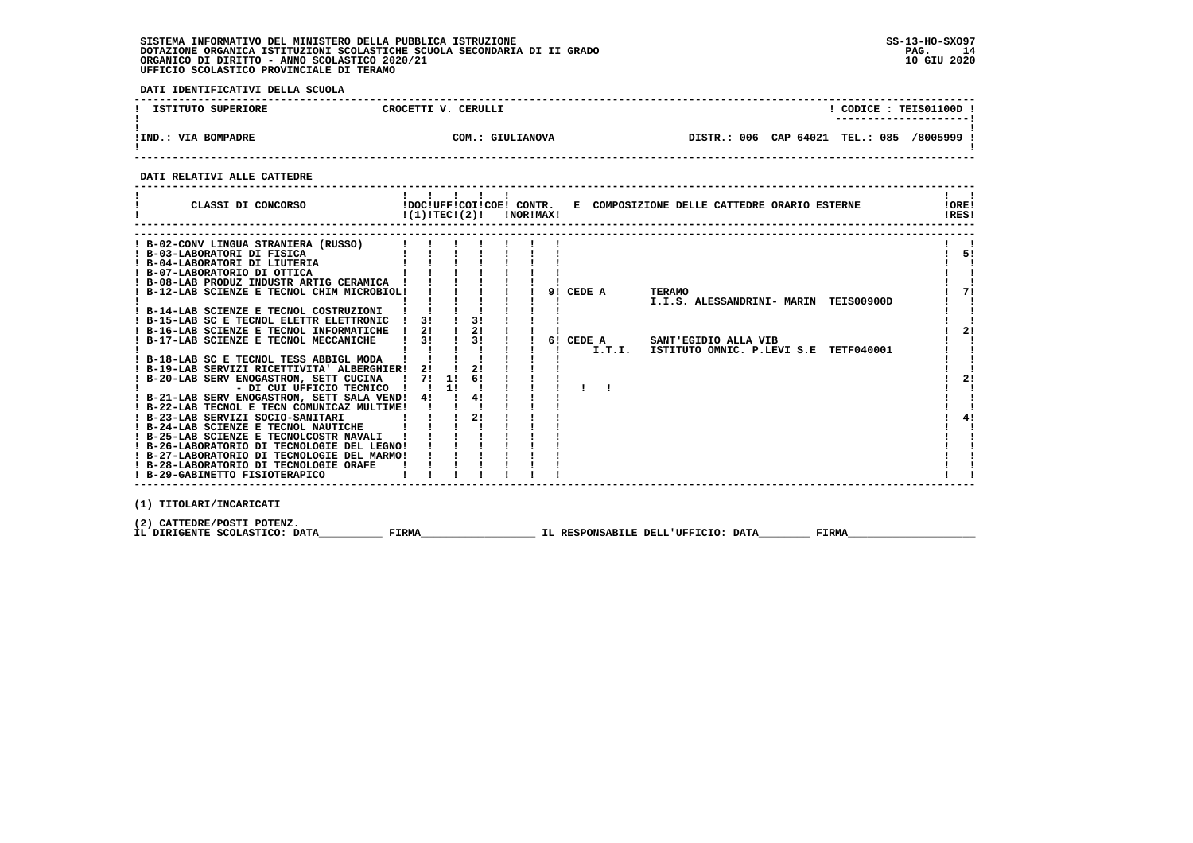SISTEMA INFORMATIVO DEL MINISTERO DELLA PUBBLICA ISTRUZIONE
DOTAZIONE ORGANICA ISTITUZIONI SCOLASTICHE SCUOLA SECONDARIA DI II GRADO
ORGANICO DI DIRITTO - ANNO SCOLASTICO 2020/21
UFFICIO SCOLASTICO PROVINCIALE DI TERAMO

**DATI IDENTIFICATIVI DELLA SCUOLA**

| ISTITUTO SUPERIORE | CROCETTI V. CERULLI | | CODICE : TEIS01100D |
|---|---|---|---|
| IND.: VIA BOMPADRE | COM.: GIULIANOVA | DISTR.: 006 CAP 64021 | TEL.: 085 /8005999 |

**DATI RELATIVI ALLE CATTEDRE**

| CLASSI DI CONCORSO | DOC (1) | UFF TEC | COI (2) | COE | CONTR. NOR | CONTR. MAX | E COMPOSIZIONE DELLE CATTEDRE ORARIO ESTERNE | ORE RES |
|---|---|---|---|---|---|---|---|---|
| B-02-CONV LINGUA STRANIERA (RUSSO) | | | | | | | | |
| B-03-LABORATORI DI FISICA | | | | | | | | 5 |
| B-04-LABORATORI DI LIUTERIA | | | | | | | | |
| B-07-LABORATORIO DI OTTICA | | | | | | | | |
| B-08-LAB PRODUZ INDUSTR ARTIG CERAMICA | | | | | | | | |
| B-12-LAB SCIENZE E TECNOL CHIM MICROBIOL | | | | | | 9 | CEDE A TERAMO I.I.S. ALESSANDRINI- MARIN TEIS00900D | 7 |
| B-14-LAB SCIENZE E TECNOL COSTRUZIONI | | | | | | | | |
| B-15-LAB SC E TECNOL ELETTR ELETTRONIC | 3 | | 3 | | | | | |
| B-16-LAB SCIENZE E TECNOL INFORMATICHE | 2 | | 2 | | | | | 2 |
| B-17-LAB SCIENZE E TECNOL MECCANICHE | 3 | | 3 | | | 6 | CEDE A SANT'EGIDIO ALLA VIB I.T.I. ISTITUTO OMNIC. P.LEVI S.E TETF040001 | |
| B-18-LAB SC E TECNOL TESS ABBIGL MODA | | | | | | | | |
| B-19-LAB SERVIZI RICETTIVITA' ALBERGHIER | 2 | | 2 | | | | | |
| B-20-LAB SERV ENOGASTRON, SETT CUCINA | 7 | 1 | 6 | | | | | 2 |
| - DI CUI UFFICIO TECNICO | | 1 | | | | | | |
| B-21-LAB SERV ENOGASTRON, SETT SALA VEND | 4 | | 4 | | | | | |
| B-22-LAB TECNOL E TECN COMUNICAZ MULTIME | | | | | | | | |
| B-23-LAB SERVIZI SOCIO-SANITARI | | | 2 | | | | | 4 |
| B-24-LAB SCIENZE E TECNOL NAUTICHE | | | | | | | | |
| B-25-LAB SCIENZE E TECNOLCOSTR NAVALI | | | | | | | | |
| B-26-LABORATORIO DI TECNOLOGIE DEL LEGNO | | | | | | | | |
| B-27-LABORATORIO DI TECNOLOGIE DEL MARMO | | | | | | | | |
| B-28-LABORATORIO DI TECNOLOGIE ORAFE | | | | | | | | |
| B-29-GABINETTO FISIOTERAPICO | | | | | | | | |

(1) TITOLARI/INCARICATI

(2) CATTEDRE/POSTI POTENZ.

IL DIRIGENTE SCOLASTICO: DATA__________ FIRMA__________________ IL RESPONSABILE DELL'UFFICIO: DATA________ FIRMA____________________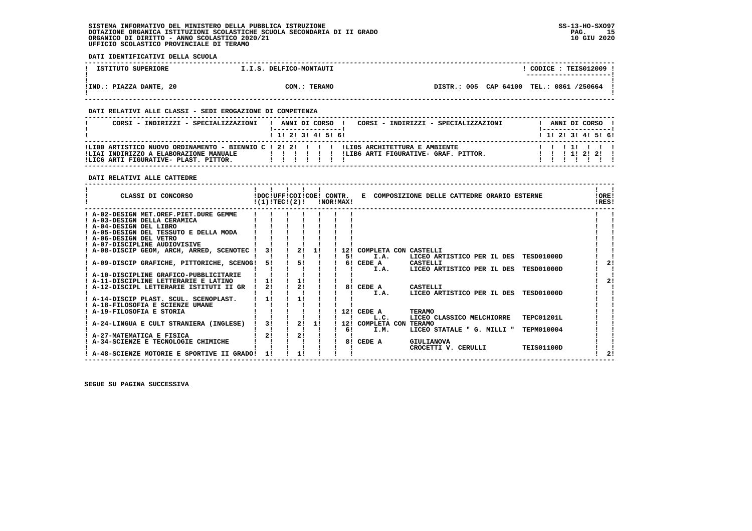SISTEMA INFORMATIVO DEL MINISTERO DELLA PUBBLICA ISTRUZIONE
DOTAZIONE ORGANICA ISTITUZIONI SCOLASTICHE SCUOLA SECONDARIA DI II GRADO
ORGANICO DI DIRITTO - ANNO SCOLASTICO 2020/21
UFFICIO SCOLASTICO PROVINCIALE DI TERAMO

SS-13-HO-SXO97
10 GIU 2020

**DATI IDENTIFICATIVI DELLA SCUOLA**

| ISTITUTO SUPERIORE | I.I.S. DELFICO-MONTAUTI | | CODICE : TEIS012009 |
|---|---|---|---|
| IND.: PIAZZA DANTE, 20 | COM.: TERAMO | DISTR.: 005 CAP 64100 | TEL.: 0861 /250664 |

**DATI RELATIVI ALLE CLASSI - SEDI EROGAZIONE DI COMPETENZA**

| CORSI - INDIRIZZI - SPECIALIZZAZIONI | 1 | 2 | 3 | 4 | 5 | 6 | CORSI - INDIRIZZI - SPECIALIZZAZIONI | 1 | 2 | 3 | 4 | 5 | 6 |
|---|---|---|---|---|---|---|---|---|---|---|---|---|---|
| LI00 ARTISTICO NUOVO ORDINAMENTO - BIENNIO C | 2 | 2 | | | | | LI05 ARCHITETTURA E AMBIENTE | | | 1 | | | |
| LIAI INDIRIZZO A ELABORAZIONE MANUALE | | | | | | | LIB6 ARTI FIGURATIVE- GRAF. PITTOR. | | | 1 | 2 | 2 | |
| LIC6 ARTI FIGURATIVE- PLAST. PITTOR. | | | | | | | | | | | | | |

**DATI RELATIVI ALLE CATTEDRE**

| CLASSI DI CONCORSO | DOC (1) | UFF TEC | COI (2) | COE | CONTR. NOR | CONTR. MAX | E COMPOSIZIONE DELLE CATTEDRE ORARIO ESTERNE | ORE RES |
|---|---|---|---|---|---|---|---|---|
| A-02-DESIGN MET.OREF.PIET.DURE GEMME | | | | | | | | |
| A-03-DESIGN DELLA CERAMICA | | | | | | | | |
| A-04-DESIGN DEL LIBRO | | | | | | | | |
| A-05-DESIGN DEL TESSUTO E DELLA MODA | | | | | | | | |
| A-06-DESIGN DEL VETRO | | | | | | | | |
| A-07-DISCIPLINE AUDIOVISIVE | | | | | | | | |
| A-08-DISCIP GEOM, ARCH, ARRED, SCENOTEC | 3 | | 2 | 1 | | 12 | COMPLETA CON CASTELLI | |
| | | | | | | 5 | I.A. LICEO ARTISTICO PER IL DES TESD01000D | |
| A-09-DISCIP GRAFICHE, PITTORICHE, SCENOG | 5 | | 5 | | | 6 | CEDE A CASTELLI | 2 |
| | | | | | | | I.A. LICEO ARTISTICO PER IL DES TESD01000D | |
| A-10-DISCIPLINE GRAFICO-PUBBLICITARIE | | | | | | | | |
| A-11-DISCIPLINE LETTERARIE E LATINO | 1 | | 1 | | | | | 2 |
| A-12-DISCIPL LETTERARIE ISTITUTI II GR | 2 | | 2 | | | 8 | CEDE A CASTELLI | |
| | | | | | | | I.A. LICEO ARTISTICO PER IL DES TESD01000D | |
| A-14-DISCIP PLAST. SCUL. SCENOPLAST. | 1 | | 1 | | | | | |
| A-18-FILOSOFIA E SCIENZE UMANE | | | | | | | | |
| A-19-FILOSOFIA E STORIA | | | | | | 12 | CEDE A TERAMO | |
| | | | | | | | L.C. LICEO CLASSICO MELCHIORRE TEPC01201L | |
| A-24-LINGUA E CULT STRANIERA (INGLESE) | 3 | | 2 | 1 | | 12 | COMPLETA CON TERAMO | |
| | | | | | | 6 | I.M. LICEO STATALE " G. MILLI " TEPM010004 | |
| A-27-MATEMATICA E FISICA | 2 | | 2 | | | | | |
| A-34-SCIENZE E TECNOLOGIE CHIMICHE | | | | | | 8 | CEDE A GIULIANOVA | |
| | | | | | | | CROCETTI V. CERULLI TEIS01100D | |
| A-48-SCIENZE MOTORIE E SPORTIVE II GRADO | 1 | | 1 | | | | | 2 |

SEGUE SU PAGINA SUCCESSIVA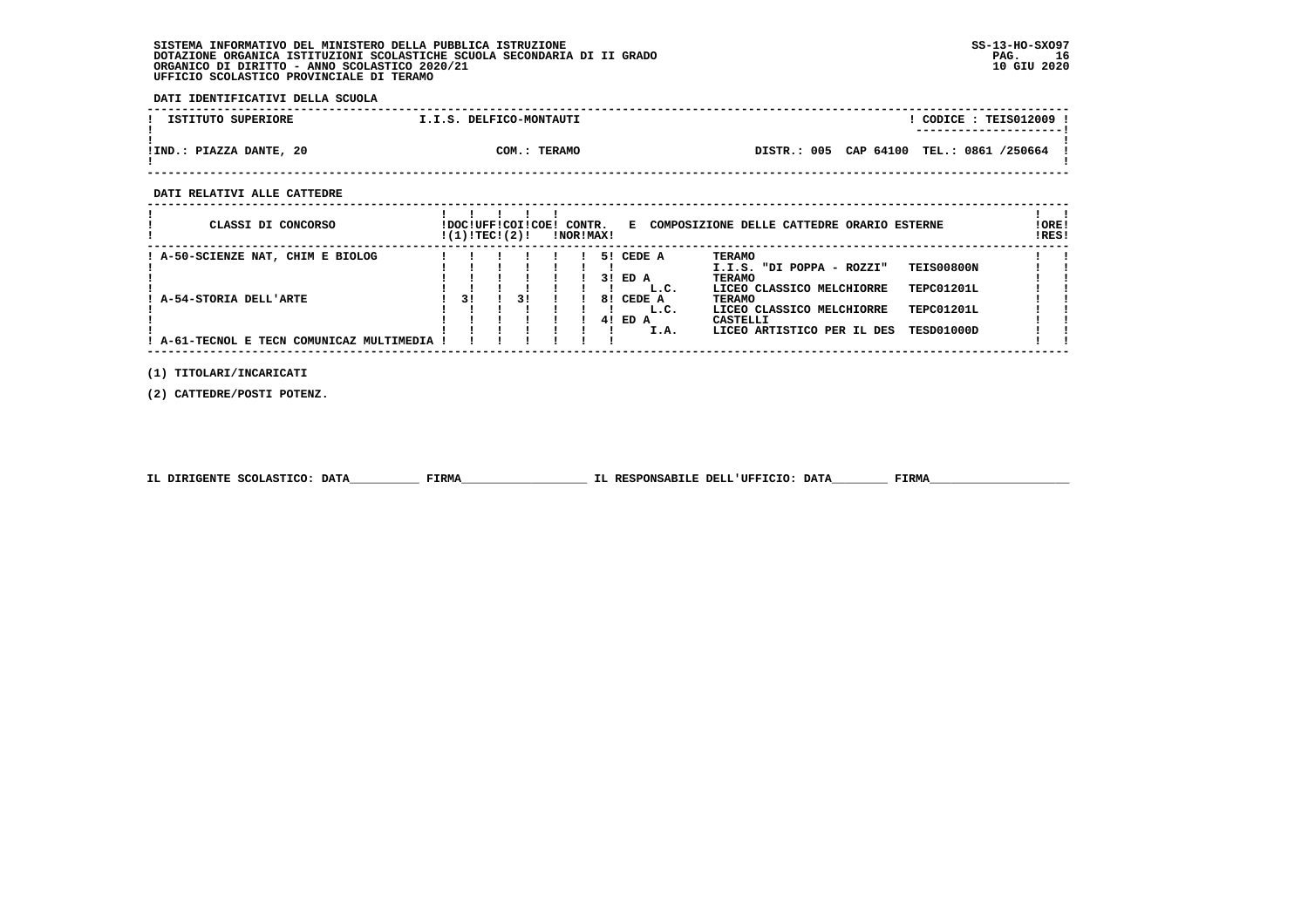SISTEMA INFORMATIVO DEL MINISTERO DELLA PUBBLICA ISTRUZIONE
DOTAZIONE ORGANICA ISTITUZIONI SCOLASTICHE SCUOLA SECONDARIA DI II GRADO
ORGANICO DI DIRITTO - ANNO SCOLASTICO 2020/21
UFFICIO SCOLASTICO PROVINCIALE DI TERAMO

**DATI IDENTIFICATIVI DELLA SCUOLA**

| ISTITUTO SUPERIORE | I.I.S. DELFICO-MONTAUTI | CODICE : TEIS012009 |
|---|---|---|
| IND.: PIAZZA DANTE, 20 | COM.: TERAMO | DISTR.: 005 CAP 64100 TEL.: 0861 /250664 |

**DATI RELATIVI ALLE CATTEDRE**

| CLASSI DI CONCORSO | DOC (1) | UFF TEC | COI (2) | COE | CONTR. NOR | CONTR. MAX | E COMPOSIZIONE DELLE CATTEDRE ORARIO ESTERNE | | | ORE RES |
|---|---|---|---|---|---|---|---|---|---|---|
| A-50-SCIENZE NAT, CHIM E BIOLOG | | | | | | 5 | CEDE A | TERAMO | | |
| | | | | | | | | I.I.S. "DI POPPA - ROZZI" | TEIS00800N | |
| | | | | | | 3 | ED A | TERAMO | | |
| | | | | | | | L.C. | LICEO CLASSICO MELCHIORRE | TEPC01201L | |
| A-54-STORIA DELL'ARTE | 3 | | 3 | | | 8 | CEDE A | TERAMO | | |
| | | | | | | | L.C. | LICEO CLASSICO MELCHIORRE | TEPC01201L | |
| | | | | | | 4 | ED A | CASTELLI | | |
| | | | | | | | I.A. | LICEO ARTISTICO PER IL DES | TESD01000D | |
| A-61-TECNOL E TECN COMUNICAZ MULTIMEDIA | | | | | | | | | | |

(1) TITOLARI/INCARICATI

(2) CATTEDRE/POSTI POTENZ.

IL DIRIGENTE SCOLASTICO: DATA__________ FIRMA__________________ IL RESPONSABILE DELL'UFFICIO: DATA________ FIRMA____________________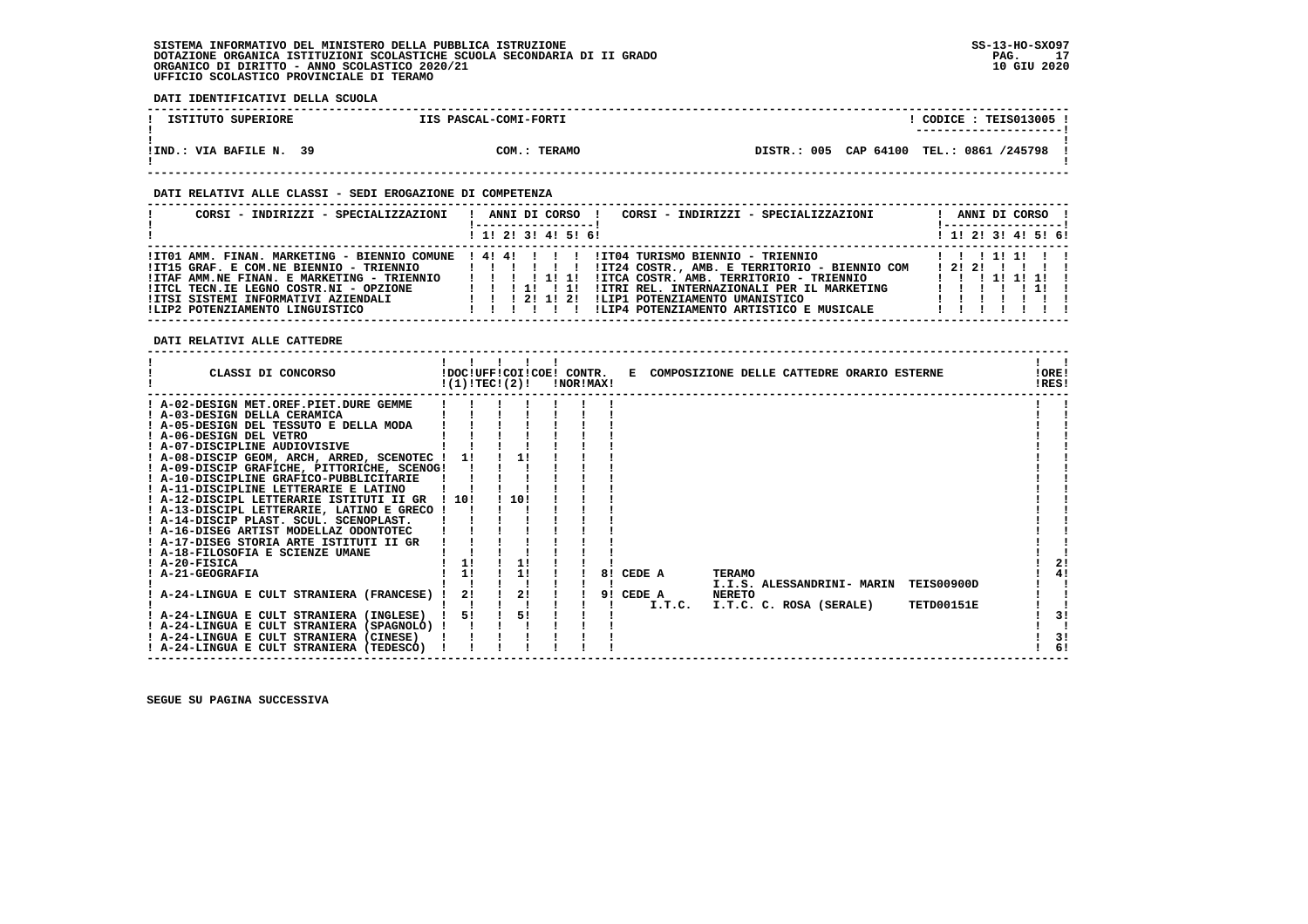SISTEMA INFORMATIVO DEL MINISTERO DELLA PUBBLICA ISTRUZIONE
DOTAZIONE ORGANICA ISTITUZIONI SCOLASTICHE SCUOLA SECONDARIA DI II GRADO
ORGANICO DI DIRITTO - ANNO SCOLASTICO 2020/21
UFFICIO SCOLASTICO PROVINCIALE DI TERAMO

SS-13-HO-SXO97
10 GIU 2020

**DATI IDENTIFICATIVI DELLA SCUOLA**

| ISTITUTO SUPERIORE | IIS PASCAL-COMI-FORTI | | CODICE : TEIS013005 |
|---|---|---|---|
| IND.: VIA BAFILE N. 39 | COM.: TERAMO | DISTR.: 005 CAP 64100 | TEL.: 0861 /245798 |

**DATI RELATIVI ALLE CLASSI - SEDI EROGAZIONE DI COMPETENZA**

| CORSI - INDIRIZZI - SPECIALIZZAZIONI | 1 | 2 | 3 | 4 | 5 | 6 | CORSI - INDIRIZZI - SPECIALIZZAZIONI | 1 | 2 | 3 | 4 | 5 | 6 |
|---|---|---|---|---|---|---|---|---|---|---|---|---|---|
| IT01 AMM. FINAN. MARKETING - BIENNIO COMUNE | 4 | 4 | | | | | IT04 TURISMO BIENNIO - TRIENNIO | | | 1 | 1 | | |
| IT15 GRAF. E COM.NE BIENNIO - TRIENNIO | | | | | | | IT24 COSTR., AMB. E TERRITORIO - BIENNIO COM | 2 | 2 | | | | |
| ITAF AMM.NE FINAN. E MARKETING - TRIENNIO | | | | 1 | 1 | | ITCA COSTR. AMB. TERRITORIO - TRIENNIO | | | 1 | 1 | 1 | |
| ITCL TECN.IE LEGNO COSTR.NI - OPZIONE | | | 1 | | 1 | | ITRI REL. INTERNAZIONALI PER IL MARKETING | | | | | 1 | |
| ITSI SISTEMI INFORMATIVI AZIENDALI | | | 2 | 1 | 2 | | LIP1 POTENZIAMENTO UMANISTICO | | | | | | |
| LIP2 POTENZIAMENTO LINGUISTICO | | | | | | | LIP4 POTENZIAMENTO ARTISTICO E MUSICALE | | | | | | |

**DATI RELATIVI ALLE CATTEDRE**

| CLASSI DI CONCORSO | DOC (1) | UFF TEC | COI (2) | COE | CONTR. NOR | CONTR. MAX | E COMPOSIZIONE DELLE CATTEDRE ORARIO ESTERNE | ORE RES |
|---|---|---|---|---|---|---|---|---|
| A-02-DESIGN MET.OREF.PIET.DURE GEMME | | | | | | | | |
| A-03-DESIGN DELLA CERAMICA | | | | | | | | |
| A-05-DESIGN DEL TESSUTO E DELLA MODA | | | | | | | | |
| A-06-DESIGN DEL VETRO | | | | | | | | |
| A-07-DISCIPLINE AUDIOVISIVE | | | | | | | | |
| A-08-DISCIP GEOM, ARCH, ARRED, SCENOTEC | 1 | | 1 | | | | | |
| A-09-DISCIP GRAFICHE, PITTORICHE, SCENOG | | | | | | | | |
| A-10-DISCIPLINE GRAFICO-PUBBLICITARIE | | | | | | | | |
| A-11-DISCIPLINE LETTERARIE E LATINO | | | | | | | | |
| A-12-DISCIPL LETTERARIE ISTITUTI II GR | 10 | | 10 | | | | | |
| A-13-DISCIPL LETTERARIE, LATINO E GRECO | | | | | | | | |
| A-14-DISCIP PLAST. SCUL. SCENOPLAST. | | | | | | | | |
| A-16-DISEG ARTIST MODELLAZ ODONTOTEC | | | | | | | | |
| A-17-DISEG STORIA ARTE ISTITUTI II GR | | | | | | | | |
| A-18-FILOSOFIA E SCIENZE UMANE | | | | | | | | |
| A-20-FISICA | 1 | | 1 | | | | | 2 |
| A-21-GEOGRAFIA | 1 | | 1 | | | | 8 CEDE A TERAMO I.I.S. ALESSANDRINI- MARIN TEIS00900D | 4 |
| A-24-LINGUA E CULT STRANIERA (FRANCESE) | 2 | | 2 | | | | 9 CEDE A NERETO I.T.C. I.T.C. C. ROSA (SERALE) TETD00151E | |
| A-24-LINGUA E CULT STRANIERA (INGLESE) | 5 | | 5 | | | | | 3 |
| A-24-LINGUA E CULT STRANIERA (SPAGNOLO) | | | | | | | | |
| A-24-LINGUA E CULT STRANIERA (CINESE) | | | | | | | | 3 |
| A-24-LINGUA E CULT STRANIERA (TEDESCO) | | | | | | | | 6 |

SEGUE SU PAGINA SUCCESSIVA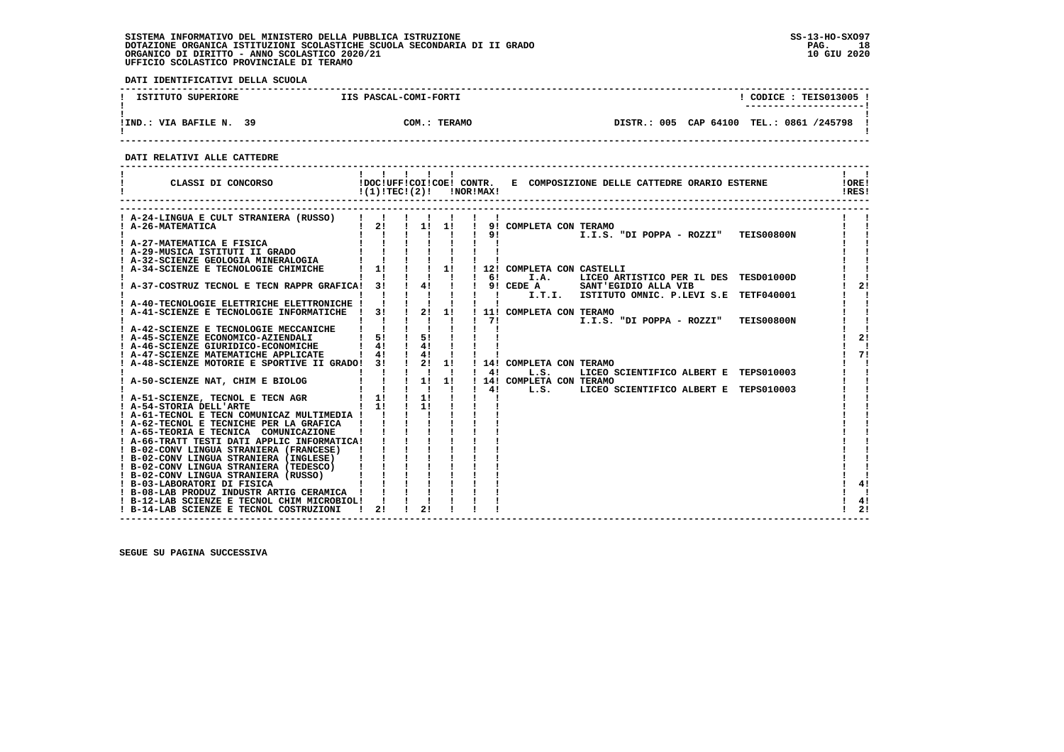SISTEMA INFORMATIVO DEL MINISTERO DELLA PUBBLICA ISTRUZIONE
DOTAZIONE ORGANICA ISTITUZIONI SCOLASTICHE SCUOLA SECONDARIA DI II GRADO
ORGANICO DI DIRITTO - ANNO SCOLASTICO 2020/21
UFFICIO SCOLASTICO PROVINCIALE DI TERAMO

**DATI IDENTIFICATIVI DELLA SCUOLA**

| ISTITUTO SUPERIORE | IIS PASCAL-COMI-FORTI | CODICE : TEIS013005 |
|---|---|---|
| IND.: VIA BAFILE N. 39 | COM.: TERAMO | DISTR.: 005 CAP 64100 TEL.: 0861 /245798 |

**DATI RELATIVI ALLE CATTEDRE**

| CLASSI DI CONCORSO | DOC (1) | UFF TEC | COI (2) | COE | CONTR. NOR | CONTR. MAX | E COMPOSIZIONE DELLE CATTEDRE ORARIO ESTERNE | ORE RES |
|---|---|---|---|---|---|---|---|---|
| A-24-LINGUA E CULT STRANIERA (RUSSO) | | | | | | | | |
| A-26-MATEMATICA | 2 | | 1 | 1 | | 9 | COMPLETA CON TERAMO | |
| | | | | | | 9 | I.I.S. "DI POPPA - ROZZI" TEIS00800N | |
| A-27-MATEMATICA E FISICA | | | | | | | | |
| A-29-MUSICA ISTITUTI II GRADO | | | | | | | | |
| A-32-SCIENZE GEOLOGIA MINERALOGIA | | | | | | | | |
| A-34-SCIENZE E TECNOLOGIE CHIMICHE | 1 | | | 1 | | 12 | COMPLETA CON CASTELLI | |
| | | | | | | 6 | I.A. LICEO ARTISTICO PER IL DES TESD01000D | |
| A-37-COSTRUZ TECNOL E TECN RAPPR GRAFICA | 3 | | 4 | | | 9 | CEDE A SANT'EGIDIO ALLA VIB | 2 |
| | | | | | | | I.T.I. ISTITUTO OMNIC. P.LEVI S.E TETF040001 | |
| A-40-TECNOLOGIE ELETTRICHE ELETTRONICHE | | | | | | | | |
| A-41-SCIENZE E TECNOLOGIE INFORMATICHE | 3 | | 2 | 1 | | 11 | COMPLETA CON TERAMO | |
| | | | | | | 7 | I.I.S. "DI POPPA - ROZZI" TEIS00800N | |
| A-42-SCIENZE E TECNOLOGIE MECCANICHE | | | | | | | | |
| A-45-SCIENZE ECONOMICO-AZIENDALI | 5 | | 5 | | | | | 2 |
| A-46-SCIENZE GIURIDICO-ECONOMICHE | 4 | | 4 | | | | | |
| A-47-SCIENZE MATEMATICHE APPLICATE | 4 | | 4 | | | | | 7 |
| A-48-SCIENZE MOTORIE E SPORTIVE II GRADO | 3 | | 2 | 1 | | 14 | COMPLETA CON TERAMO | |
| | | | | | | 4 | L.S. LICEO SCIENTIFICO ALBERT E TEPS010003 | |
| A-50-SCIENZE NAT, CHIM E BIOLOG | | | 1 | 1 | | 14 | COMPLETA CON TERAMO | |
| | | | | | | 4 | L.S. LICEO SCIENTIFICO ALBERT E TEPS010003 | |
| A-51-SCIENZE, TECNOL E TECN AGR | 1 | | 1 | | | | | |
| A-54-STORIA DELL'ARTE | 1 | | 1 | | | | | |
| A-61-TECNOL E TECN COMUNICAZ MULTIMEDIA | | | | | | | | |
| A-62-TECNOL E TECNICHE PER LA GRAFICA | | | | | | | | |
| A-65-TEORIA E TECNICA COMUNICAZIONE | | | | | | | | |
| A-66-TRATT TESTI DATI APPLIC INFORMATICA | | | | | | | | |
| B-02-CONV LINGUA STRANIERA (FRANCESE) | | | | | | | | |
| B-02-CONV LINGUA STRANIERA (INGLESE) | | | | | | | | |
| B-02-CONV LINGUA STRANIERA (TEDESCO) | | | | | | | | |
| B-02-CONV LINGUA STRANIERA (RUSSO) | | | | | | | | |
| B-03-LABORATORI DI FISICA | | | | | | | | 4 |
| B-08-LAB PRODUZ INDUSTR ARTIG CERAMICA | | | | | | | | |
| B-12-LAB SCIENZE E TECNOL CHIM MICROBIOL | | | | | | | | 4 |
| B-14-LAB SCIENZE E TECNOL COSTRUZIONI | 2 | | 2 | | | | | 2 |

SEGUE SU PAGINA SUCCESSIVA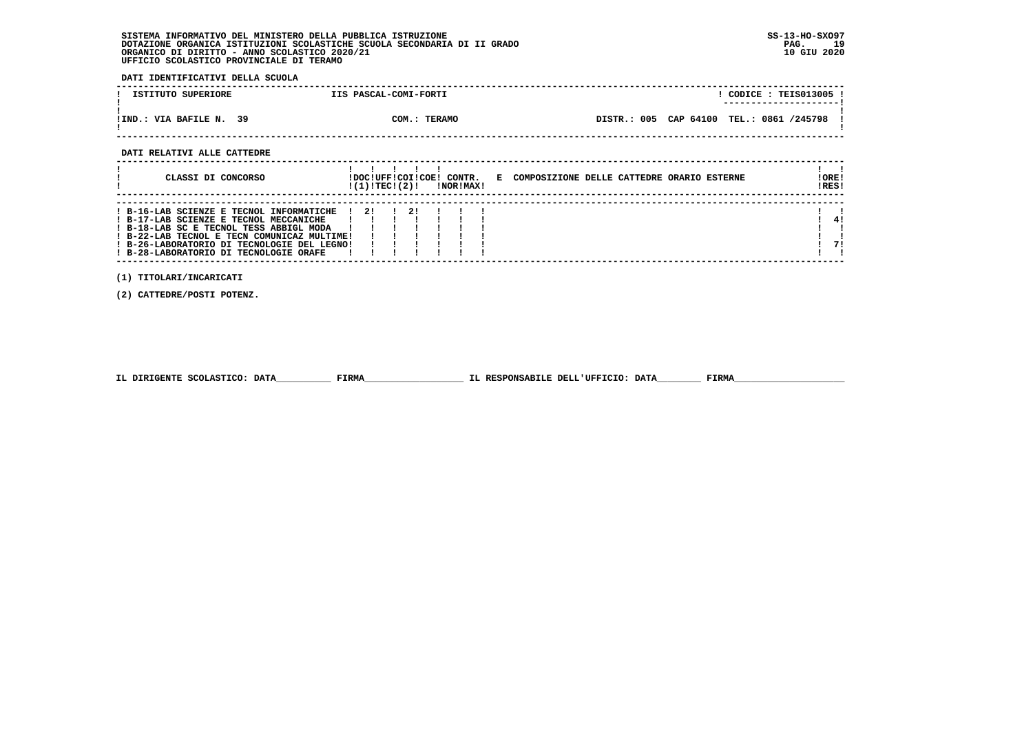SISTEMA INFORMATIVO DEL MINISTERO DELLA PUBBLICA ISTRUZIONE
DOTAZIONE ORGANICA ISTITUZIONI SCOLASTICHE SCUOLA SECONDARIA DI II GRADO
ORGANICO DI DIRITTO - ANNO SCOLASTICO 2020/21
UFFICIO SCOLASTICO PROVINCIALE DI TERAMO

SS-13-HO-SXO97
10 GIU 2020

**DATI IDENTIFICATIVI DELLA SCUOLA**

| ISTITUTO SUPERIORE | IIS PASCAL-COMI-FORTI | | CODICE : TEIS013005 |
|---|---|---|---|
| IND.: VIA BAFILE N. 39 | COM.: TERAMO | DISTR.: 005 CAP 64100 | TEL.: 0861 /245798 |

**DATI RELATIVI ALLE CATTEDRE**

| CLASSI DI CONCORSO | DOC (1) | UFF TEC | COI (2) | COE | CONTR. NOR | CONTR. MAX | E COMPOSIZIONE DELLE CATTEDRE ORARIO ESTERNE | ORE RES |
|---|---|---|---|---|---|---|---|---|
| B-16-LAB SCIENZE E TECNOL INFORMATICHE | 2 | | 2 | | | | | |
| B-17-LAB SCIENZE E TECNOL MECCANICHE | | | | | | | | 4 |
| B-18-LAB SC E TECNOL TESS ABBIGL MODA | | | | | | | | |
| B-22-LAB TECNOL E TECN COMUNICAZ MULTIME | | | | | | | | |
| B-26-LABORATORIO DI TECNOLOGIE DEL LEGNO | | | | | | | | 7 |
| B-28-LABORATORIO DI TECNOLOGIE ORAFE | | | | | | | | |

(1) TITOLARI/INCARICATI

(2) CATTEDRE/POSTI POTENZ.

IL DIRIGENTE SCOLASTICO: DATA__________ FIRMA__________________ IL RESPONSABILE DELL'UFFICIO: DATA________ FIRMA____________________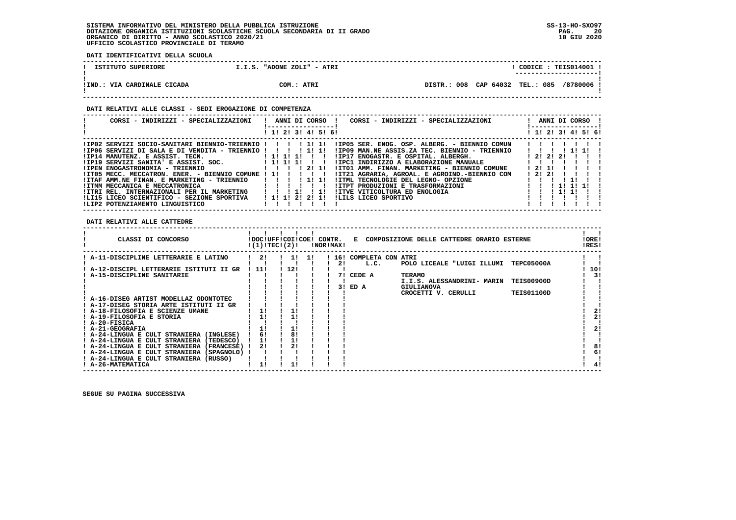SISTEMA INFORMATIVO DEL MINISTERO DELLA PUBBLICA ISTRUZIONE
DOTAZIONE ORGANICA ISTITUZIONI SCOLASTICHE SCUOLA SECONDARIA DI II GRADO
ORGANICO DI DIRITTO - ANNO SCOLASTICO 2020/21
UFFICIO SCOLASTICO PROVINCIALE DI TERAMO

SS-13-HO-SXO97
10 GIU 2020

**DATI IDENTIFICATIVI DELLA SCUOLA**

| ISTITUTO SUPERIORE | I.I.S. "ADONE ZOLI" - ATRI | CODICE : TEIS014001 |
|---|---|---|
| IND.: VIA CARDINALE CICADA | COM.: ATRI | DISTR.: 008 CAP 64032 TEL.: 085 /8780006 |

**DATI RELATIVI ALLE CLASSI - SEDI EROGAZIONE DI COMPETENZA**

| CORSI - INDIRIZZI - SPECIALIZZAZIONI | 1 | 2 | 3 | 4 | 5 | 6 | CORSI - INDIRIZZI - SPECIALIZZAZIONI | 1 | 2 | 3 | 4 | 5 | 6 |
|---|---|---|---|---|---|---|---|---|---|---|---|---|---|
| IP02 SERVIZI SOCIO-SANITARI BIENNIO-TRIENNIO | | | | 1 | 1 | | IP05 SER. ENOG. OSP. ALBERG. - BIENNIO COMUN | | | | | | |
| IP06 SERVIZI DI SALA E DI VENDITA - TRIENNIO | | | | 1 | 1 | | IP09 MAN.NE ASSIS.ZA TEC. BIENNIO - TRIENNIO | | | | 1 | 1 | |
| IP14 MANUTENZ. E ASSIST. TECN. | 1 | 1 | 1 | | | | IP17 ENOGASTR. E OSPITAL. ALBERGH. | 2 | 2 | 2 | | | |
| IP19 SERVIZI SANITA' E ASSIST. SOC. | 1 | 1 | 1 | | | | IPC1 INDIRIZZO A ELABORAZIONE MANUALE | | | | | | |
| IPEN ENOGASTRONOMIA - TRIENNIO | | | | 2 | 1 | | IT01 AMM. FINAN. MARKETING - BIENNIO COMUNE | 2 | 1 | | | | |
| IT05 MECC. MECCATRON. ENER. - BIENNIO COMUNE | 1 | | | | | | IT21 AGRARIA, AGROAL. E AGROIND.-BIENNIO COM | 2 | 2 | | | | |
| ITAF AMM.NE FINAN. E MARKETING - TRIENNIO | | | | 1 | 1 | | ITML TECNOLOGIE DEL LEGNO- OPZIONE | | | | 1 | | |
| ITMM MECCANICA E MECCATRONICA | | | | | | | ITPT PRODUZIONI E TRASFORMAZIONI | | | 1 | 1 | 1 | |
| ITRI REL. INTERNAZIONALI PER IL MARKETING | | | 1 | | 1 | | ITVE VITICOLTURA ED ENOLOGIA | | | 1 | 1 | | |
| LI15 LICEO SCIENTIFICO - SEZIONE SPORTIVA | 1 | 1 | 2 | 2 | 1 | | LILS LICEO SPORTIVO | | | | | | |
| LIP2 POTENZIAMENTO LINGUISTICO | | | | | | | | | | | | | |

**DATI RELATIVI ALLE CATTEDRE**

| CLASSI DI CONCORSO | DOC (1) | UFF TEC | COI (2) | COE | CONTR. NOR | CONTR. MAX | E COMPOSIZIONE DELLE CATTEDRE ORARIO ESTERNE | ORE RES |
|---|---|---|---|---|---|---|---|---|
| A-11-DISCIPLINE LETTERARIE E LATINO | 2 | | 1 | 1 | | 16 | COMPLETA CON ATRI | |
| | | | | | | 2 | L.C. POLO LICEALE "LUIGI ILLUMI TEPC05000A | |
| A-12-DISCIPL LETTERARIE ISTITUTI II GR | 11 | | 12 | | | | | 10 |
| A-15-DISCIPLINE SANITARIE | | | | | | 7 | CEDE A TERAMO | 3 |
| | | | | | | | I.I.S. ALESSANDRINI- MARIN TEIS00900D | |
| | | | | | | 3 | ED A GIULIANOVA | |
| | | | | | | | CROCETTI V. CERULLI TEIS01100D | |
| A-16-DISEG ARTIST MODELLAZ ODONTOTEC | | | | | | | | |
| A-17-DISEG STORIA ARTE ISTITUTI II GR | | | | | | | | |
| A-18-FILOSOFIA E SCIENZE UMANE | 1 | | 1 | | | | | 2 |
| A-19-FILOSOFIA E STORIA | 1 | | 1 | | | | | 2 |
| A-20-FISICA | | | | | | | | |
| A-21-GEOGRAFIA | 1 | | 1 | | | | | 2 |
| A-24-LINGUA E CULT STRANIERA (INGLESE) | 6 | | 8 | | | | | |
| A-24-LINGUA E CULT STRANIERA (TEDESCO) | 1 | | 1 | | | | | |
| A-24-LINGUA E CULT STRANIERA (FRANCESE) | 2 | | 2 | | | | | 8 |
| A-24-LINGUA E CULT STRANIERA (SPAGNOLO) | | | | | | | | 6 |
| A-24-LINGUA E CULT STRANIERA (RUSSO) | | | | | | | | |
| A-26-MATEMATICA | 1 | | 1 | | | | | 4 |

SEGUE SU PAGINA SUCCESSIVA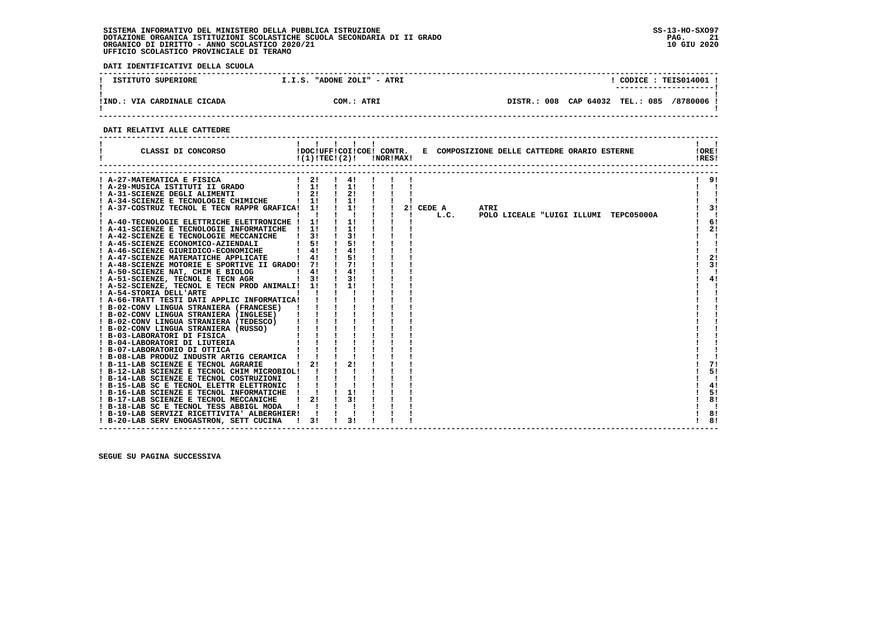SISTEMA INFORMATIVO DEL MINISTERO DELLA PUBBLICA ISTRUZIONE
DOTAZIONE ORGANICA ISTITUZIONI SCOLASTICHE SCUOLA SECONDARIA DI II GRADO
ORGANICO DI DIRITTO - ANNO SCOLASTICO 2020/21
UFFICIO SCOLASTICO PROVINCIALE DI TERAMO

SS-13-HO-SXO97
10 GIU 2020

**DATI IDENTIFICATIVI DELLA SCUOLA**

| ISTITUTO SUPERIORE | I.I.S. "ADONE ZOLI" - ATRI | CODICE : TEIS014001 |
|---|---|---|
| IND.: VIA CARDINALE CICADA | COM.: ATRI | DISTR.: 008 CAP 64032 TEL.: 085 /8780006 |

**DATI RELATIVI ALLE CATTEDRE**

| CLASSI DI CONCORSO | DOC (1) | UFF TEC | COI (2) | COE | CONTR. NOR | CONTR. MAX | E COMPOSIZIONE DELLE CATTEDRE ORARIO ESTERNE | ORE RES |
|---|---|---|---|---|---|---|---|---|
| A-27-MATEMATICA E FISICA | 2 | | 4 | | | | | 9 |
| A-29-MUSICA ISTITUTI II GRADO | 1 | | 1 | | | | | |
| A-31-SCIENZE DEGLI ALIMENTI | 2 | | 2 | | | | | |
| A-34-SCIENZE E TECNOLOGIE CHIMICHE | 1 | | 1 | | | | | |
| A-37-COSTRUZ TECNOL E TECN RAPPR GRAFICA | 1 | | 1 | | | | 2 CEDE A ATRI L.C. POLO LICEALE "LUIGI ILLUMI TEPC05000A | 3 |
| A-40-TECNOLOGIE ELETTRICHE ELETTRONICHE | 1 | | 1 | | | | | 6 |
| A-41-SCIENZE E TECNOLOGIE INFORMATICHE | 1 | | 1 | | | | | 2 |
| A-42-SCIENZE E TECNOLOGIE MECCANICHE | 3 | | 3 | | | | | |
| A-45-SCIENZE ECONOMICO-AZIENDALI | 5 | | 5 | | | | | |
| A-46-SCIENZE GIURIDICO-ECONOMICHE | 4 | | 4 | | | | | |
| A-47-SCIENZE MATEMATICHE APPLICATE | 4 | | 5 | | | | | 2 |
| A-48-SCIENZE MOTORIE E SPORTIVE II GRADO | 7 | | 7 | | | | | 3 |
| A-50-SCIENZE NAT, CHIM E BIOLOG | 4 | | 4 | | | | | |
| A-51-SCIENZE, TECNOL E TECN AGR | 3 | | 3 | | | | | 4 |
| A-52-SCIENZE, TECNOL E TECN PROD ANIMALI | 1 | | 1 | | | | | |
| A-54-STORIA DELL'ARTE | | | | | | | | |
| A-66-TRATT TESTI DATI APPLIC INFORMATICA | | | | | | | | |
| B-02-CONV LINGUA STRANIERA (FRANCESE) | | | | | | | | |
| B-02-CONV LINGUA STRANIERA (INGLESE) | | | | | | | | |
| B-02-CONV LINGUA STRANIERA (TEDESCO) | | | | | | | | |
| B-02-CONV LINGUA STRANIERA (RUSSO) | | | | | | | | |
| B-03-LABORATORI DI FISICA | | | | | | | | |
| B-04-LABORATORI DI LIUTERIA | | | | | | | | |
| B-07-LABORATORIO DI OTTICA | | | | | | | | |
| B-08-LAB PRODUZ INDUSTR ARTIG CERAMICA | | | | | | | | |
| B-11-LAB SCIENZE E TECNOL AGRARIE | 2 | | 2 | | | | | 7 |
| B-12-LAB SCIENZE E TECNOL CHIM MICROBIOL | | | | | | | | 5 |
| B-14-LAB SCIENZE E TECNOL COSTRUZIONI | | | | | | | | |
| B-15-LAB SC E TECNOL ELETTR ELETTRONIC | | | | | | | | 4 |
| B-16-LAB SCIENZE E TECNOL INFORMATICHE | | | 1 | | | | | 5 |
| B-17-LAB SCIENZE E TECNOL MECCANICHE | 2 | | 3 | | | | | 8 |
| B-18-LAB SC E TECNOL TESS ABBIGL MODA | | | | | | | | |
| B-19-LAB SERVIZI RICETTIVITA' ALBERGHIER | | | | | | | | 8 |
| B-20-LAB SERV ENOGASTRON, SETT CUCINA | 3 | | 3 | | | | | 8 |

SEGUE SU PAGINA SUCCESSIVA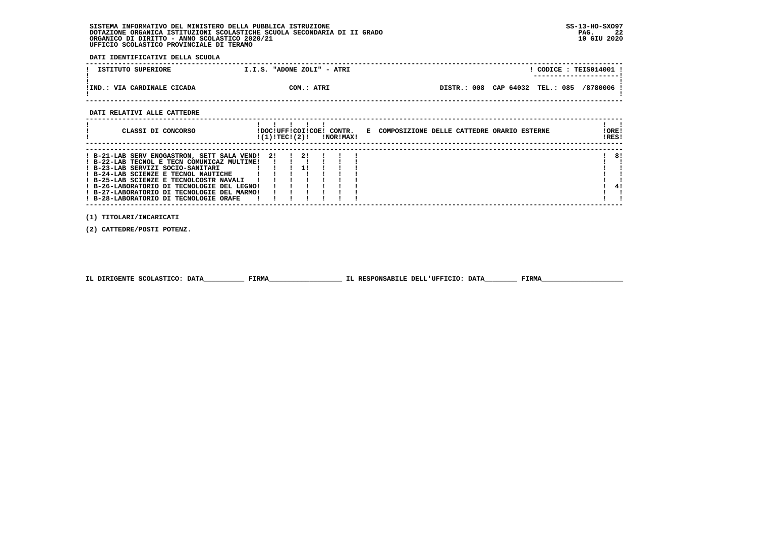SISTEMA INFORMATIVO DEL MINISTERO DELLA PUBBLICA ISTRUZIONE
DOTAZIONE ORGANICA ISTITUZIONI SCOLASTICHE SCUOLA SECONDARIA DI II GRADO
ORGANICO DI DIRITTO - ANNO SCOLASTICO 2020/21
UFFICIO SCOLASTICO PROVINCIALE DI TERAMO

SS-13-HO-SXO97
10 GIU 2020

**DATI IDENTIFICATIVI DELLA SCUOLA**

| ISTITUTO SUPERIORE | I.I.S. "ADONE ZOLI" - ATRI | CODICE : TEIS014001 |
|---|---|---|
| IND.: VIA CARDINALE CICADA | COM.: ATRI | DISTR.: 008 CAP 64032 TEL.: 085 /8780006 |

**DATI RELATIVI ALLE CATTEDRE**

| CLASSI DI CONCORSO | DOC (1) | UFF TEC | COI (2) | COE | CONTR. NOR | CONTR. MAX | E COMPOSIZIONE DELLE CATTEDRE ORARIO ESTERNE | ORE RES |
|---|---|---|---|---|---|---|---|---|
| B-21-LAB SERV ENOGASTRON, SETT SALA VEND | 2 | | 2 | | | | | 8 |
| B-22-LAB TECNOL E TECN COMUNICAZ MULTIME | | | | | | | | |
| B-23-LAB SERVIZI SOCIO-SANITARI | | | 1 | | | | | |
| B-24-LAB SCIENZE E TECNOL NAUTICHE | | | | | | | | |
| B-25-LAB SCIENZE E TECNOLCOSTR NAVALI | | | | | | | | |
| B-26-LABORATORIO DI TECNOLOGIE DEL LEGNO | | | | | | | | 4 |
| B-27-LABORATORIO DI TECNOLOGIE DEL MARMO | | | | | | | | |
| B-28-LABORATORIO DI TECNOLOGIE ORAFE | | | | | | | | |

(1) TITOLARI/INCARICATI

(2) CATTEDRE/POSTI POTENZ.

IL DIRIGENTE SCOLASTICO: DATA__________ FIRMA__________________ IL RESPONSABILE DELL'UFFICIO: DATA________ FIRMA____________________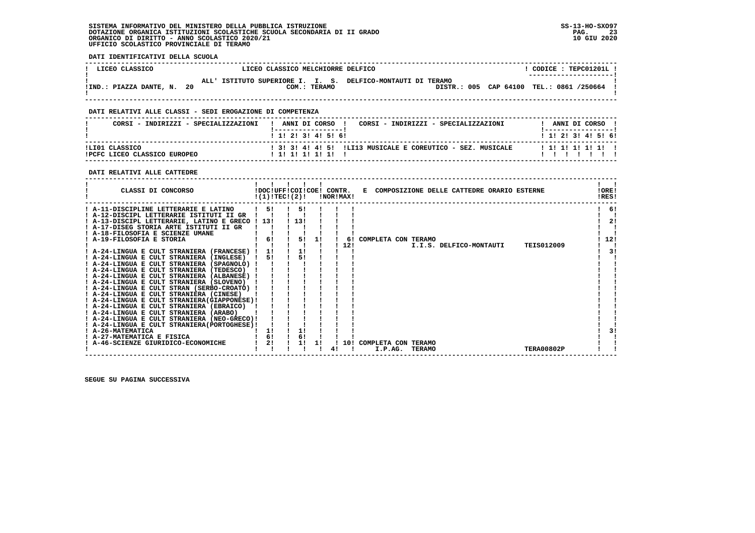SISTEMA INFORMATIVO DEL MINISTERO DELLA PUBBLICA ISTRUZIONE
DOTAZIONE ORGANICA ISTITUZIONI SCOLASTICHE SCUOLA SECONDARIA DI II GRADO
ORGANICO DI DIRITTO - ANNO SCOLASTICO 2020/21
UFFICIO SCOLASTICO PROVINCIALE DI TERAMO

SS-13-HO-SXO97
10 GIU 2020

**DATI IDENTIFICATIVI DELLA SCUOLA**

| LICEO CLASSICO | LICEO CLASSICO MELCHIORRE DELFICO | CODICE : TEPC01201L |
|---|---|---|
| IND.: PIAZZA DANTE, N. 20 | ALL' ISTITUTO SUPERIORE I. I. S. DELFICO-MONTAUTI DI TERAMO COM.: TERAMO | DISTR.: 005 CAP 64100 TEL.: 0861 /250664 |

**DATI RELATIVI ALLE CLASSI - SEDI EROGAZIONE DI COMPETENZA**

| CORSI - INDIRIZZI - SPECIALIZZAZIONI | 1 | 2 | 3 | 4 | 5 | 6 | CORSI - INDIRIZZI - SPECIALIZZAZIONI | 1 | 2 | 3 | 4 | 5 | 6 |
|---|---|---|---|---|---|---|---|---|---|---|---|---|---|
| LI01 CLASSICO | 3 | 3 | 4 | 4 | 5 | | LI13 MUSICALE E COREUTICO - SEZ. MUSICALE | 1 | 1 | 1 | 1 | 1 | |
| PCFC LICEO CLASSICO EUROPEO | 1 | 1 | 1 | 1 | 1 | | | | | | | | |

**DATI RELATIVI ALLE CATTEDRE**

| CLASSI DI CONCORSO | DOC (1) | UFF TEC (2) | COI | COE | CONTR. NOR | CONTR. MAX | COMPOSIZIONE DELLE CATTEDRE ORARIO ESTERNE | ORE RES |
|---|---|---|---|---|---|---|---|---|
| A-11-DISCIPLINE LETTERARIE E LATINO | 5 | | 5 | | | | | 6 |
| A-12-DISCIPL LETTERARIE ISTITUTI II GR | | | | | | | | |
| A-13-DISCIPL LETTERARIE, LATINO E GRECO | 13 | | 13 | | | | | 2 |
| A-17-DISEG STORIA ARTE ISTITUTI II GR | | | | | | | | |
| A-18-FILOSOFIA E SCIENZE UMANE | | | | | | | | |
| A-19-FILOSOFIA E STORIA | 6 | | 5 | 1 | | 6 | COMPLETA CON TERAMO | 12 |
| | | | | | | 12 | I.I.S. DELFICO-MONTAUTI TEIS012009 | |
| A-24-LINGUA E CULT STRANIERA (FRANCESE) | 1 | | 1 | | | | | 3 |
| A-24-LINGUA E CULT STRANIERA (INGLESE) | 5 | | 5 | | | | | |
| A-24-LINGUA E CULT STRANIERA (SPAGNOLO) | | | | | | | | |
| A-24-LINGUA E CULT STRANIERA (TEDESCO) | | | | | | | | |
| A-24-LINGUA E CULT STRANIERA (ALBANESE) | | | | | | | | |
| A-24-LINGUA E CULT STRANIERA (SLOVENO) | | | | | | | | |
| A-24-LINGUA E CULT STRAN (SERBO-CROATO) | | | | | | | | |
| A-24-LINGUA E CULT STRANIERA (CINESE) | | | | | | | | |
| A-24-LINGUA E CULT STRANIERA(GIAPPONESE) | | | | | | | | |
| A-24-LINGUA E CULT STRANIERA (EBRAICO) | | | | | | | | |
| A-24-LINGUA E CULT STRANIERA (ARABO) | | | | | | | | |
| A-24-LINGUA E CULT STRANIERA (NEO-GRECO) | | | | | | | | |
| A-24-LINGUA E CULT STRANIERA(PORTOGHESE) | | | | | | | | |
| A-26-MATEMATICA | 1 | | 1 | | | | | 3 |
| A-27-MATEMATICA E FISICA | 6 | | 6 | | | | | |
| A-46-SCIENZE GIURIDICO-ECONOMICHE | 2 | | 1 | 1 | | 10 | COMPLETA CON TERAMO | |
| | | | | | 4 | | I.P.AG. TERAMO TERA00802P | |

SEGUE SU PAGINA SUCCESSIVA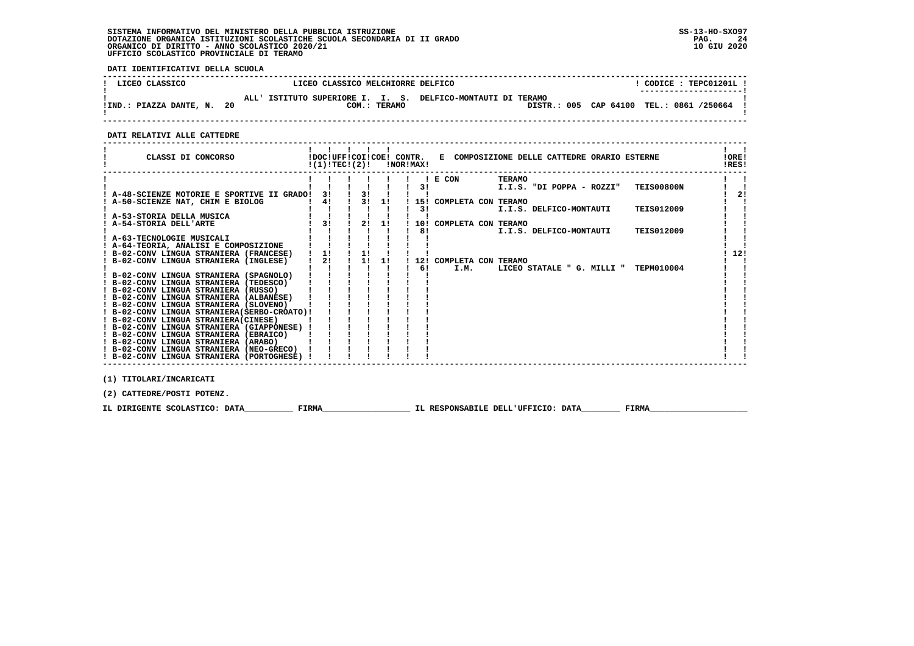SISTEMA INFORMATIVO DEL MINISTERO DELLA PUBBLICA ISTRUZIONE
DOTAZIONE ORGANICA ISTITUZIONI SCOLASTICHE SCUOLA SECONDARIA DI II GRADO
ORGANICO DI DIRITTO - ANNO SCOLASTICO 2020/21
UFFICIO SCOLASTICO PROVINCIALE DI TERAMO

SS-13-HO-SXO97
10 GIU 2020

**DATI IDENTIFICATIVI DELLA SCUOLA**

| LICEO CLASSICO | LICEO CLASSICO MELCHIORRE DELFICO | CODICE : TEPC01201L |
|---|---|---|
| IND.: PIAZZA DANTE, N. 20 | ALL' ISTITUTO SUPERIORE I. I. S. DELFICO-MONTAUTI DI TERAMO<br>COM.: TERAMO | DISTR.: 005 CAP 64100 TEL.: 0861 /250664 |

**DATI RELATIVI ALLE CATTEDRE**

| CLASSI DI CONCORSO | DOC (1) | UFF TEC | COI (2) | COE | CONTR. NOR | CONTR. MAX | E COMPOSIZIONE DELLE CATTEDRE ORARIO ESTERNE | ORE RES |
|---|---|---|---|---|---|---|---|---|
| | | | | | | 3 | E CON TERAMO I.I.S. "DI POPPA - ROZZI" TEIS00800N | |
| A-48-SCIENZE MOTORIE E SPORTIVE II GRADO | 3 | | 3 | | | | | 2 |
| A-50-SCIENZE NAT, CHIM E BIOLOG | 4 | | 3 | 1 | | 15 | COMPLETA CON TERAMO | |
| | | | | | | 3 | I.I.S. DELFICO-MONTAUTI TEIS012009 | |
| A-53-STORIA DELLA MUSICA | | | | | | | | |
| A-54-STORIA DELL'ARTE | 3 | | 2 | 1 | | 10 | COMPLETA CON TERAMO | |
| | | | | | | 8 | I.I.S. DELFICO-MONTAUTI TEIS012009 | |
| A-63-TECNOLOGIE MUSICALI | | | | | | | | |
| A-64-TEORIA, ANALISI E COMPOSIZIONE | | | | | | | | |
| B-02-CONV LINGUA STRANIERA (FRANCESE) | 1 | | 1 | | | | | 12 |
| B-02-CONV LINGUA STRANIERA (INGLESE) | 2 | | 1 | 1 | | 12 | COMPLETA CON TERAMO | |
| | | | | | | 6 | I.M. LICEO STATALE " G. MILLI " TEPM010004 | |
| B-02-CONV LINGUA STRANIERA (SPAGNOLO) | | | | | | | | |
| B-02-CONV LINGUA STRANIERA (TEDESCO) | | | | | | | | |
| B-02-CONV LINGUA STRANIERA (RUSSO) | | | | | | | | |
| B-02-CONV LINGUA STRANIERA (ALBANESE) | | | | | | | | |
| B-02-CONV LINGUA STRANIERA (SLOVENO) | | | | | | | | |
| B-02-CONV LINGUA STRANIERA(SERBO-CROATO) | | | | | | | | |
| B-02-CONV LINGUA STRANIERA(CINESE) | | | | | | | | |
| B-02-CONV LINGUA STRANIERA (GIAPPONESE) | | | | | | | | |
| B-02-CONV LINGUA STRANIERA (EBRAICO) | | | | | | | | |
| B-02-CONV LINGUA STRANIERA (ARABO) | | | | | | | | |
| B-02-CONV LINGUA STRANIERA (NEO-GRECO) | | | | | | | | |
| B-02-CONV LINGUA STRANIERA (PORTOGHESE) | | | | | | | | |

(1) TITOLARI/INCARICATI

(2) CATTEDRE/POSTI POTENZ.

IL DIRIGENTE SCOLASTICO: DATA__________ FIRMA__________________ IL RESPONSABILE DELL'UFFICIO: DATA________ FIRMA____________________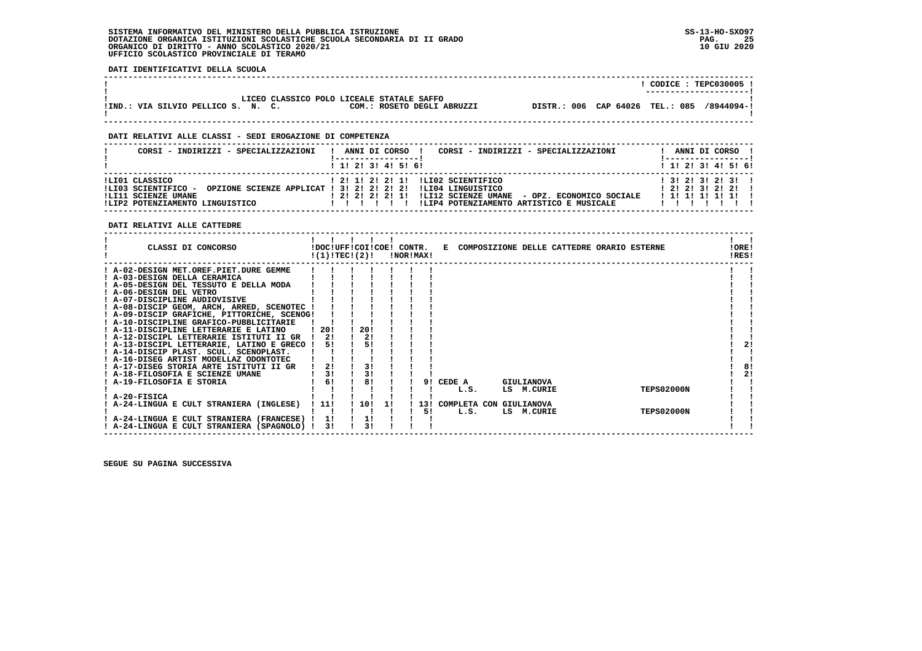SISTEMA INFORMATIVO DEL MINISTERO DELLA PUBBLICA ISTRUZIONE
DOTAZIONE ORGANICA ISTITUZIONI SCOLASTICHE SCUOLA SECONDARIA DI II GRADO
ORGANICO DI DIRITTO - ANNO SCOLASTICO 2020/21
UFFICIO SCOLASTICO PROVINCIALE DI TERAMO

SS-13-HO-SXO97
10 GIU 2020

**DATI IDENTIFICATIVI DELLA SCUOLA**

CODICE : TEPC030005

LICEO CLASSICO POLO LICEALE STATALE SAFFO
IND.: VIA SILVIO PELLICO S. N. C. — COM.: ROSETO DEGLI ABRUZZI — DISTR.: 006 CAP 64026 TEL.: 085 /8944094-

**DATI RELATIVI ALLE CLASSI - SEDI EROGAZIONE DI COMPETENZA**

| CORSI - INDIRIZZI - SPECIALIZZAZIONI | 1 | 2 | 3 | 4 | 5 | 6 | CORSI - INDIRIZZI - SPECIALIZZAZIONI | 1 | 2 | 3 | 4 | 5 | 6 |
|---|---|---|---|---|---|---|---|---|---|---|---|---|---|
| LI01 CLASSICO | 2 | 1 | 2 | 2 | 1 | | LI02 SCIENTIFICO | 3 | 2 | 3 | 2 | 3 | |
| LI03 SCIENTIFICO - OPZIONE SCIENZE APPLICAT | 3 | 2 | 2 | 2 | 2 | | LI04 LINGUISTICO | 2 | 2 | 3 | 2 | 2 | |
| LI11 SCIENZE UMANE | 2 | 2 | 2 | 2 | 1 | | LI12 SCIENZE UMANE - OPZ. ECONOMICO SOCIALE | 1 | 1 | 1 | 1 | 1 | |
| LIP2 POTENZIAMENTO LINGUISTICO | | | | | | | LIP4 POTENZIAMENTO ARTISTICO E MUSICALE | | | | | | |

**DATI RELATIVI ALLE CATTEDRE**

| CLASSI DI CONCORSO | DOC (1) | UFF TEC (2) | COI | COE | CONTR. NOR | CONTR. MAX | E COMPOSIZIONE DELLE CATTEDRE ORARIO ESTERNE | ORE RES |
|---|---|---|---|---|---|---|---|---|
| A-02-DESIGN MET.OREF.PIET.DURE GEMME | | | | | | | | |
| A-03-DESIGN DELLA CERAMICA | | | | | | | | |
| A-05-DESIGN DEL TESSUTO E DELLA MODA | | | | | | | | |
| A-06-DESIGN DEL VETRO | | | | | | | | |
| A-07-DISCIPLINE AUDIOVISIVE | | | | | | | | |
| A-08-DISCIP GEOM, ARCH, ARRED, SCENOTEC | | | | | | | | |
| A-09-DISCIP GRAFICHE, PITTORICHE, SCENOG | | | | | | | | |
| A-10-DISCIPLINE GRAFICO-PUBBLICITARIE | | | | | | | | |
| A-11-DISCIPLINE LETTERARIE E LATINO | 20 | | 20 | | | | | |
| A-12-DISCIPL LETTERARIE ISTITUTI II GR | 2 | | 2 | | | | | |
| A-13-DISCIPL LETTERARIE, LATINO E GRECO | 5 | | 5 | | | | | 2 |
| A-14-DISCIP PLAST. SCUL. SCENOPLAST. | | | | | | | | |
| A-16-DISEG ARTIST MODELLAZ ODONTOTEC | | | | | | | | |
| A-17-DISEG STORIA ARTE ISTITUTI II GR | 2 | | 3 | | | | | 8 |
| A-18-FILOSOFIA E SCIENZE UMANE | 3 | | 3 | | | | | 2 |
| A-19-FILOSOFIA E STORIA | 6 | | 8 | | | 9 | CEDE A GIULIANOVA | |
| | | | | | | | L.S. LS M.CURIE TEPS02000N | |
| A-20-FISICA | | | | | | | | |
| A-24-LINGUA E CULT STRANIERA (INGLESE) | 11 | | 10 | 1 | | 13 | COMPLETA CON GIULIANOVA | |
| | | | | | | 5 | L.S. LS M.CURIE TEPS02000N | |
| A-24-LINGUA E CULT STRANIERA (FRANCESE) | 1 | | 1 | | | | | |
| A-24-LINGUA E CULT STRANIERA (SPAGNOLO) | 3 | | 3 | | | | | |

SEGUE SU PAGINA SUCCESSIVA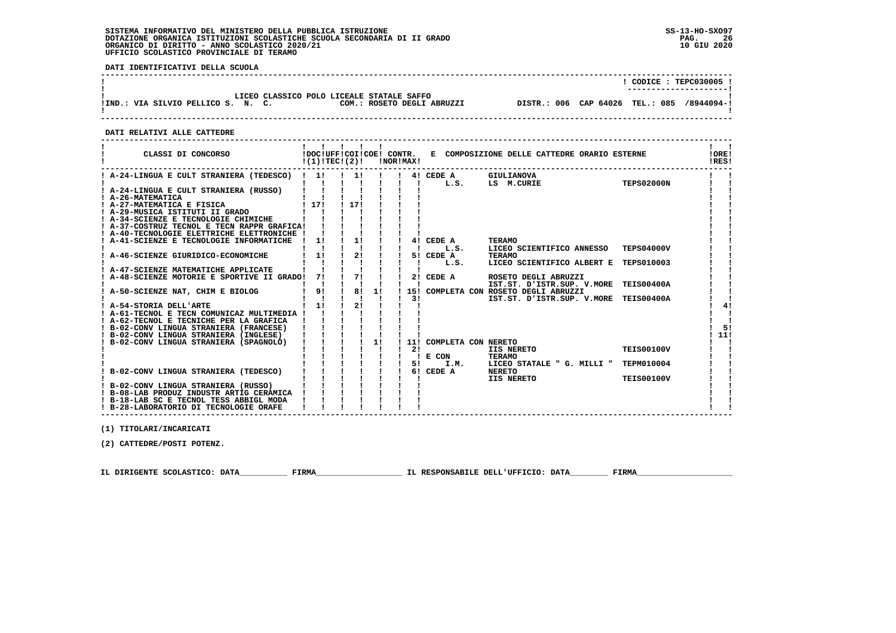**SISTEMA INFORMATIVO DEL MINISTERO DELLA PUBBLICA ISTRUZIONE**
**DOTAZIONE ORGANICA ISTITUZIONI SCOLASTICHE SCUOLA SECONDARIA DI II GRADO**
**ORGANICO DI DIRITTO - ANNO SCOLASTICO 2020/21**
**UFFICIO SCOLASTICO PROVINCIALE DI TERAMO**

SS-13-HO-SXO97
10 GIU 2020

**DATI IDENTIFICATIVI DELLA SCUOLA**

CODICE : TEPC030005

LICEO CLASSICO POLO LICEALE STATALE SAFFO
IND.: VIA SILVIO PELLICO S. N. C. — COM.: ROSETO DEGLI ABRUZZI — DISTR.: 006 CAP 64026 TEL.: 085 /8944094

**DATI RELATIVI ALLE CATTEDRE**

| CLASSI DI CONCORSO | DOC (1) | UFF TEC (2) | COI | COE | CONTR. NOR | CONTR. MAX | E COMPOSIZIONE DELLE CATTEDRE ORARIO ESTERNE | | | ORE RES |
|---|---|---|---|---|---|---|---|---|---|---|
| A-24-LINGUA E CULT STRANIERA (TEDESCO) | 1 | | 1 | | | 4 | CEDE A | GIULIANOVA | | |
| | | | | | | | L.S. | LS M.CURIE | TEPS02000N | |
| A-24-LINGUA E CULT STRANIERA (RUSSO) | | | | | | | | | | |
| A-26-MATEMATICA | | | | | | | | | | |
| A-27-MATEMATICA E FISICA | 17 | | 17 | | | | | | | |
| A-29-MUSICA ISTITUTI II GRADO | | | | | | | | | | |
| A-34-SCIENZE E TECNOLOGIE CHIMICHE | | | | | | | | | | |
| A-37-COSTRUZ TECNOL E TECN RAPPR GRAFICA | | | | | | | | | | |
| A-40-TECNOLOGIE ELETTRICHE ELETTRONICHE | | | | | | | | | | |
| A-41-SCIENZE E TECNOLOGIE INFORMATICHE | 1 | | 1 | | | 4 | CEDE A | TERAMO | | |
| | | | | | | | L.S. | LICEO SCIENTIFICO ANNESSO | TEPS04000V | |
| A-46-SCIENZE GIURIDICO-ECONOMICHE | 1 | | 2 | | | 5 | CEDE A | TERAMO | | |
| | | | | | | | L.S. | LICEO SCIENTIFICO ALBERT E | TEPS010003 | |
| A-47-SCIENZE MATEMATICHE APPLICATE | | | | | | | | | | |
| A-48-SCIENZE MOTORIE E SPORTIVE II GRADO | 7 | | 7 | | | 2 | CEDE A | ROSETO DEGLI ABRUZZI | | |
| | | | | | | | | IST.ST. D'ISTR.SUP. V.MORE | TEIS00400A | |
| A-50-SCIENZE NAT, CHIM E BIOLOG | 9 | | 8 | 1 | | 15 | COMPLETA CON | ROSETO DEGLI ABRUZZI | | |
| | | | | | | 3 | | IST.ST. D'ISTR.SUP. V.MORE | TEIS00400A | |
| A-54-STORIA DELL'ARTE | 1 | | 2 | | | | | | | 4 |
| A-61-TECNOL E TECN COMUNICAZ MULTIMEDIA | | | | | | | | | | |
| A-62-TECNOL E TECNICHE PER LA GRAFICA | | | | | | | | | | |
| B-02-CONV LINGUA STRANIERA (FRANCESE) | | | | | | | | | | 5 |
| B-02-CONV LINGUA STRANIERA (INGLESE) | | | | | | | | | | 11 |
| B-02-CONV LINGUA STRANIERA (SPAGNOLO) | | | | 1 | | 11 | COMPLETA CON | NERETO | | |
| | | | | | | 2 | | IIS NERETO | TEIS00100V | |
| | | | | | | | E CON | TERAMO | | |
| | | | | | | 5 | I.M. | LICEO STATALE " G. MILLI " | TEPM010004 | |
| B-02-CONV LINGUA STRANIERA (TEDESCO) | | | | | | 6 | CEDE A | NERETO | | |
| | | | | | | | | IIS NERETO | TEIS00100V | |
| B-02-CONV LINGUA STRANIERA (RUSSO) | | | | | | | | | | |
| B-08-LAB PRODUZ INDUSTR ARTIG CERAMICA | | | | | | | | | | |
| B-18-LAB SC E TECNOL TESS ABBIGL MODA | | | | | | | | | | |
| B-28-LABORATORIO DI TECNOLOGIE ORAFE | | | | | | | | | | |

(1) TITOLARI/INCARICATI

(2) CATTEDRE/POSTI POTENZ.

IL DIRIGENTE SCOLASTICO: DATA\_\_\_\_\_\_\_\_\_\_ FIRMA\_\_\_\_\_\_\_\_\_\_\_\_\_\_\_\_\_\_ IL RESPONSABILE DELL'UFFICIO: DATA\_\_\_\_\_\_\_\_ FIRMA\_\_\_\_\_\_\_\_\_\_\_\_\_\_\_\_\_\_\_\_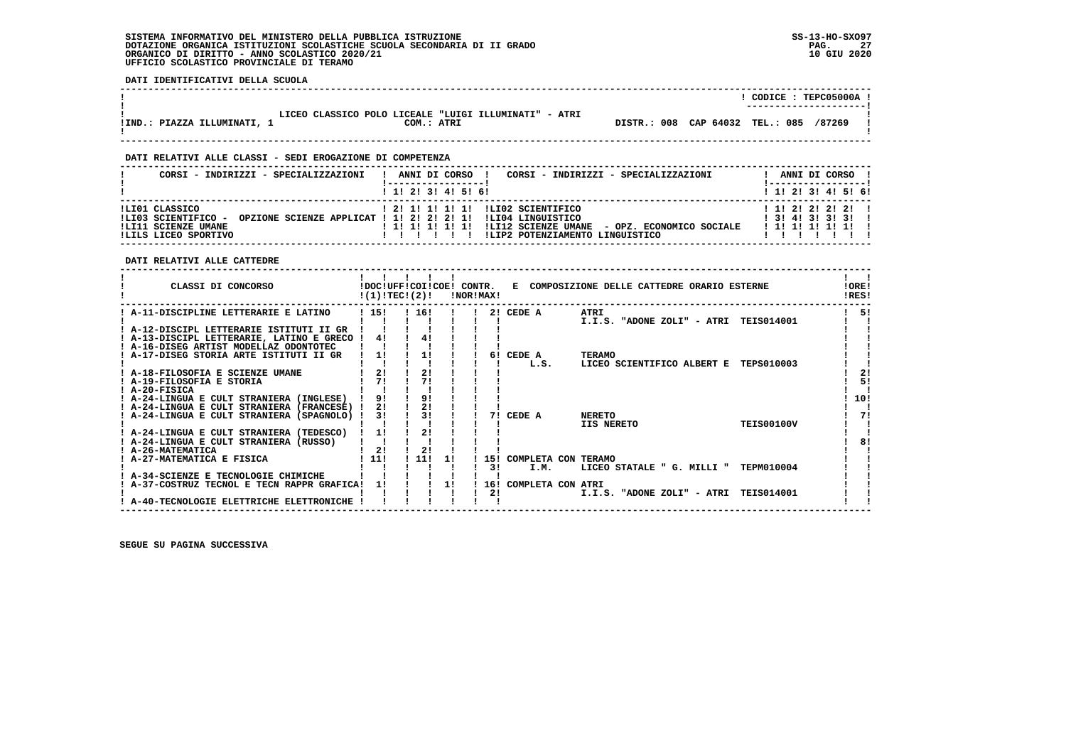SISTEMA INFORMATIVO DEL MINISTERO DELLA PUBBLICA ISTRUZIONE
DOTAZIONE ORGANICA ISTITUZIONI SCOLASTICHE SCUOLA SECONDARIA DI II GRADO
ORGANICO DI DIRITTO - ANNO SCOLASTICO 2020/21
UFFICIO SCOLASTICO PROVINCIALE DI TERAMO

SS-13-HO-SXO97
10 GIU 2020

**DATI IDENTIFICATIVI DELLA SCUOLA**

CODICE : TEPC05000A

LICEO CLASSICO POLO LICEALE "LUIGI ILLUMINATI" - ATRI

IND.: PIAZZA ILLUMINATI, 1 — COM.: ATRI — DISTR.: 008 CAP 64032 TEL.: 085 /87269

**DATI RELATIVI ALLE CLASSI - SEDI EROGAZIONE DI COMPETENZA**

| CORSI - INDIRIZZI - SPECIALIZZAZIONI | 1 | 2 | 3 | 4 | 5 | 6 | CORSI - INDIRIZZI - SPECIALIZZAZIONI | 1 | 2 | 3 | 4 | 5 | 6 |
|---|---|---|---|---|---|---|---|---|---|---|---|---|---|
| LI01 CLASSICO | 2 | 1 | 1 | 1 | 1 | | LI02 SCIENTIFICO | 1 | 2 | 2 | 2 | 2 | |
| LI03 SCIENTIFICO - OPZIONE SCIENZE APPLICAT | 1 | 2 | 2 | 2 | 1 | | LI04 LINGUISTICO | 3 | 4 | 3 | 3 | 3 | |
| LI11 SCIENZE UMANE | 1 | 1 | 1 | 1 | 1 | | LI12 SCIENZE UMANE - OPZ. ECONOMICO SOCIALE | 1 | 1 | 1 | 1 | 1 | |
| LILS LICEO SPORTIVO | | | | | | | LIP2 POTENZIAMENTO LINGUISTICO | | | | | | |

**DATI RELATIVI ALLE CATTEDRE**

| CLASSI DI CONCORSO | DOC (1) | UFF TEC | COI (2) | COE | CONTR. NOR | CONTR. MAX | E COMPOSIZIONE DELLE CATTEDRE ORARIO ESTERNE | ORE RES |
|---|---|---|---|---|---|---|---|---|
| A-11-DISCIPLINE LETTERARIE E LATINO | 15 | 16 | | | | 2 | CEDE A ATRI — I.I.S. "ADONE ZOLI" - ATRI TEIS014001 | 5 |
| A-12-DISCIPL LETTERARIE ISTITUTI II GR | | | | | | | | |
| A-13-DISCIPL LETTERARIE, LATINO E GRECO | 4 | 4 | | | | | | |
| A-16-DISEG ARTIST MODELLAZ ODONTOTEC | | | | | | | | |
| A-17-DISEG STORIA ARTE ISTITUTI II GR | 1 | 1 | | | | 6 | CEDE A TERAMO — L.S. LICEO SCIENTIFICO ALBERT E TEPS010003 | |
| A-18-FILOSOFIA E SCIENZE UMANE | 2 | 2 | | | | | | 2 |
| A-19-FILOSOFIA E STORIA | 7 | 7 | | | | | | 5 |
| A-20-FISICA | | | | | | | | |
| A-24-LINGUA E CULT STRANIERA (INGLESE) | 9 | 9 | | | | | | 10 |
| A-24-LINGUA E CULT STRANIERA (FRANCESE) | 2 | 2 | | | | | | |
| A-24-LINGUA E CULT STRANIERA (SPAGNOLO) | 3 | 3 | | | | 7 | CEDE A NERETO — IIS NERETO TEIS00100V | 7 |
| A-24-LINGUA E CULT STRANIERA (TEDESCO) | 1 | 2 | | | | | | |
| A-24-LINGUA E CULT STRANIERA (RUSSO) | | | | | | | | 8 |
| A-26-MATEMATICA | 2 | 2 | | | | | | |
| A-27-MATEMATICA E FISICA | 11 | 11 | 1 | | 15 | 3 | COMPLETA CON TERAMO — I.M. LICEO STATALE " G. MILLI " TEPM010004 | |
| A-34-SCIENZE E TECNOLOGIE CHIMICHE | | | | | | | | |
| A-37-COSTRUZ TECNOL E TECN RAPPR GRAFICA | 1 | | | 1 | 16 | 2 | COMPLETA CON ATRI — I.I.S. "ADONE ZOLI" - ATRI TEIS014001 | |
| A-40-TECNOLOGIE ELETTRICHE ELETTRONICHE | | | | | | | | |

SEGUE SU PAGINA SUCCESSIVA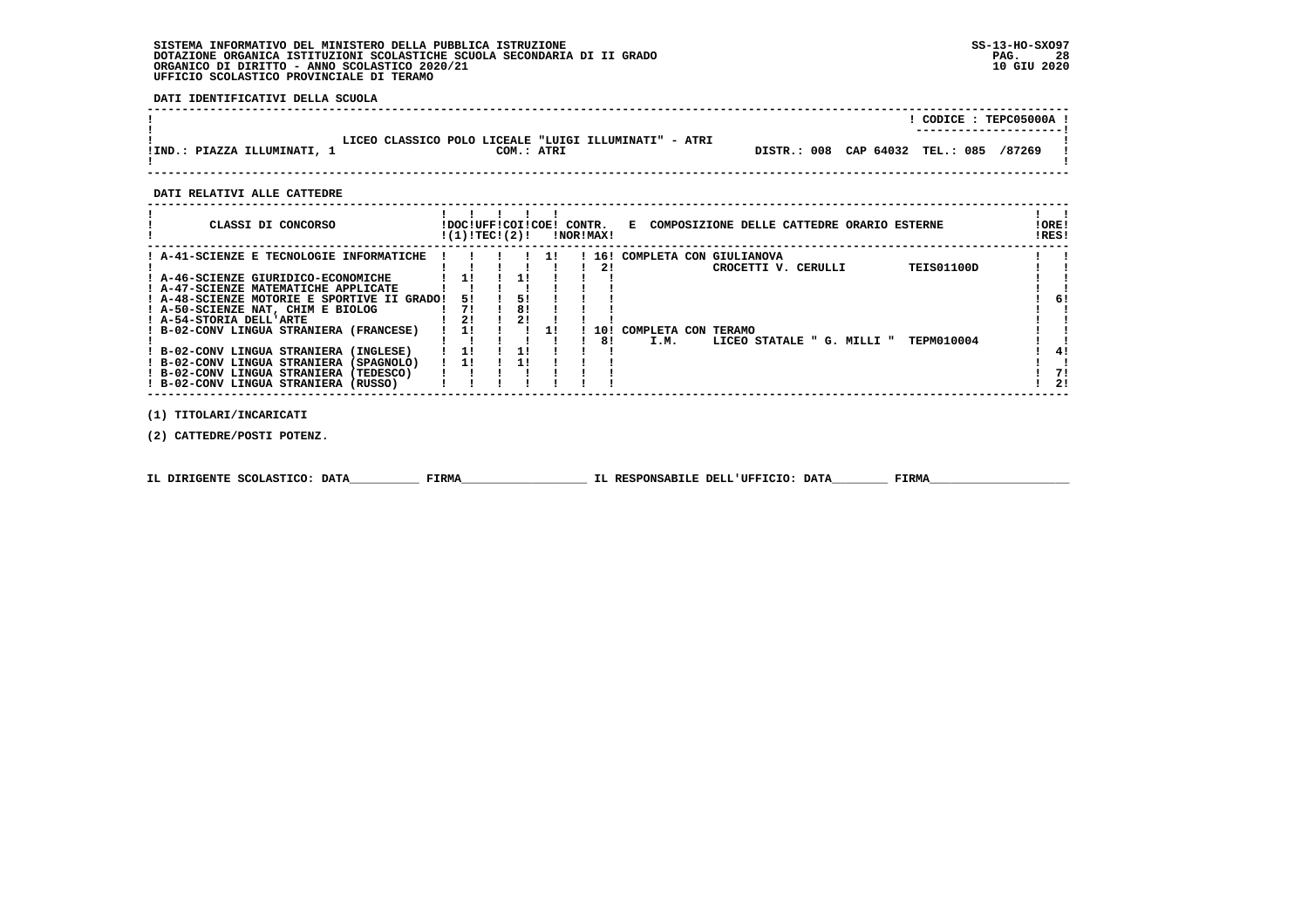SISTEMA INFORMATIVO DEL MINISTERO DELLA PUBBLICA ISTRUZIONE
DOTAZIONE ORGANICA ISTITUZIONI SCOLASTICHE SCUOLA SECONDARIA DI II GRADO
ORGANICO DI DIRITTO - ANNO SCOLASTICO 2020/21
UFFICIO SCOLASTICO PROVINCIALE DI TERAMO

SS-13-HO-SXO97
10 GIU 2020

**DATI IDENTIFICATIVI DELLA SCUOLA**

CODICE : TEPC05000A

LICEO CLASSICO POLO LICEALE "LUIGI ILLUMINATI" - ATRI
IND.: PIAZZA ILLUMINATI, 1 — COM.: ATRI — DISTR.: 008 CAP 64032 TEL.: 085 /87269

**DATI RELATIVI ALLE CATTEDRE**

| CLASSI DI CONCORSO | DOC (1) | UFF TEC | COI (2) | COE | CONTR. NOR | CONTR. MAX | E COMPOSIZIONE DELLE CATTEDRE ORARIO ESTERNE | ORE RES |
|---|---|---|---|---|---|---|---|---|
| A-41-SCIENZE E TECNOLOGIE INFORMATICHE | | | | 1 | | 16 | COMPLETA CON GIULIANOVA | |
| | | | | | | 2 | CROCETTI V. CERULLI TEIS01100D | |
| A-46-SCIENZE GIURIDICO-ECONOMICHE | 1 | | 1 | | | | | |
| A-47-SCIENZE MATEMATICHE APPLICATE | | | | | | | | |
| A-48-SCIENZE MOTORIE E SPORTIVE II GRADO | 5 | | 5 | | | | | 6 |
| A-50-SCIENZE NAT, CHIM E BIOLOG | 7 | | 8 | | | | | |
| A-54-STORIA DELL'ARTE | 2 | | 2 | | | | | |
| B-02-CONV LINGUA STRANIERA (FRANCESE) | 1 | | | 1 | | 10 | COMPLETA CON TERAMO | |
| | | | | | | 8 | I.M. LICEO STATALE " G. MILLI " TEPM010004 | |
| B-02-CONV LINGUA STRANIERA (INGLESE) | 1 | | 1 | | | | | 4 |
| B-02-CONV LINGUA STRANIERA (SPAGNOLO) | 1 | | 1 | | | | | |
| B-02-CONV LINGUA STRANIERA (TEDESCO) | | | | | | | | 7 |
| B-02-CONV LINGUA STRANIERA (RUSSO) | | | | | | | | 2 |

(1) TITOLARI/INCARICATI

(2) CATTEDRE/POSTI POTENZ.

IL DIRIGENTE SCOLASTICO: DATA__________ FIRMA__________________ IL RESPONSABILE DELL'UFFICIO: DATA________ FIRMA____________________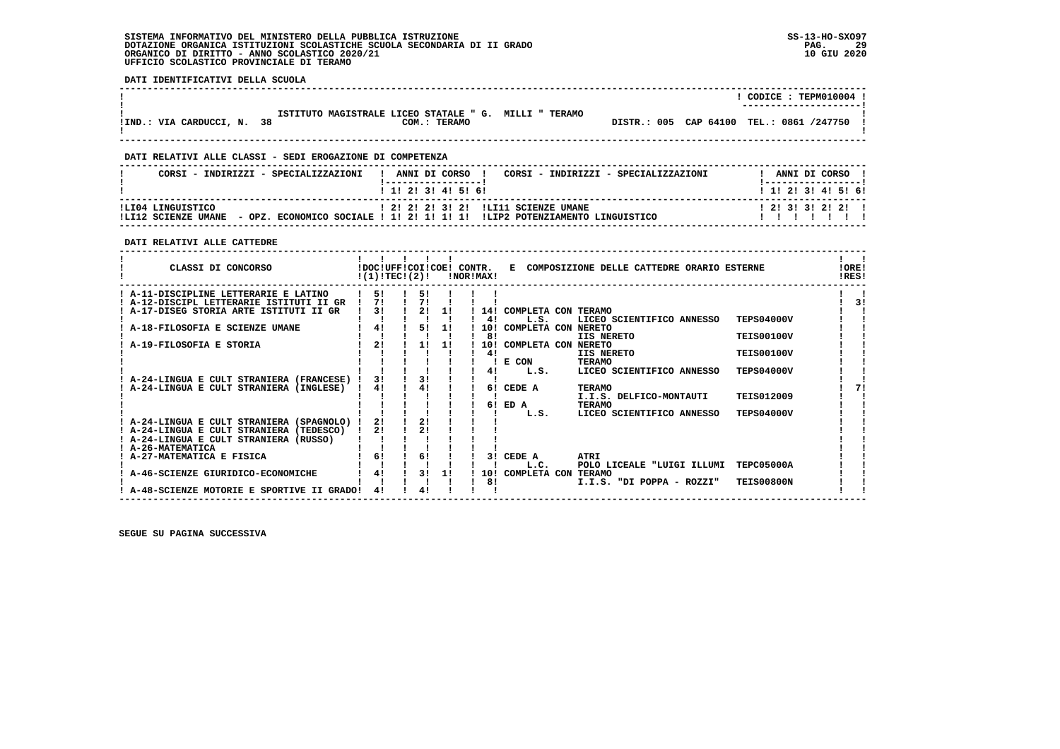SISTEMA INFORMATIVO DEL MINISTERO DELLA PUBBLICA ISTRUZIONE
DOTAZIONE ORGANICA ISTITUZIONI SCOLASTICHE SCUOLA SECONDARIA DI II GRADO
ORGANICO DI DIRITTO - ANNO SCOLASTICO 2020/21
UFFICIO SCOLASTICO PROVINCIALE DI TERAMO

**DATI IDENTIFICATIVI DELLA SCUOLA**

CODICE : TEPM010004

ISTITUTO MAGISTRALE LICEO STATALE " G. MILLI " TERAMO

IND.: VIA CARDUCCI, N. 38 — COM.: TERAMO — DISTR.: 005 CAP 64100 TEL.: 0861 /247750

**DATI RELATIVI ALLE CLASSI - SEDI EROGAZIONE DI COMPETENZA**

| CORSI - INDIRIZZI - SPECIALIZZAZIONI | 1 | 2 | 3 | 4 | 5 | 6 | CORSI - INDIRIZZI - SPECIALIZZAZIONI | 1 | 2 | 3 | 4 | 5 | 6 |
|---|---|---|---|---|---|---|---|---|---|---|---|---|---|
| LI04 LINGUISTICO | 2 | 2 | 2 | 3 | 2 | | LI11 SCIENZE UMANE | 2 | 3 | 3 | 2 | 2 | |
| LI12 SCIENZE UMANE - OPZ. ECONOMICO SOCIALE | 1 | 2 | 1 | 1 | 1 | | LIP2 POTENZIAMENTO LINGUISTICO | | | | | | |

**DATI RELATIVI ALLE CATTEDRE**

| CLASSI DI CONCORSO | DOC (1) | UFF TEC (2) | COI | COE | CONTR. NOR | MAX | E COMPOSIZIONE DELLE CATTEDRE ORARIO ESTERNE | | | ORE RES |
|---|---|---|---|---|---|---|---|---|---|---|
| A-11-DISCIPLINE LETTERARIE E LATINO | 5 | | 5 | | | | | | | |
| A-12-DISCIPL LETTERARIE ISTITUTI II GR | 7 | | 7 | | | | | | | 3 |
| A-17-DISEG STORIA ARTE ISTITUTI II GR | 3 | | 2 | 1 | | 14 | COMPLETA CON | TERAMO | | |
| | | | | | | 4 | L.S. | LICEO SCIENTIFICO ANNESSO | TEPS04000V | |
| A-18-FILOSOFIA E SCIENZE UMANE | 4 | | 5 | 1 | | 10 | COMPLETA CON | NERETO | | |
| | | | | | | 8 | | IIS NERETO | TEIS00100V | |
| A-19-FILOSOFIA E STORIA | 2 | | 1 | 1 | | 10 | COMPLETA CON | NERETO | | |
| | | | | | | 4 | | IIS NERETO | TEIS00100V | |
| | | | | | | | E CON | TERAMO | | |
| | | | | | | 4 | L.S. | LICEO SCIENTIFICO ANNESSO | TEPS04000V | |
| A-24-LINGUA E CULT STRANIERA (FRANCESE) | 3 | | 3 | | | | | | | |
| A-24-LINGUA E CULT STRANIERA (INGLESE) | 4 | | 4 | | | 6 | CEDE A | TERAMO | | 7 |
| | | | | | | | | I.I.S. DELFICO-MONTAUTI | TEIS012009 | |
| | | | | | | 6 | ED A | TERAMO | | |
| | | | | | | | L.S. | LICEO SCIENTIFICO ANNESSO | TEPS04000V | |
| A-24-LINGUA E CULT STRANIERA (SPAGNOLO) | 2 | | 2 | | | | | | | |
| A-24-LINGUA E CULT STRANIERA (TEDESCO) | 2 | | 2 | | | | | | | |
| A-24-LINGUA E CULT STRANIERA (RUSSO) | | | | | | | | | | |
| A-26-MATEMATICA | | | | | | | | | | |
| A-27-MATEMATICA E FISICA | 6 | | 6 | | | 3 | CEDE A | ATRI | | |
| | | | | | | | L.C. | POLO LICEALE "LUIGI ILLUMI | TEPC05000A | |
| A-46-SCIENZE GIURIDICO-ECONOMICHE | 4 | | 3 | 1 | | 10 | COMPLETA CON | TERAMO | | |
| | | | | | | 8 | | I.I.S. "DI POPPA - ROZZI" | TEIS00800N | |
| A-48-SCIENZE MOTORIE E SPORTIVE II GRADO | 4 | | 4 | | | | | | | |

SEGUE SU PAGINA SUCCESSIVA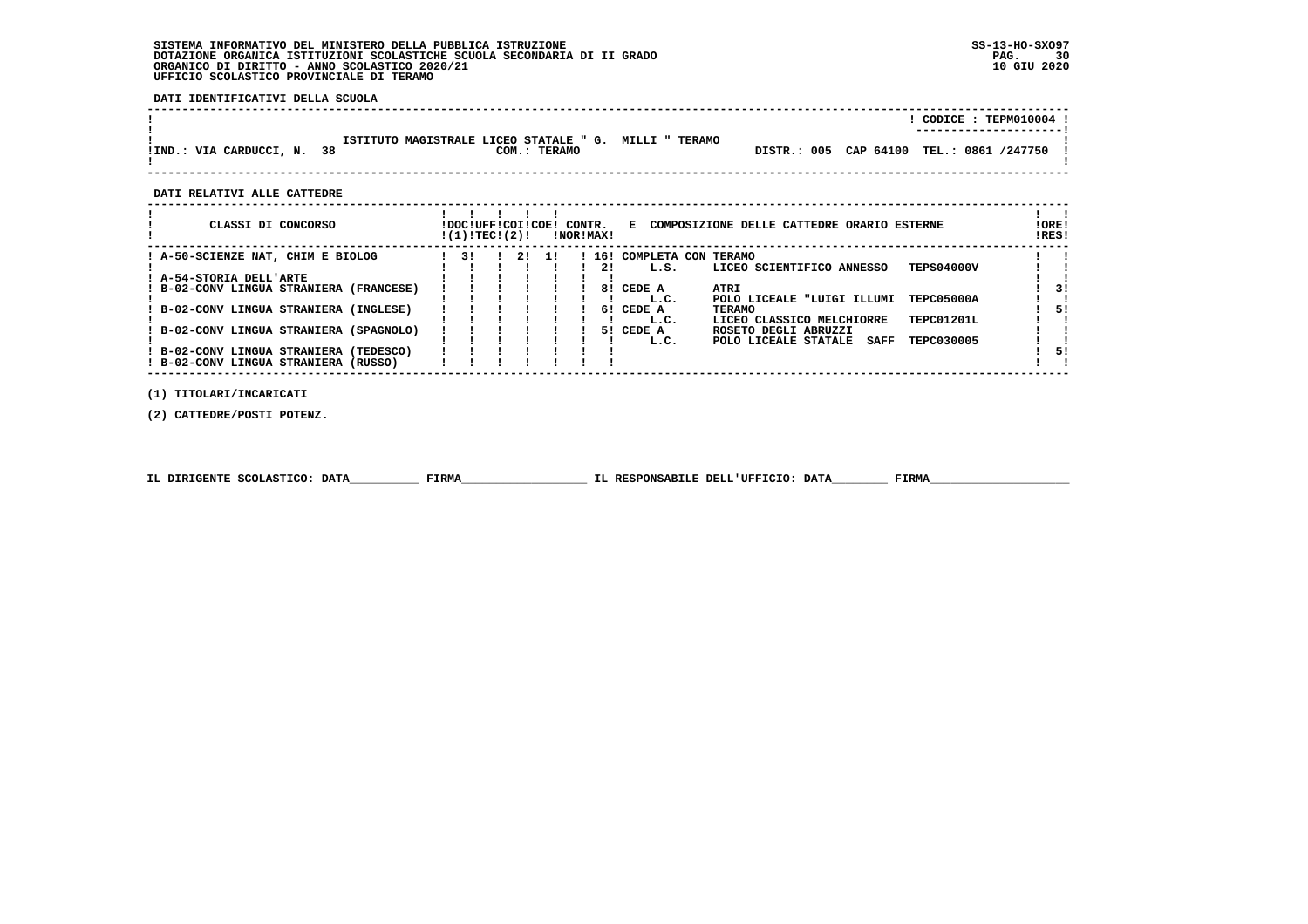SISTEMA INFORMATIVO DEL MINISTERO DELLA PUBBLICA ISTRUZIONE
DOTAZIONE ORGANICA ISTITUZIONI SCOLASTICHE SCUOLA SECONDARIA DI II GRADO
ORGANICO DI DIRITTO - ANNO SCOLASTICO 2020/21
UFFICIO SCOLASTICO PROVINCIALE DI TERAMO

SS-13-HO-SXO97
10 GIU 2020

**DATI IDENTIFICATIVI DELLA SCUOLA**

CODICE : TEPM010004

ISTITUTO MAGISTRALE LICEO STATALE " G. MILLI " TERAMO

IND.: VIA CARDUCCI, N. 38 — COM.: TERAMO — DISTR.: 005 CAP 64100 TEL.: 0861 /247750

**DATI RELATIVI ALLE CATTEDRE**

| CLASSI DI CONCORSO | DOC (1) | UFF TEC | COI (2) | COE | CONTR. NOR | CONTR. MAX | E COMPOSIZIONE DELLE CATTEDRE ORARIO ESTERNE | | | ORE RES |
|---|---|---|---|---|---|---|---|---|---|---|
| A-50-SCIENZE NAT, CHIM E BIOLOG | 3 | | 2 | 1 | | 16 | COMPLETA CON | TERAMO | | |
| | | | | | | 2 | L.S. | LICEO SCIENTIFICO ANNESSO | TEPS04000V | |
| A-54-STORIA DELL'ARTE | | | | | | | | | | |
| B-02-CONV LINGUA STRANIERA (FRANCESE) | | | | | | 8 | CEDE A | ATRI | | 3 |
| | | | | | | | L.C. | POLO LICEALE "LUIGI ILLUMI | TEPC05000A | |
| B-02-CONV LINGUA STRANIERA (INGLESE) | | | | | | 6 | CEDE A | TERAMO | | 5 |
| | | | | | | | L.C. | LICEO CLASSICO MELCHIORRE | TEPC01201L | |
| B-02-CONV LINGUA STRANIERA (SPAGNOLO) | | | | | | 5 | CEDE A | ROSETO DEGLI ABRUZZI | | |
| | | | | | | | L.C. | POLO LICEALE STATALE SAFF | TEPC030005 | |
| B-02-CONV LINGUA STRANIERA (TEDESCO) | | | | | | | | | | 5 |
| B-02-CONV LINGUA STRANIERA (RUSSO) | | | | | | | | | | |

(1) TITOLARI/INCARICATI

(2) CATTEDRE/POSTI POTENZ.

IL DIRIGENTE SCOLASTICO: DATA__________ FIRMA__________________ IL RESPONSABILE DELL'UFFICIO: DATA________ FIRMA____________________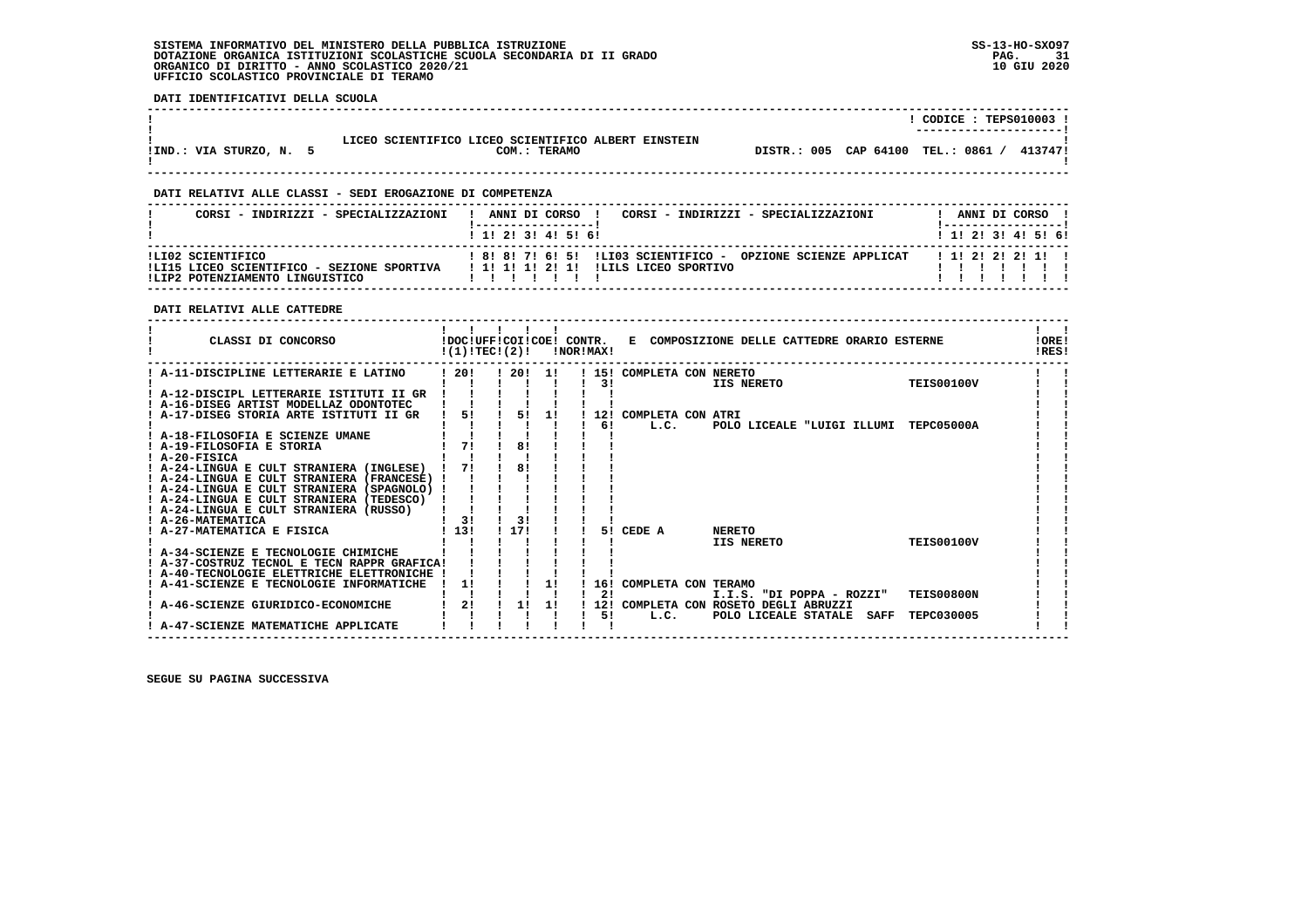SISTEMA INFORMATIVO DEL MINISTERO DELLA PUBBLICA ISTRUZIONE
DOTAZIONE ORGANICA ISTITUZIONI SCOLASTICHE SCUOLA SECONDARIA DI II GRADO
ORGANICO DI DIRITTO - ANNO SCOLASTICO 2020/21
UFFICIO SCOLASTICO PROVINCIALE DI TERAMO

SS-13-HO-SXO97
10 GIU 2020

**DATI IDENTIFICATIVI DELLA SCUOLA**

| | |
|---|---|
| | CODICE : TEPS010003 |
| LICEO SCIENTIFICO LICEO SCIENTIFICO ALBERT EINSTEIN | |
| IND.: VIA STURZO, N. 5 — COM.: TERAMO | DISTR.: 005 CAP 64100 TEL.: 0861 / 413747 |

**DATI RELATIVI ALLE CLASSI - SEDI EROGAZIONE DI COMPETENZA**

| CORSI - INDIRIZZI - SPECIALIZZAZIONI | 1 | 2 | 3 | 4 | 5 | 6 | CORSI - INDIRIZZI - SPECIALIZZAZIONI | 1 | 2 | 3 | 4 | 5 | 6 |
|---|---|---|---|---|---|---|---|---|---|---|---|---|---|
| LI02 SCIENTIFICO | 8 | 8 | 7 | 6 | 5 | | LI03 SCIENTIFICO - OPZIONE SCIENZE APPLICAT | 1 | 2 | 2 | 2 | 1 | |
| LI15 LICEO SCIENTIFICO - SEZIONE SPORTIVA | 1 | 1 | 1 | 2 | 1 | | LILS LICEO SPORTIVO | | | | | | |
| LIP2 POTENZIAMENTO LINGUISTICO | | | | | | | | | | | | | |

**DATI RELATIVI ALLE CATTEDRE**

| CLASSI DI CONCORSO | DOC (1) | UFF TEC | COI (2) | COE | CONTR. NOR | CONTR. MAX | E COMPOSIZIONE DELLE CATTEDRE ORARIO ESTERNE | | | ORE RES |
|---|---|---|---|---|---|---|---|---|---|---|
| A-11-DISCIPLINE LETTERARIE E LATINO | 20 | | 20 | 1 | 15 | | COMPLETA CON NERETO | | | |
| | | | | | | 3 | | IIS NERETO | TEIS00100V | |
| A-12-DISCIPL LETTERARIE ISTITUTI II GR | | | | | | | | | | |
| A-16-DISEG ARTIST MODELLAZ ODONTOTEC | | | | | | | | | | |
| A-17-DISEG STORIA ARTE ISTITUTI II GR | 5 | | 5 | 1 | 12 | | COMPLETA CON ATRI | | | |
| | | | | | | 6 | L.C. | POLO LICEALE "LUIGI ILLUMI | TEPC05000A | |
| A-18-FILOSOFIA E SCIENZE UMANE | | | | | | | | | | |
| A-19-FILOSOFIA E STORIA | 7 | | 8 | | | | | | | |
| A-20-FISICA | | | | | | | | | | |
| A-24-LINGUA E CULT STRANIERA (INGLESE) | 7 | | 8 | | | | | | | |
| A-24-LINGUA E CULT STRANIERA (FRANCESE) | | | | | | | | | | |
| A-24-LINGUA E CULT STRANIERA (SPAGNOLO) | | | | | | | | | | |
| A-24-LINGUA E CULT STRANIERA (TEDESCO) | | | | | | | | | | |
| A-24-LINGUA E CULT STRANIERA (RUSSO) | | | | | | | | | | |
| A-26-MATEMATICA | 3 | | 3 | | | | | | | |
| A-27-MATEMATICA E FISICA | 13 | | 17 | | | 5 | CEDE A | NERETO | | |
| | | | | | | | | IIS NERETO | TEIS00100V | |
| A-34-SCIENZE E TECNOLOGIE CHIMICHE | | | | | | | | | | |
| A-37-COSTRUZ TECNOL E TECN RAPPR GRAFICA | | | | | | | | | | |
| A-40-TECNOLOGIE ELETTRICHE ELETTRONICHE | | | | | | | | | | |
| A-41-SCIENZE E TECNOLOGIE INFORMATICHE | 1 | | | 1 | 16 | | COMPLETA CON TERAMO | | | |
| | | | | | | 2 | | I.I.S. "DI POPPA - ROZZI" | TEIS00800N | |
| A-46-SCIENZE GIURIDICO-ECONOMICHE | 2 | | 1 | 1 | 12 | | COMPLETA CON ROSETO DEGLI ABRUZZI | | | |
| | | | | | | 5 | L.C. | POLO LICEALE STATALE SAFF | TEPC030005 | |
| A-47-SCIENZE MATEMATICHE APPLICATE | | | | | | | | | | |

SEGUE SU PAGINA SUCCESSIVA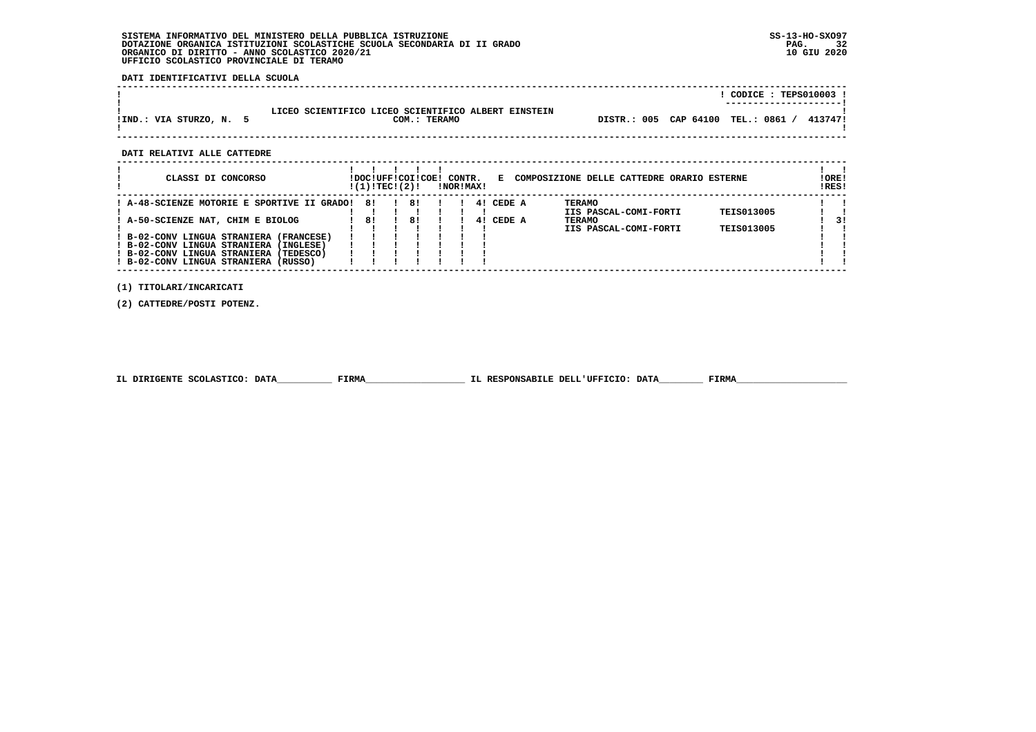SISTEMA INFORMATIVO DEL MINISTERO DELLA PUBBLICA ISTRUZIONE
DOTAZIONE ORGANICA ISTITUZIONI SCOLASTICHE SCUOLA SECONDARIA DI II GRADO
ORGANICO DI DIRITTO - ANNO SCOLASTICO 2020/21
UFFICIO SCOLASTICO PROVINCIALE DI TERAMO

SS-13-HO-SXO97
10 GIU 2020

**DATI IDENTIFICATIVI DELLA SCUOLA**

| | |
|---|---|
| | CODICE : TEPS010003 |
| LICEO SCIENTIFICO LICEO SCIENTIFICO ALBERT EINSTEIN | |
| IND.: VIA STURZO, N. 5 — COM.: TERAMO | DISTR.: 005 CAP 64100 TEL.: 0861 / 413747 |

**DATI RELATIVI ALLE CATTEDRE**

| CLASSI DI CONCORSO | DOC (1) | UFF TEC | COI (2) | COE | CONTR. NOR | CONTR. MAX | E COMPOSIZIONE DELLE CATTEDRE ORARIO ESTERNE | | | ORE RES |
|---|---|---|---|---|---|---|---|---|---|---|
| A-48-SCIENZE MOTORIE E SPORTIVE II GRADO | 8 | | 8 | | | 4 | CEDE A | TERAMO IIS PASCAL-COMI-FORTI | TEIS013005 | |
| A-50-SCIENZE NAT, CHIM E BIOLOG | 8 | | 8 | | | 4 | CEDE A | TERAMO IIS PASCAL-COMI-FORTI | TEIS013005 | 3 |
| B-02-CONV LINGUA STRANIERA (FRANCESE) | | | | | | | | | | |
| B-02-CONV LINGUA STRANIERA (INGLESE) | | | | | | | | | | |
| B-02-CONV LINGUA STRANIERA (TEDESCO) | | | | | | | | | | |
| B-02-CONV LINGUA STRANIERA (RUSSO) | | | | | | | | | | |

(1) TITOLARI/INCARICATI

(2) CATTEDRE/POSTI POTENZ.

IL DIRIGENTE SCOLASTICO: DATA__________ FIRMA__________________ IL RESPONSABILE DELL'UFFICIO: DATA________ FIRMA____________________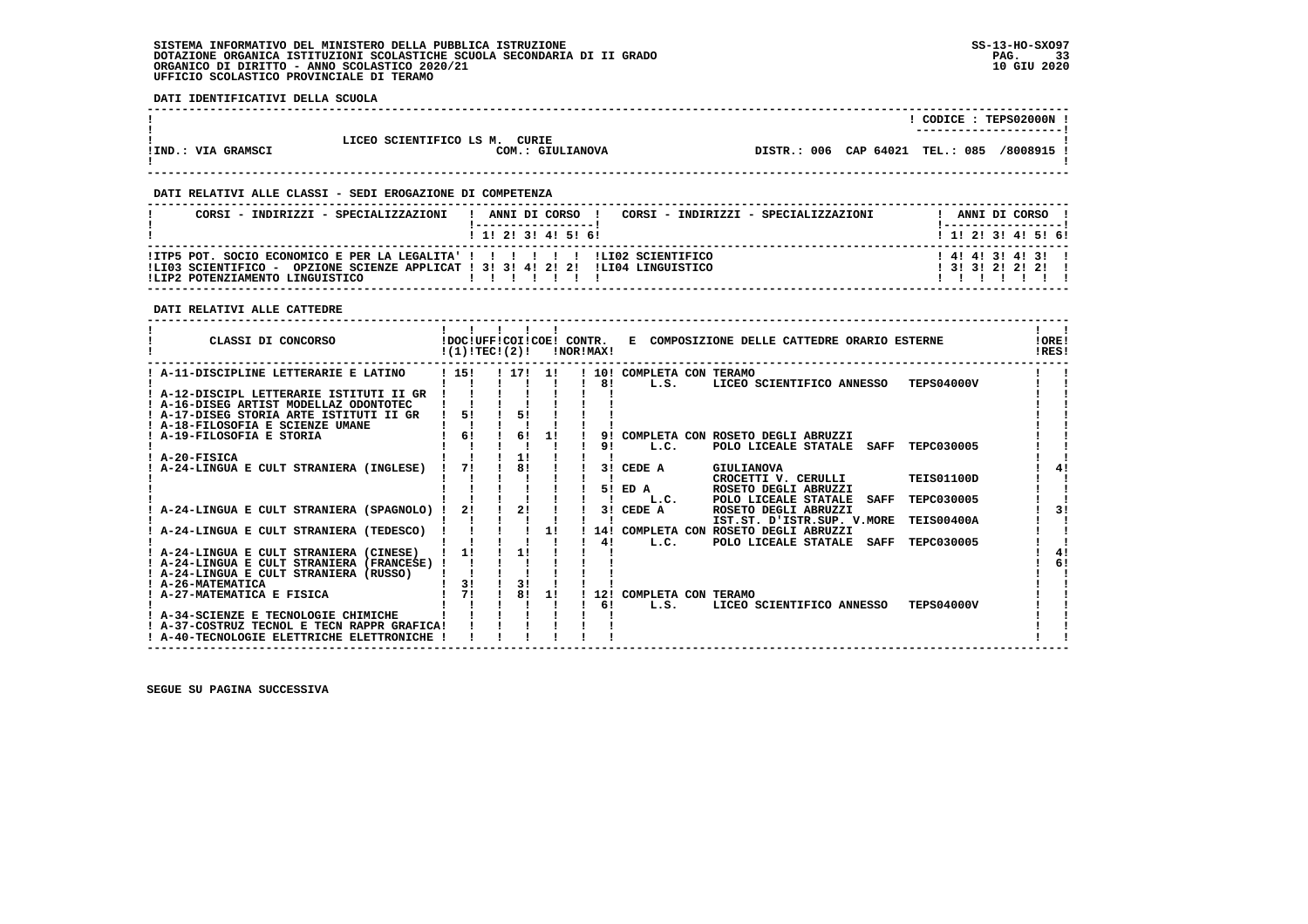**SISTEMA INFORMATIVO DEL MINISTERO DELLA PUBBLICA ISTRUZIONE**
**DOTAZIONE ORGANICA ISTITUZIONI SCOLASTICHE SCUOLA SECONDARIA DI II GRADO**
**ORGANICO DI DIRITTO - ANNO SCOLASTICO 2020/21**
**UFFICIO SCOLASTICO PROVINCIALE DI TERAMO**

SS-13-HO-SXO97
10 GIU 2020

**DATI IDENTIFICATIVI DELLA SCUOLA**

| | | CODICE : TEPS02000N |
|---|---|---|
| LICEO SCIENTIFICO LS M. CURIE | | |
| IND.: VIA GRAMSCI | COM.: GIULIANOVA | DISTR.: 006 CAP 64021 TEL.: 085 /8008915 |

**DATI RELATIVI ALLE CLASSI - SEDI EROGAZIONE DI COMPETENZA**

| CORSI - INDIRIZZI - SPECIALIZZAZIONI | 1 | 2 | 3 | 4 | 5 | 6 | CORSI - INDIRIZZI - SPECIALIZZAZIONI | 1 | 2 | 3 | 4 | 5 | 6 |
|---|---|---|---|---|---|---|---|---|---|---|---|---|---|
| ITP5 POT. SOCIO ECONOMICO E PER LA LEGALITA' | | | | | | | LI02 SCIENTIFICO | 4 | 4 | 3 | 4 | 3 | |
| LI03 SCIENTIFICO - OPZIONE SCIENZE APPLICAT | 3 | 3 | 4 | 2 | 2 | | LI04 LINGUISTICO | 3 | 3 | 2 | 2 | 2 | |
| LIP2 POTENZIAMENTO LINGUISTICO | | | | | | | | | | | | | |

**DATI RELATIVI ALLE CATTEDRE**

| CLASSI DI CONCORSO | DOC (1) | UFF TEC | COI (2) | COE | CONTR. NOR | CONTR. MAX | E COMPOSIZIONE DELLE CATTEDRE ORARIO ESTERNE | ORE RES |
|---|---|---|---|---|---|---|---|---|
| A-11-DISCIPLINE LETTERARIE E LATINO | 15 | | 17 | 1 | 10 | | COMPLETA CON TERAMO | |
| | | | | | | 8 | L.S. LICEO SCIENTIFICO ANNESSO TEPS04000V | |
| A-12-DISCIPL LETTERARIE ISTITUTI II GR | | | | | | | | |
| A-16-DISEG ARTIST MODELLAZ ODONTOTEC | | | | | | | | |
| A-17-DISEG STORIA ARTE ISTITUTI II GR | 5 | | 5 | | | | | |
| A-18-FILOSOFIA E SCIENZE UMANE | | | | | | | | |
| A-19-FILOSOFIA E STORIA | 6 | | 6 | 1 | | 9 | COMPLETA CON ROSETO DEGLI ABRUZZI | |
| | | | | | | 9 | L.C. POLO LICEALE STATALE SAFF TEPC030005 | |
| A-20-FISICA | | | 1 | | | | | |
| A-24-LINGUA E CULT STRANIERA (INGLESE) | 7 | | 8 | | | 3 | CEDE A GIULIANOVA | 4 |
| | | | | | | | CROCETTI V. CERULLI TEIS01100D | |
| | | | | | | 5 | ED A ROSETO DEGLI ABRUZZI | |
| | | | | | | | L.C. POLO LICEALE STATALE SAFF TEPC030005 | |
| A-24-LINGUA E CULT STRANIERA (SPAGNOLO) | 2 | | 2 | | | 3 | CEDE A ROSETO DEGLI ABRUZZI | 3 |
| | | | | | | | IST.ST. D'ISTR.SUP. V.MORE TEIS00400A | |
| A-24-LINGUA E CULT STRANIERA (TEDESCO) | | | | 1 | 14 | | COMPLETA CON ROSETO DEGLI ABRUZZI | |
| | | | | | | 4 | L.C. POLO LICEALE STATALE SAFF TEPC030005 | |
| A-24-LINGUA E CULT STRANIERA (CINESE) | 1 | | 1 | | | | | 4 |
| A-24-LINGUA E CULT STRANIERA (FRANCESE) | | | | | | | | 6 |
| A-24-LINGUA E CULT STRANIERA (RUSSO) | | | | | | | | |
| A-26-MATEMATICA | 3 | | 3 | | | | | |
| A-27-MATEMATICA E FISICA | 7 | | 8 | 1 | 12 | | COMPLETA CON TERAMO | |
| | | | | | | 6 | L.S. LICEO SCIENTIFICO ANNESSO TEPS04000V | |
| A-34-SCIENZE E TECNOLOGIE CHIMICHE | | | | | | | | |
| A-37-COSTRUZ TECNOL E TECN RAPPR GRAFICA | | | | | | | | |
| A-40-TECNOLOGIE ELETTRICHE ELETTRONICHE | | | | | | | | |

**SEGUE SU PAGINA SUCCESSIVA**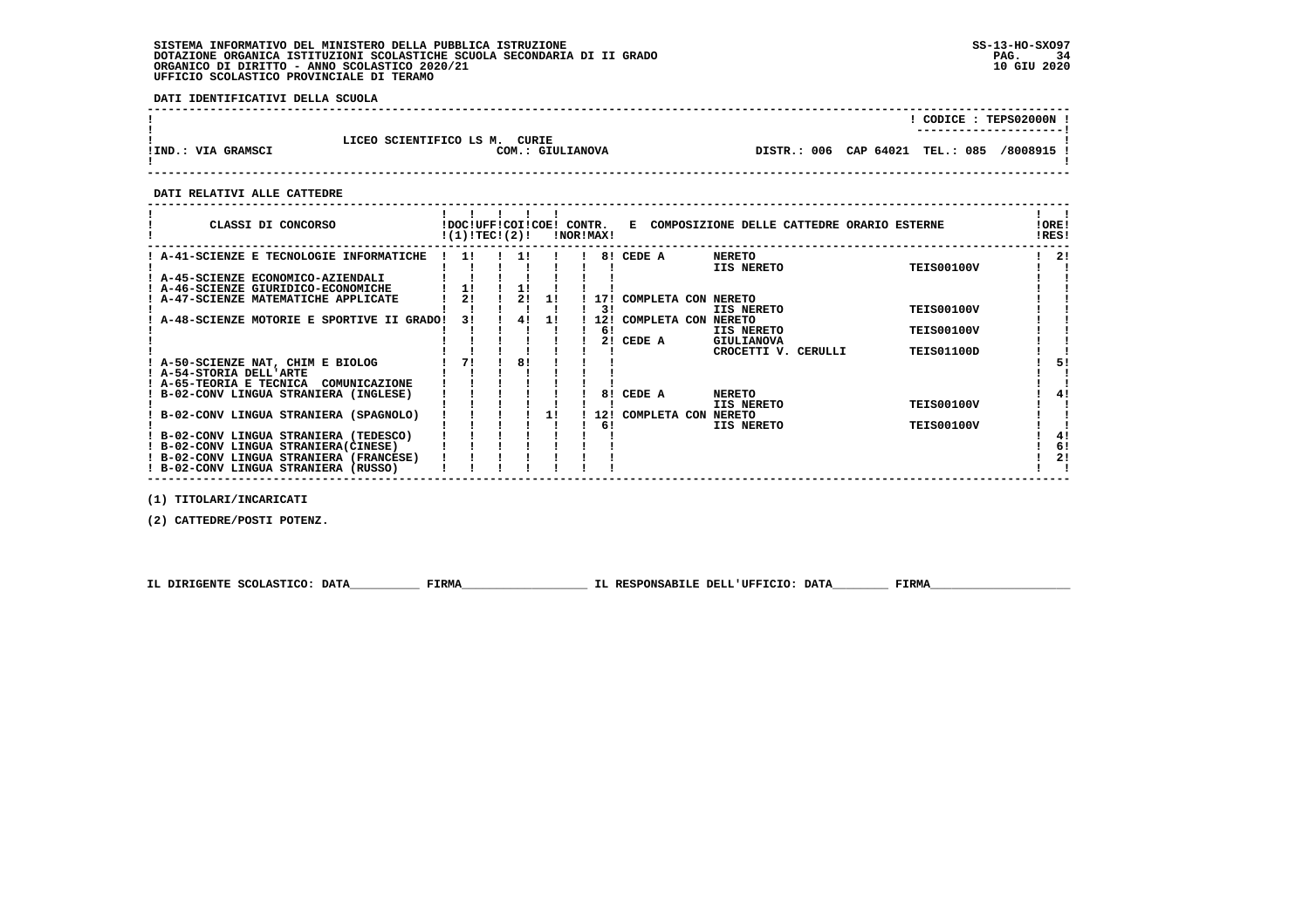SISTEMA INFORMATIVO DEL MINISTERO DELLA PUBBLICA ISTRUZIONE
DOTAZIONE ORGANICA ISTITUZIONI SCOLASTICHE SCUOLA SECONDARIA DI II GRADO
ORGANICO DI DIRITTO - ANNO SCOLASTICO 2020/21
UFFICIO SCOLASTICO PROVINCIALE DI TERAMO

SS-13-HO-SXO97
10 GIU 2020

**DATI IDENTIFICATIVI DELLA SCUOLA**

| | | |
|---|---|---|
| | | CODICE : TEPS02000N |
| | LICEO SCIENTIFICO LS M. CURIE | |
| IND.: VIA GRAMSCI | COM.: GIULIANOVA | DISTR.: 006 CAP 64021 TEL.: 085 /8008915 |

**DATI RELATIVI ALLE CATTEDRE**

| CLASSI DI CONCORSO | DOC (1) | UFF TEC | COI (2) | COE | CONTR. NOR | CONTR. MAX | E COMPOSIZIONE DELLE CATTEDRE ORARIO ESTERNE | | | ORE RES |
|---|---|---|---|---|---|---|---|---|---|---|
| A-41-SCIENZE E TECNOLOGIE INFORMATICHE | 1 | | 1 | | | 8 | CEDE A | NERETO | | 2 |
| | | | | | | | | IIS NERETO | TEIS00100V | |
| A-45-SCIENZE ECONOMICO-AZIENDALI | | | | | | | | | | |
| A-46-SCIENZE GIURIDICO-ECONOMICHE | 1 | | 1 | | | | | | | |
| A-47-SCIENZE MATEMATICHE APPLICATE | 2 | | 2 | 1 | | 17 | COMPLETA CON | NERETO | | |
| | | | | | | 3 | | IIS NERETO | TEIS00100V | |
| A-48-SCIENZE MOTORIE E SPORTIVE II GRADO | 3 | | 4 | 1 | | 12 | COMPLETA CON | NERETO | | |
| | | | | | | 6 | | IIS NERETO | TEIS00100V | |
| | | | | | | 2 | CEDE A | GIULIANOVA | | |
| | | | | | | | | CROCETTI V. CERULLI | TEIS01100D | |
| A-50-SCIENZE NAT, CHIM E BIOLOG | 7 | | 8 | | | | | | | 5 |
| A-54-STORIA DELL'ARTE | | | | | | | | | | |
| A-65-TEORIA E TECNICA COMUNICAZIONE | | | | | | | | | | |
| B-02-CONV LINGUA STRANIERA (INGLESE) | | | | | | 8 | CEDE A | NERETO | | 4 |
| | | | | | | | | IIS NERETO | TEIS00100V | |
| B-02-CONV LINGUA STRANIERA (SPAGNOLO) | | | | 1 | | 12 | COMPLETA CON | NERETO | | |
| | | | | | | 6 | | IIS NERETO | TEIS00100V | |
| B-02-CONV LINGUA STRANIERA (TEDESCO) | | | | | | | | | | 4 |
| B-02-CONV LINGUA STRANIERA(CINESE) | | | | | | | | | | 6 |
| B-02-CONV LINGUA STRANIERA (FRANCESE) | | | | | | | | | | 2 |
| B-02-CONV LINGUA STRANIERA (RUSSO) | | | | | | | | | | |

(1) TITOLARI/INCARICATI

(2) CATTEDRE/POSTI POTENZ.

IL DIRIGENTE SCOLASTICO: DATA__________ FIRMA__________________ IL RESPONSABILE DELL'UFFICIO: DATA________ FIRMA____________________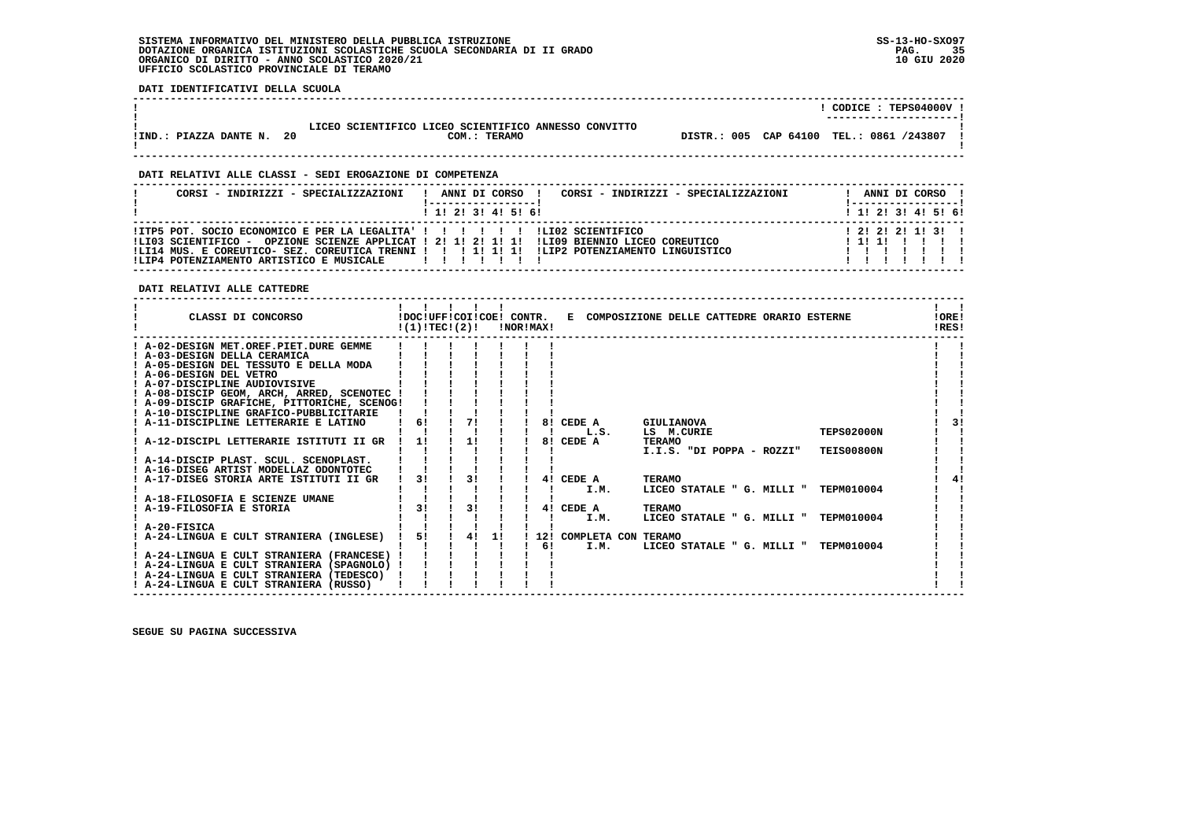SISTEMA INFORMATIVO DEL MINISTERO DELLA PUBBLICA ISTRUZIONE
DOTAZIONE ORGANICA ISTITUZIONI SCOLASTICHE SCUOLA SECONDARIA DI II GRADO
ORGANICO DI DIRITTO - ANNO SCOLASTICO 2020/21
UFFICIO SCOLASTICO PROVINCIALE DI TERAMO

SS-13-HO-SXO97
10 GIU 2020

**DATI IDENTIFICATIVI DELLA SCUOLA**

CODICE : TEPS04000V

LICEO SCIENTIFICO LICEO SCIENTIFICO ANNESSO CONVITTO
IND.: PIAZZA DANTE N. 20 — COM.: TERAMO — DISTR.: 005 CAP 64100 TEL.: 0861 /243807

**DATI RELATIVI ALLE CLASSI - SEDI EROGAZIONE DI COMPETENZA**

| CORSI - INDIRIZZI - SPECIALIZZAZIONI | 1 | 2 | 3 | 4 | 5 | 6 | CORSI - INDIRIZZI - SPECIALIZZAZIONI | 1 | 2 | 3 | 4 | 5 | 6 |
|---|---|---|---|---|---|---|---|---|---|---|---|---|---|
| ITP5 POT. SOCIO ECONOMICO E PER LA LEGALITA' | | | | | | | LI02 SCIENTIFICO | 2 | 2 | 2 | 1 | 3 | |
| LI03 SCIENTIFICO - OPZIONE SCIENZE APPLICAT | 2 | 1 | 2 | 1 | 1 | | LI09 BIENNIO LICEO COREUTICO | 1 | 1 | | | | |
| LI14 MUS. E COREUTICO- SEZ. COREUTICA TRENNI | | | 1 | 1 | 1 | | LIP2 POTENZIAMENTO LINGUISTICO | | | | | | |
| LIP4 POTENZIAMENTO ARTISTICO E MUSICALE | | | | | | | | | | | | | |

**DATI RELATIVI ALLE CATTEDRE**

| CLASSI DI CONCORSO | DOC (1) | UFF TEC (2) | COI | COE | CONTR. NOR | CONTR. MAX | E COMPOSIZIONE DELLE CATTEDRE ORARIO ESTERNE | ORE RES |
|---|---|---|---|---|---|---|---|---|
| A-02-DESIGN MET.OREF.PIET.DURE GEMME | | | | | | | | |
| A-03-DESIGN DELLA CERAMICA | | | | | | | | |
| A-05-DESIGN DEL TESSUTO E DELLA MODA | | | | | | | | |
| A-06-DESIGN DEL VETRO | | | | | | | | |
| A-07-DISCIPLINE AUDIOVISIVE | | | | | | | | |
| A-08-DISCIP GEOM, ARCH, ARRED, SCENOTEC | | | | | | | | |
| A-09-DISCIP GRAFICHE, PITTORICHE, SCENOG | | | | | | | | |
| A-10-DISCIPLINE GRAFICO-PUBBLICITARIE | | | | | | | | |
| A-11-DISCIPLINE LETTERARIE E LATINO | 6 | | 7 | | | 8 | CEDE A GIULIANOVA L.S. LS M.CURIE TEPS02000N | 3 |
| A-12-DISCIPL LETTERARIE ISTITUTI II GR | 1 | | 1 | | | 8 | CEDE A TERAMO I.I.S. "DI POPPA - ROZZI" TEIS00800N | |
| A-14-DISCIP PLAST. SCUL. SCENOPLAST. | | | | | | | | |
| A-16-DISEG ARTIST MODELLAZ ODONTOTEC | | | | | | | | |
| A-17-DISEG STORIA ARTE ISTITUTI II GR | 3 | | 3 | | | 4 | CEDE A TERAMO I.M. LICEO STATALE " G. MILLI " TEPM010004 | 4 |
| A-18-FILOSOFIA E SCIENZE UMANE | | | | | | | | |
| A-19-FILOSOFIA E STORIA | 3 | | 3 | | | 4 | CEDE A TERAMO I.M. LICEO STATALE " G. MILLI " TEPM010004 | |
| A-20-FISICA | | | | | | | | |
| A-24-LINGUA E CULT STRANIERA (INGLESE) | 5 | | 4 | 1 | | 12 / 6 | COMPLETA CON TERAMO I.M. LICEO STATALE " G. MILLI " TEPM010004 | |
| A-24-LINGUA E CULT STRANIERA (FRANCESE) | | | | | | | | |
| A-24-LINGUA E CULT STRANIERA (SPAGNOLO) | | | | | | | | |
| A-24-LINGUA E CULT STRANIERA (TEDESCO) | | | | | | | | |
| A-24-LINGUA E CULT STRANIERA (RUSSO) | | | | | | | | |

SEGUE SU PAGINA SUCCESSIVA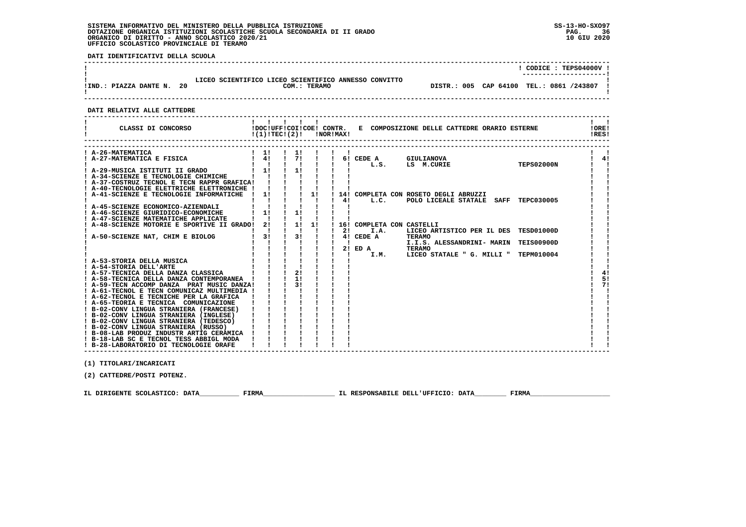SISTEMA INFORMATIVO DEL MINISTERO DELLA PUBBLICA ISTRUZIONE
DOTAZIONE ORGANICA ISTITUZIONI SCOLASTICHE SCUOLA SECONDARIA DI II GRADO
ORGANICO DI DIRITTO - ANNO SCOLASTICO 2020/21
UFFICIO SCOLASTICO PROVINCIALE DI TERAMO

SS-13-HO-SXO97
10 GIU 2020

**DATI IDENTIFICATIVI DELLA SCUOLA**

CODICE : TEPS04000V

LICEO SCIENTIFICO LICEO SCIENTIFICO ANNESSO CONVITTO

IND.: PIAZZA DANTE N. 20 — COM.: TERAMO — DISTR.: 005 CAP 64100 TEL.: 0861 /243807

**DATI RELATIVI ALLE CATTEDRE**

| CLASSI DI CONCORSO | DOC (1) | UFF TEC | COI (2) | COE | CONTR. NOR | CONTR. MAX | E COMPOSIZIONE DELLE CATTEDRE ORARIO ESTERNE | ORE RES |
|---|---|---|---|---|---|---|---|---|
| A-26-MATEMATICA | 1 | | 1 | | | | | |
| A-27-MATEMATICA E FISICA | 4 | | 7 | | | 6 | CEDE A GIULIANOVA L.S. LS M.CURIE TEPS02000N | 4 |
| A-29-MUSICA ISTITUTI II GRADO | 1 | | 1 | | | | | |
| A-34-SCIENZE E TECNOLOGIE CHIMICHE | | | | | | | | |
| A-37-COSTRUZ TECNOL E TECN RAPPR GRAFICA | | | | | | | | |
| A-40-TECNOLOGIE ELETTRICHE ELETTRONICHE | | | | | | | | |
| A-41-SCIENZE E TECNOLOGIE INFORMATICHE | 1 | | | 1 | | 14 / 4 | COMPLETA CON ROSETO DEGLI ABRUZZI L.C. POLO LICEALE STATALE SAFF TEPC030005 | |
| A-45-SCIENZE ECONOMICO-AZIENDALI | | | | | | | | |
| A-46-SCIENZE GIURIDICO-ECONOMICHE | 1 | | 1 | | | | | |
| A-47-SCIENZE MATEMATICHE APPLICATE | | | | | | | | |
| A-48-SCIENZE MOTORIE E SPORTIVE II GRADO | 2 | | 1 | 1 | | 16 / 2 | COMPLETA CON CASTELLI I.A. LICEO ARTISTICO PER IL DES TESD01000D | |
| A-50-SCIENZE NAT, CHIM E BIOLOG | 3 | | 3 | | | 4 / 2 | CEDE A TERAMO I.I.S. ALESSANDRINI- MARIN TEIS00900D; ED A TERAMO I.M. LICEO STATALE " G. MILLI " TEPM010004 | |
| A-53-STORIA DELLA MUSICA | | | | | | | | |
| A-54-STORIA DELL'ARTE | | | | | | | | |
| A-57-TECNICA DELLA DANZA CLASSICA | | | 2 | | | | | 4 |
| A-58-TECNICA DELLA DANZA CONTEMPORANEA | | | 1 | | | | | 5 |
| A-59-TECN ACCOMP DANZA PRAT MUSIC DANZA | | | 3 | | | | | 7 |
| A-61-TECNOL E TECN COMUNICAZ MULTIMEDIA | | | | | | | | |
| A-62-TECNOL E TECNICHE PER LA GRAFICA | | | | | | | | |
| A-65-TEORIA E TECNICA COMUNICAZIONE | | | | | | | | |
| B-02-CONV LINGUA STRANIERA (FRANCESE) | | | | | | | | |
| B-02-CONV LINGUA STRANIERA (INGLESE) | | | | | | | | |
| B-02-CONV LINGUA STRANIERA (TEDESCO) | | | | | | | | |
| B-02-CONV LINGUA STRANIERA (RUSSO) | | | | | | | | |
| B-08-LAB PRODUZ INDUSTR ARTIG CERAMICA | | | | | | | | |
| B-18-LAB SC E TECNOL TESS ABBIGL MODA | | | | | | | | |
| B-28-LABORATORIO DI TECNOLOGIE ORAFE | | | | | | | | |

(1) TITOLARI/INCARICATI

(2) CATTEDRE/POSTI POTENZ.

IL DIRIGENTE SCOLASTICO: DATA__________ FIRMA__________________ IL RESPONSABILE DELL'UFFICIO: DATA________ FIRMA____________________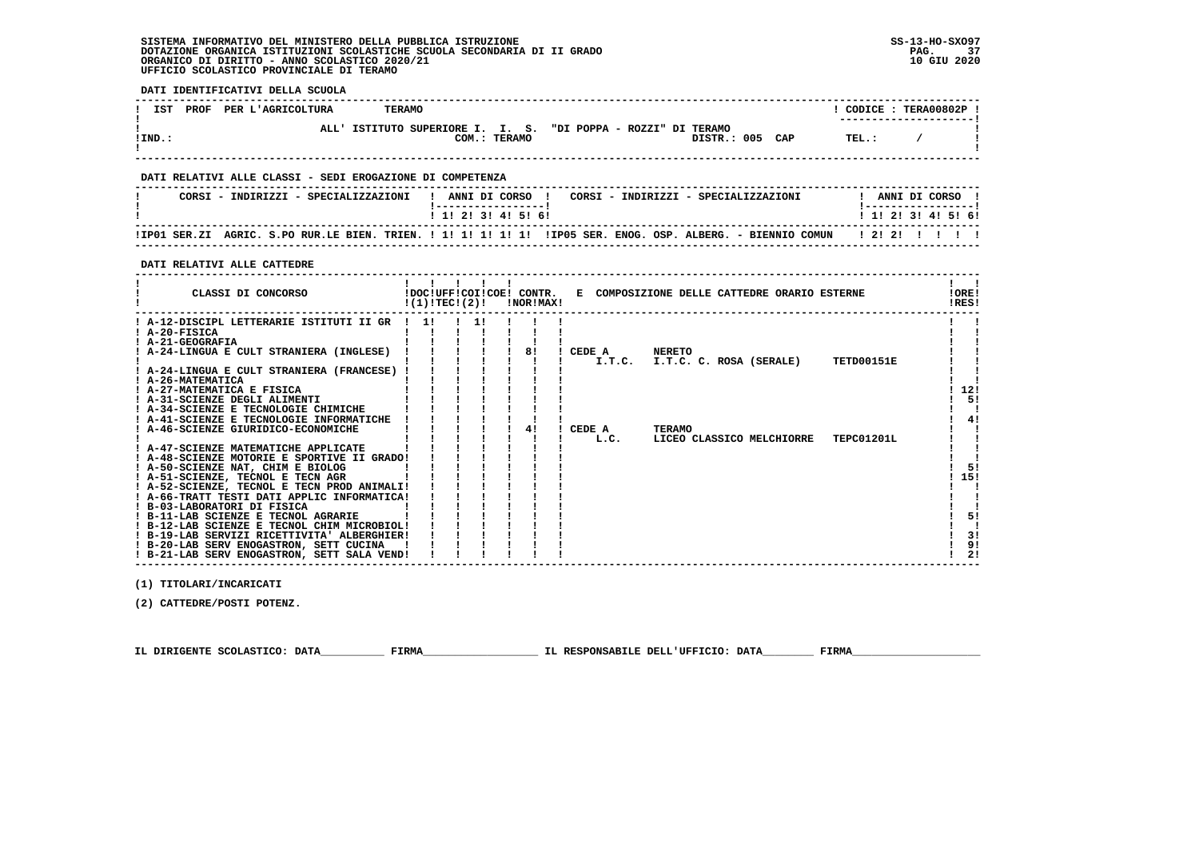SISTEMA INFORMATIVO DEL MINISTERO DELLA PUBBLICA ISTRUZIONE
DOTAZIONE ORGANICA ISTITUZIONI SCOLASTICHE SCUOLA SECONDARIA DI II GRADO
ORGANICO DI DIRITTO - ANNO SCOLASTICO 2020/21
UFFICIO SCOLASTICO PROVINCIALE DI TERAMO

SS-13-HO-SXO97
10 GIU 2020

**DATI IDENTIFICATIVI DELLA SCUOLA**

| IST PROF PER L'AGRICOLTURA | TERAMO | ! CODICE : TERA00802P ! |
|---|---|---|
| | ALL' ISTITUTO SUPERIORE I. I. S. "DI POPPA - ROZZI" DI TERAMO | |
| !IND.: | COM.: TERAMO DISTR.: 005 CAP | TEL.: / |

**DATI RELATIVI ALLE CLASSI - SEDI EROGAZIONE DI COMPETENZA**

| CORSI - INDIRIZZI - SPECIALIZZAZIONI | 1 | 2 | 3 | 4 | 5 | 6 | CORSI - INDIRIZZI - SPECIALIZZAZIONI | 1 | 2 | 3 | 4 | 5 | 6 |
|---|---|---|---|---|---|---|---|---|---|---|---|---|---|
| IP01 SER.ZI AGRIC. S.PO RUR.LE BIEN. TRIEN. | 1 | 1 | 1 | 1 | 1 | | IP05 SER. ENOG. OSP. ALBERG. - BIENNIO COMUN | 2 | 2 | | | | |

**DATI RELATIVI ALLE CATTEDRE**

| CLASSI DI CONCORSO | DOC (1) | UFF TEC (2) | COI | COE | CONTR. NOR | CONTR. MAX | E COMPOSIZIONE DELLE CATTEDRE ORARIO ESTERNE | ORE RES |
|---|---|---|---|---|---|---|---|---|
| A-12-DISCIPL LETTERARIE ISTITUTI II GR | 1 | | 1 | | | | | |
| A-20-FISICA | | | | | | | | |
| A-21-GEOGRAFIA | | | | | | | | |
| A-24-LINGUA E CULT STRANIERA (INGLESE) | | | | | 8 | | CEDE A NERETO I.T.C. I.T.C. C. ROSA (SERALE) TETD00151E | |
| A-24-LINGUA E CULT STRANIERA (FRANCESE) | | | | | | | | |
| A-26-MATEMATICA | | | | | | | | |
| A-27-MATEMATICA E FISICA | | | | | | | | 12 |
| A-31-SCIENZE DEGLI ALIMENTI | | | | | | | | 5 |
| A-34-SCIENZE E TECNOLOGIE CHIMICHE | | | | | | | | |
| A-41-SCIENZE E TECNOLOGIE INFORMATICHE | | | | | | | | 4 |
| A-46-SCIENZE GIURIDICO-ECONOMICHE | | | | | 4 | | CEDE A TERAMO L.C. LICEO CLASSICO MELCHIORRE TEPC01201L | |
| A-47-SCIENZE MATEMATICHE APPLICATE | | | | | | | | |
| A-48-SCIENZE MOTORIE E SPORTIVE II GRADO | | | | | | | | |
| A-50-SCIENZE NAT, CHIM E BIOLOG | | | | | | | | 5 |
| A-51-SCIENZE, TECNOL E TECN AGR | | | | | | | | 15 |
| A-52-SCIENZE, TECNOL E TECN PROD ANIMALI | | | | | | | | |
| A-66-TRATT TESTI DATI APPLIC INFORMATICA | | | | | | | | |
| B-03-LABORATORI DI FISICA | | | | | | | | |
| B-11-LAB SCIENZE E TECNOL AGRARIE | | | | | | | | 5 |
| B-12-LAB SCIENZE E TECNOL CHIM MICROBIOL | | | | | | | | |
| B-19-LAB SERVIZI RICETTIVITA' ALBERGHIER | | | | | | | | 3 |
| B-20-LAB SERV ENOGASTRON, SETT CUCINA | | | | | | | | 9 |
| B-21-LAB SERV ENOGASTRON, SETT SALA VEND | | | | | | | | 2 |

(1) TITOLARI/INCARICATI

(2) CATTEDRE/POSTI POTENZ.

IL DIRIGENTE SCOLASTICO: DATA__________ FIRMA__________________ IL RESPONSABILE DELL'UFFICIO: DATA________ FIRMA____________________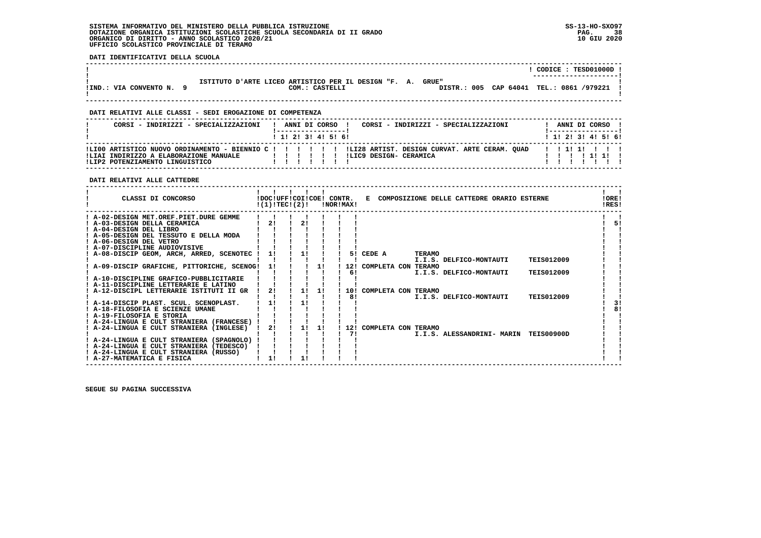SISTEMA INFORMATIVO DEL MINISTERO DELLA PUBBLICA ISTRUZIONE
DOTAZIONE ORGANICA ISTITUZIONI SCOLASTICHE SCUOLA SECONDARIA DI II GRADO
ORGANICO DI DIRITTO - ANNO SCOLASTICO 2020/21
UFFICIO SCOLASTICO PROVINCIALE DI TERAMO

SS-13-HO-SXO97
10 GIU 2020

**DATI IDENTIFICATIVI DELLA SCUOLA**

CODICE : TESD01000D

ISTITUTO D'ARTE LICEO ARTISTICO PER IL DESIGN "F. A. GRUE"
IND.: VIA CONVENTO N. 9 — COM.: CASTELLI — DISTR.: 005 CAP 64041 TEL.: 0861 /979221

**DATI RELATIVI ALLE CLASSI - SEDI EROGAZIONE DI COMPETENZA**

| CORSI - INDIRIZZI - SPECIALIZZAZIONI | 1 | 2 | 3 | 4 | 5 | 6 | CORSI - INDIRIZZI - SPECIALIZZAZIONI | 1 | 2 | 3 | 4 | 5 | 6 |
|---|---|---|---|---|---|---|---|---|---|---|---|---|---|
| LI00 ARTISTICO NUOVO ORDINAMENTO - BIENNIO C | | | | | | | LI28 ARTIST. DESIGN CURVAT. ARTE CERAM. QUAD | | 1 | 1 | | | |
| LIAI INDIRIZZO A ELABORAZIONE MANUALE | | | | | | | LIC9 DESIGN- CERAMICA | | | | 1 | 1 | |
| LIP2 POTENZIAMENTO LINGUISTICO | | | | | | | | | | | | | |

**DATI RELATIVI ALLE CATTEDRE**

| CLASSI DI CONCORSO | DOC (1) | UFF TEC | COI (2) | COE | CONTR. NOR | CONTR. MAX | E COMPOSIZIONE DELLE CATTEDRE ORARIO ESTERNE | ORE RES |
|---|---|---|---|---|---|---|---|---|
| A-02-DESIGN MET.OREF.PIET.DURE GEMME | | | | | | | | |
| A-03-DESIGN DELLA CERAMICA | 2 | | 2 | | | | | 5 |
| A-04-DESIGN DEL LIBRO | | | | | | | | |
| A-05-DESIGN DEL TESSUTO E DELLA MODA | | | | | | | | |
| A-06-DESIGN DEL VETRO | | | | | | | | |
| A-07-DISCIPLINE AUDIOVISIVE | | | | | | | | |
| A-08-DISCIP GEOM, ARCH, ARRED, SCENOTEC | 1 | | 1 | | | 5 | CEDE A TERAMO I.I.S. DELFICO-MONTAUTI TEIS012009 | |
| A-09-DISCIP GRAFICHE, PITTORICHE, SCENOG | 1 | | | 1 | | 12 / 6 | COMPLETA CON TERAMO I.I.S. DELFICO-MONTAUTI TEIS012009 | |
| A-10-DISCIPLINE GRAFICO-PUBBLICITARIE | | | | | | | | |
| A-11-DISCIPLINE LETTERARIE E LATINO | | | | | | | | |
| A-12-DISCIPL LETTERARIE ISTITUTI II GR | 2 | | 1 | 1 | | 10 / 8 | COMPLETA CON TERAMO I.I.S. DELFICO-MONTAUTI TEIS012009 | |
| A-14-DISCIP PLAST. SCUL. SCENOPLAST. | 1 | | 1 | | | | | 3 |
| A-18-FILOSOFIA E SCIENZE UMANE | | | | | | | | 8 |
| A-19-FILOSOFIA E STORIA | | | | | | | | |
| A-24-LINGUA E CULT STRANIERA (FRANCESE) | | | | | | | | |
| A-24-LINGUA E CULT STRANIERA (INGLESE) | 2 | | 1 | 1 | | 12 / 7 | COMPLETA CON TERAMO I.I.S. ALESSANDRINI- MARIN TEIS00900D | |
| A-24-LINGUA E CULT STRANIERA (SPAGNOLO) | | | | | | | | |
| A-24-LINGUA E CULT STRANIERA (TEDESCO) | | | | | | | | |
| A-24-LINGUA E CULT STRANIERA (RUSSO) | | | | | | | | |
| A-27-MATEMATICA E FISICA | 1 | | 1 | | | | | |

SEGUE SU PAGINA SUCCESSIVA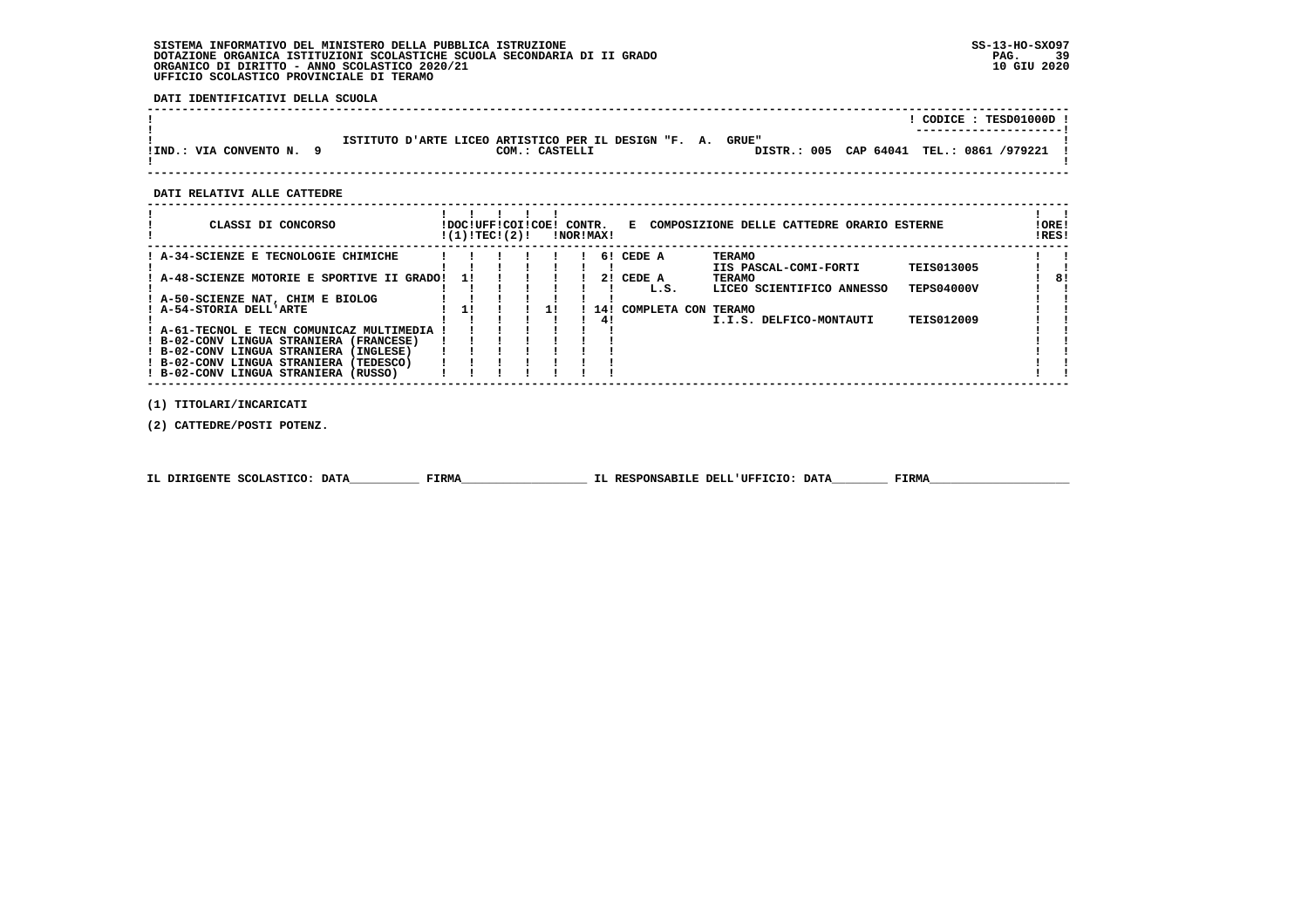SISTEMA INFORMATIVO DEL MINISTERO DELLA PUBBLICA ISTRUZIONE
DOTAZIONE ORGANICA ISTITUZIONI SCOLASTICHE SCUOLA SECONDARIA DI II GRADO
ORGANICO DI DIRITTO - ANNO SCOLASTICO 2020/21
UFFICIO SCOLASTICO PROVINCIALE DI TERAMO

SS-13-HO-SXO97
10 GIU 2020

**DATI IDENTIFICATIVI DELLA SCUOLA**

CODICE : TESD01000D

ISTITUTO D'ARTE LICEO ARTISTICO PER IL DESIGN "F. A. GRUE"

IND.: VIA CONVENTO N. 9 — COM.: CASTELLI — DISTR.: 005 — CAP 64041 — TEL.: 0861 /979221

**DATI RELATIVI ALLE CATTEDRE**

| CLASSI DI CONCORSO | DOC (1) | UFF TEC | COI (2) | COE | CONTR. NOR | CONTR. MAX | E COMPOSIZIONE DELLE CATTEDRE ORARIO ESTERNE | | | ORE RES |
|---|---|---|---|---|---|---|---|---|---|---|
| A-34-SCIENZE E TECNOLOGIE CHIMICHE | | | | | | 6 | CEDE A | TERAMO | | |
| | | | | | | | | IIS PASCAL-COMI-FORTI | TEIS013005 | |
| A-48-SCIENZE MOTORIE E SPORTIVE II GRADO | 1 | | | | | 2 | CEDE A | TERAMO | | 8 |
| | | | | | | | L.S. | LICEO SCIENTIFICO ANNESSO | TEPS04000V | |
| A-50-SCIENZE NAT, CHIM E BIOLOG | | | | | | | | | | |
| A-54-STORIA DELL'ARTE | 1 | | | 1 | | 14 | COMPLETA CON | TERAMO | | |
| | | | | | | 4 | | I.I.S. DELFICO-MONTAUTI | TEIS012009 | |
| A-61-TECNOL E TECN COMUNICAZ MULTIMEDIA | | | | | | | | | | |
| B-02-CONV LINGUA STRANIERA (FRANCESE) | | | | | | | | | | |
| B-02-CONV LINGUA STRANIERA (INGLESE) | | | | | | | | | | |
| B-02-CONV LINGUA STRANIERA (TEDESCO) | | | | | | | | | | |
| B-02-CONV LINGUA STRANIERA (RUSSO) | | | | | | | | | | |

(1) TITOLARI/INCARICATI

(2) CATTEDRE/POSTI POTENZ.

IL DIRIGENTE SCOLASTICO: DATA__________ FIRMA__________________ IL RESPONSABILE DELL'UFFICIO: DATA________ FIRMA____________________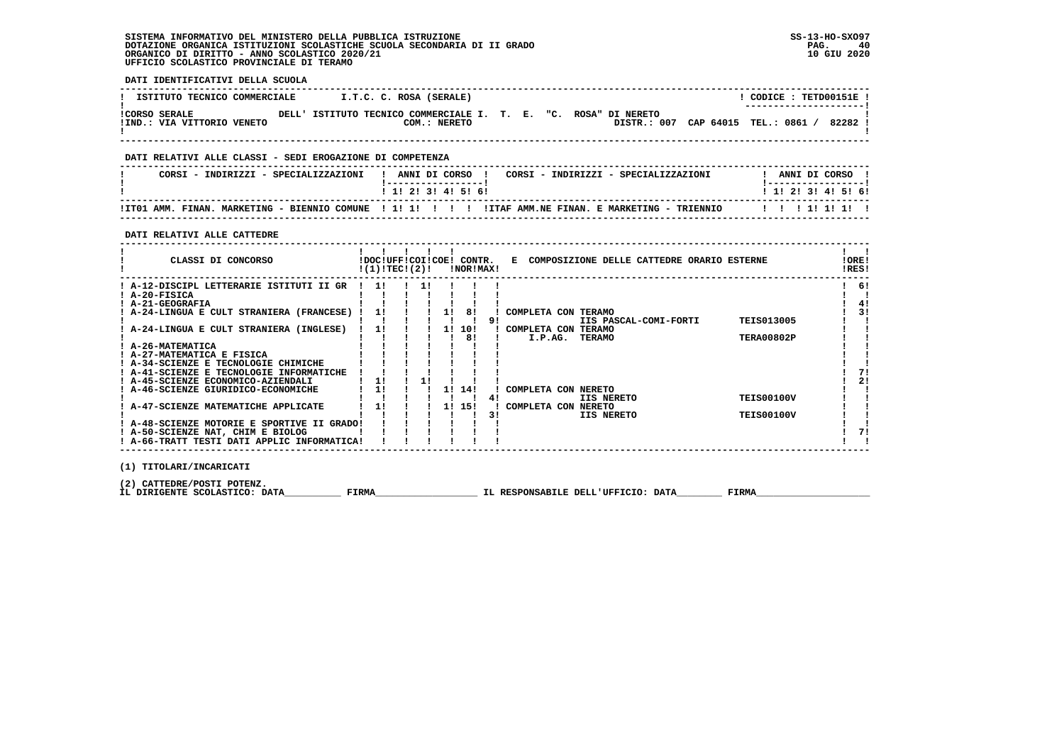SISTEMA INFORMATIVO DEL MINISTERO DELLA PUBBLICA ISTRUZIONE
DOTAZIONE ORGANICA ISTITUZIONI SCOLASTICHE SCUOLA SECONDARIA DI II GRADO
ORGANICO DI DIRITTO - ANNO SCOLASTICO 2020/21
UFFICIO SCOLASTICO PROVINCIALE DI TERAMO

SS-13-HO-SXO97
10 GIU 2020

**DATI IDENTIFICATIVI DELLA SCUOLA**

| | | |
|---|---|---|
| ISTITUTO TECNICO COMMERCIALE | I.T.C. C. ROSA (SERALE) | CODICE : TETD00151E |
| CORSO SERALE | DELL' ISTITUTO TECNICO COMMERCIALE I. T. E. "C. ROSA" DI NERETO | |
| IND.: VIA VITTORIO VENETO | COM.: NERETO | DISTR.: 007 CAP 64015 TEL.: 0861 / 82282 |

**DATI RELATIVI ALLE CLASSI - SEDI EROGAZIONE DI COMPETENZA**

| CORSI - INDIRIZZI - SPECIALIZZAZIONI | 1 | 2 | 3 | 4 | 5 | 6 | CORSI - INDIRIZZI - SPECIALIZZAZIONI | 1 | 2 | 3 | 4 | 5 | 6 |
|---|---|---|---|---|---|---|---|---|---|---|---|---|---|
| IT01 AMM. FINAN. MARKETING - BIENNIO COMUNE | 1 | 1 | | | | | ITAF AMM.NE FINAN. E MARKETING - TRIENNIO | | | 1 | 1 | 1 | |

**DATI RELATIVI ALLE CATTEDRE**

| CLASSI DI CONCORSO | DOC (1) | UFF TEC | COI (2) | COE | CONTR. NOR | CONTR. MAX | E COMPOSIZIONE DELLE CATTEDRE ORARIO ESTERNE | | ORE RES |
|---|---|---|---|---|---|---|---|---|---|
| A-12-DISCIPL LETTERARIE ISTITUTI II GR | 1 | | 1 | | | | | | 6 |
| A-20-FISICA | | | | | | | | | |
| A-21-GEOGRAFIA | | | | | | | | | 4 |
| A-24-LINGUA E CULT STRANIERA (FRANCESE) | 1 | | | 1 | 8 | | COMPLETA CON TERAMO | | 3 |
| | | | | | | 9 | IIS PASCAL-COMI-FORTI | TEIS013005 | |
| A-24-LINGUA E CULT STRANIERA (INGLESE) | 1 | | | 1 | 10 | | COMPLETA CON TERAMO | | |
| | | | | | 8 | | I.P.AG. TERAMO | TERA00802P | |
| A-26-MATEMATICA | | | | | | | | | |
| A-27-MATEMATICA E FISICA | | | | | | | | | |
| A-34-SCIENZE E TECNOLOGIE CHIMICHE | | | | | | | | | |
| A-41-SCIENZE E TECNOLOGIE INFORMATICHE | | | | | | | | | 7 |
| A-45-SCIENZE ECONOMICO-AZIENDALI | 1 | | 1 | | | | | | 2 |
| A-46-SCIENZE GIURIDICO-ECONOMICHE | 1 | | | 1 | 14 | | COMPLETA CON NERETO | | |
| | | | | | | 4 | IIS NERETO | TEIS00100V | |
| A-47-SCIENZE MATEMATICHE APPLICATE | 1 | | | 1 | 15 | | COMPLETA CON NERETO | | |
| | | | | | | 3 | IIS NERETO | TEIS00100V | |
| A-48-SCIENZE MOTORIE E SPORTIVE II GRADO | | | | | | | | | |
| A-50-SCIENZE NAT, CHIM E BIOLOG | | | | | | | | | 7 |
| A-66-TRATT TESTI DATI APPLIC INFORMATICA | | | | | | | | | |

(1) TITOLARI/INCARICATI

(2) CATTEDRE/POSTI POTENZ.

IL DIRIGENTE SCOLASTICO: DATA__________ FIRMA__________________ IL RESPONSABILE DELL'UFFICIO: DATA________ FIRMA____________________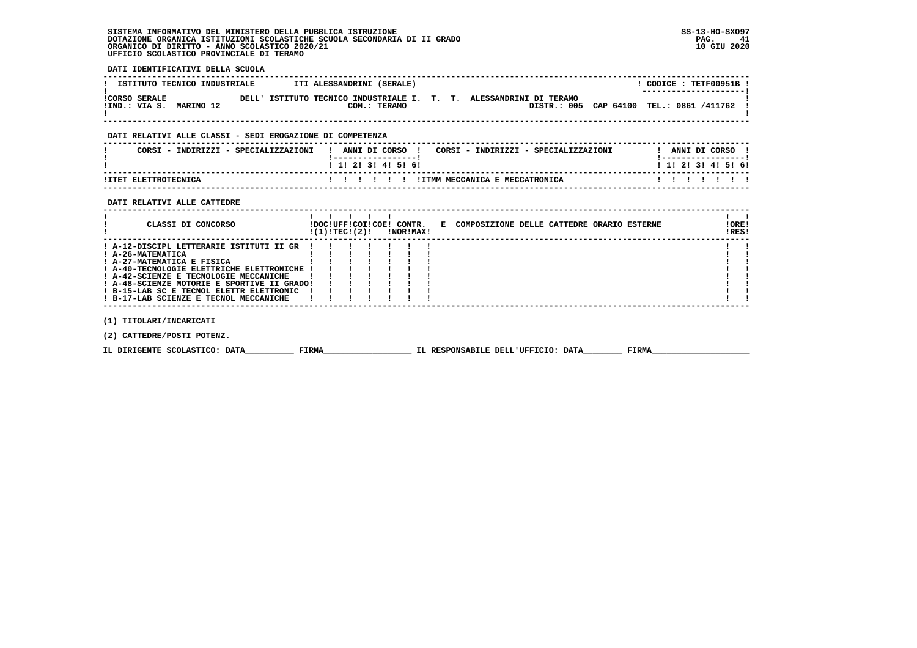SISTEMA INFORMATIVO DEL MINISTERO DELLA PUBBLICA ISTRUZIONE
DOTAZIONE ORGANICA ISTITUZIONI SCOLASTICHE SCUOLA SECONDARIA DI II GRADO
ORGANICO DI DIRITTO - ANNO SCOLASTICO 2020/21
UFFICIO SCOLASTICO PROVINCIALE DI TERAMO

SS-13-HO-SXO97
10 GIU 2020

**DATI IDENTIFICATIVI DELLA SCUOLA**

| ISTITUTO TECNICO INDUSTRIALE | ITI ALESSANDRINI (SERALE) | CODICE : TETF00951B |
|---|---|---|
| CORSO SERALE | DELL' ISTITUTO TECNICO INDUSTRIALE I. T. T. ALESSANDRINI DI TERAMO | |
| IND.: VIA S. MARINO 12 | COM.: TERAMO | DISTR.: 005 CAP 64100 TEL.: 0861 /411762 |

**DATI RELATIVI ALLE CLASSI - SEDI EROGAZIONE DI COMPETENZA**

| CORSI - INDIRIZZI - SPECIALIZZAZIONI | 1 | 2 | 3 | 4 | 5 | 6 | CORSI - INDIRIZZI - SPECIALIZZAZIONI | 1 | 2 | 3 | 4 | 5 | 6 |
|---|---|---|---|---|---|---|---|---|---|---|---|---|---|
| ITET ELETTROTECNICA | | | | | | | ITMM MECCANICA E MECCATRONICA | | | | | | |

**DATI RELATIVI ALLE CATTEDRE**

| CLASSI DI CONCORSO | DOC (1) | UFF TEC | COI (2) | COE | CONTR. NOR | CONTR. MAX | E COMPOSIZIONE DELLE CATTEDRE ORARIO ESTERNE | ORE RES |
|---|---|---|---|---|---|---|---|---|
| A-12-DISCIPL LETTERARIE ISTITUTI II GR | | | | | | | | |
| A-26-MATEMATICA | | | | | | | | |
| A-27-MATEMATICA E FISICA | | | | | | | | |
| A-40-TECNOLOGIE ELETTRICHE ELETTRONICHE | | | | | | | | |
| A-42-SCIENZE E TECNOLOGIE MECCANICHE | | | | | | | | |
| A-48-SCIENZE MOTORIE E SPORTIVE II GRADO | | | | | | | | |
| B-15-LAB SC E TECNOL ELETTR ELETTRONIC | | | | | | | | |
| B-17-LAB SCIENZE E TECNOL MECCANICHE | | | | | | | | |

(1) TITOLARI/INCARICATI

(2) CATTEDRE/POSTI POTENZ.

IL DIRIGENTE SCOLASTICO: DATA__________ FIRMA__________________ IL RESPONSABILE DELL'UFFICIO: DATA________ FIRMA____________________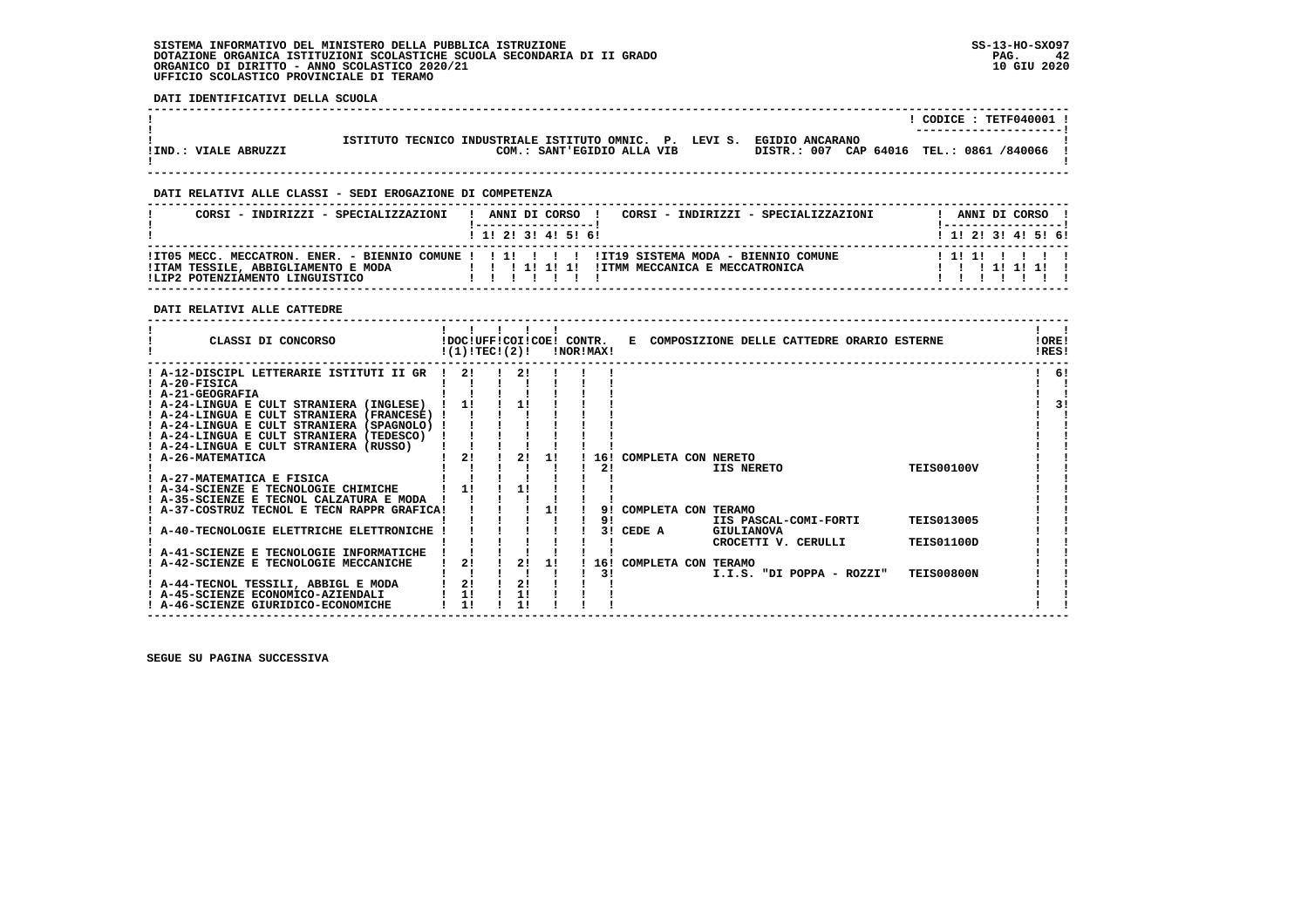SISTEMA INFORMATIVO DEL MINISTERO DELLA PUBBLICA ISTRUZIONE
DOTAZIONE ORGANICA ISTITUZIONI SCOLASTICHE SCUOLA SECONDARIA DI II GRADO
ORGANICO DI DIRITTO - ANNO SCOLASTICO 2020/21
UFFICIO SCOLASTICO PROVINCIALE DI TERAMO

SS-13-HO-SXO97
10 GIU 2020

**DATI IDENTIFICATIVI DELLA SCUOLA**

| | |
|---|---|
| | CODICE : TETF040001 |
| ISTITUTO TECNICO INDUSTRIALE ISTITUTO OMNIC. P. LEVI S. EGIDIO ANCARANO | |
| IND.: VIALE ABRUZZI | COM.: SANT'EGIDIO ALLA VIB — DISTR.: 007 CAP 64016 TEL.: 0861 /840066 |

**DATI RELATIVI ALLE CLASSI - SEDI EROGAZIONE DI COMPETENZA**

| CORSI - INDIRIZZI - SPECIALIZZAZIONI | 1 | 2 | 3 | 4 | 5 | 6 | CORSI - INDIRIZZI - SPECIALIZZAZIONI | 1 | 2 | 3 | 4 | 5 | 6 |
|---|---|---|---|---|---|---|---|---|---|---|---|---|---|
| IT05 MECC. MECCATRON. ENER. - BIENNIO COMUNE | | 1 | | | | | IT19 SISTEMA MODA - BIENNIO COMUNE | 1 | 1 | | | | |
| ITAM TESSILE, ABBIGLIAMENTO E MODA | | | 1 | 1 | 1 | | ITMM MECCANICA E MECCATRONICA | | | 1 | 1 | 1 | |
| LIP2 POTENZIAMENTO LINGUISTICO | | | | | | | | | | | | | |

**DATI RELATIVI ALLE CATTEDRE**

| CLASSI DI CONCORSO | DOC (1) | UFF TEC | COI (2) | COE | CONTR. NOR | CONTR. MAX | E COMPOSIZIONE DELLE CATTEDRE ORARIO ESTERNE | | | ORE RES |
|---|---|---|---|---|---|---|---|---|---|---|
| A-12-DISCIPL LETTERARIE ISTITUTI II GR | 2 | | 2 | | | | | | | 6 |
| A-20-FISICA | | | | | | | | | | |
| A-21-GEOGRAFIA | | | | | | | | | | |
| A-24-LINGUA E CULT STRANIERA (INGLESE) | 1 | | 1 | | | | | | | 3 |
| A-24-LINGUA E CULT STRANIERA (FRANCESE) | | | | | | | | | | |
| A-24-LINGUA E CULT STRANIERA (SPAGNOLO) | | | | | | | | | | |
| A-24-LINGUA E CULT STRANIERA (TEDESCO) | | | | | | | | | | |
| A-24-LINGUA E CULT STRANIERA (RUSSO) | | | | | | | | | | |
| A-26-MATEMATICA | 2 | | 2 | 1 | | 16 | COMPLETA CON NERETO | | | |
| | | | | | | 2 | | IIS NERETO | TEIS00100V | |
| A-27-MATEMATICA E FISICA | | | | | | | | | | |
| A-34-SCIENZE E TECNOLOGIE CHIMICHE | 1 | | 1 | | | | | | | |
| A-35-SCIENZE E TECNOL CALZATURA E MODA | | | | | | | | | | |
| A-37-COSTRUZ TECNOL E TECN RAPPR GRAFICA | | | | 1 | | 9 | COMPLETA CON TERAMO | | | |
| | | | | | | 9 | | IIS PASCAL-COMI-FORTI | TEIS013005 | |
| A-40-TECNOLOGIE ELETTRICHE ELETTRONICHE | | | | | | 3 | CEDE A | GIULIANOVA | | |
| | | | | | | | | CROCETTI V. CERULLI | TEIS01100D | |
| A-41-SCIENZE E TECNOLOGIE INFORMATICHE | | | | | | | | | | |
| A-42-SCIENZE E TECNOLOGIE MECCANICHE | 2 | | 2 | 1 | | 16 | COMPLETA CON TERAMO | | | |
| | | | | | | 3 | | I.I.S. "DI POPPA - ROZZI" | TEIS00800N | |
| A-44-TECNOL TESSILI, ABBIGL E MODA | 2 | | 2 | | | | | | | |
| A-45-SCIENZE ECONOMICO-AZIENDALI | 1 | | 1 | | | | | | | |
| A-46-SCIENZE GIURIDICO-ECONOMICHE | 1 | | 1 | | | | | | | |

**SEGUE SU PAGINA SUCCESSIVA**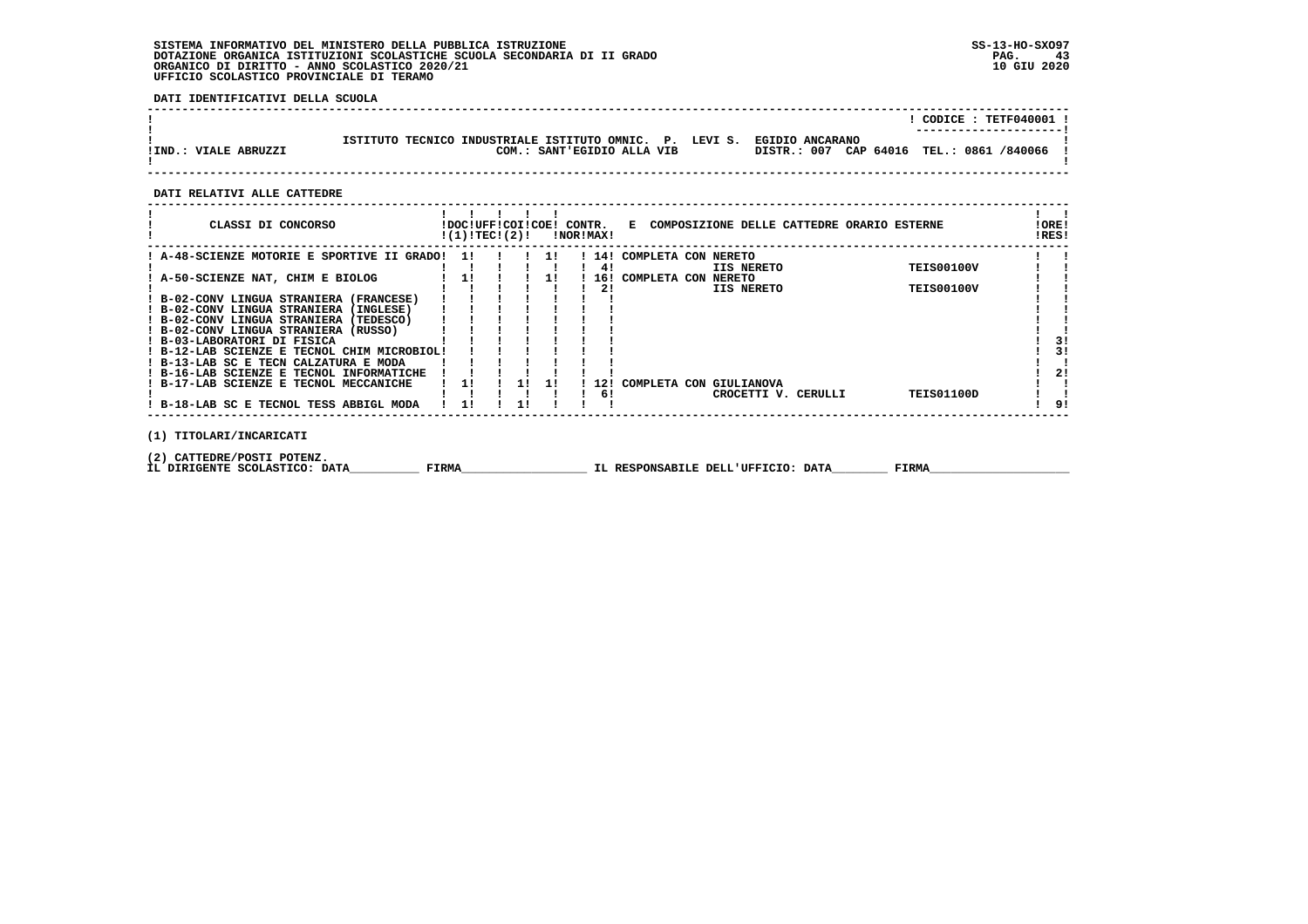SISTEMA INFORMATIVO DEL MINISTERO DELLA PUBBLICA ISTRUZIONE
DOTAZIONE ORGANICA ISTITUZIONI SCOLASTICHE SCUOLA SECONDARIA DI II GRADO
ORGANICO DI DIRITTO - ANNO SCOLASTICO 2020/21
UFFICIO SCOLASTICO PROVINCIALE DI TERAMO

SS-13-HO-SXO97
10 GIU 2020

**DATI IDENTIFICATIVI DELLA SCUOLA**

CODICE : TETF040001

ISTITUTO TECNICO INDUSTRIALE ISTITUTO OMNIC. P. LEVI S. EGIDIO ANCARANO
IND.: VIALE ABRUZZI — COM.: SANT'EGIDIO ALLA VIB — DISTR.: 007 CAP 64016 TEL.: 0861 /840066

**DATI RELATIVI ALLE CATTEDRE**

| CLASSI DI CONCORSO | DOC (1) | UFF TEC | COI (2) | COE | CONTR. NOR | CONTR. MAX | E COMPOSIZIONE DELLE CATTEDRE ORARIO ESTERNE | | ORE RES |
|---|---|---|---|---|---|---|---|---|---|
| A-48-SCIENZE MOTORIE E SPORTIVE II GRADO | 1 | | | 1 | | 14 | COMPLETA CON NERETO | | |
| | | | | | | 4 | IIS NERETO | TEIS00100V | |
| A-50-SCIENZE NAT, CHIM E BIOLOG | 1 | | | 1 | | 16 | COMPLETA CON NERETO | | |
| | | | | | | 2 | IIS NERETO | TEIS00100V | |
| B-02-CONV LINGUA STRANIERA (FRANCESE) | | | | | | | | | |
| B-02-CONV LINGUA STRANIERA (INGLESE) | | | | | | | | | |
| B-02-CONV LINGUA STRANIERA (TEDESCO) | | | | | | | | | |
| B-02-CONV LINGUA STRANIERA (RUSSO) | | | | | | | | | |
| B-03-LABORATORI DI FISICA | | | | | | | | | 3 |
| B-12-LAB SCIENZE E TECNOL CHIM MICROBIOL | | | | | | | | | 3 |
| B-13-LAB SC E TECN CALZATURA E MODA | | | | | | | | | |
| B-16-LAB SCIENZE E TECNOL INFORMATICHE | | | | | | | | | 2 |
| B-17-LAB SCIENZE E TECNOL MECCANICHE | 1 | | 1 | 1 | | 12 | COMPLETA CON GIULIANOVA | | |
| | | | | | | 6 | CROCETTI V. CERULLI | TEIS01100D | |
| B-18-LAB SC E TECNOL TESS ABBIGL MODA | 1 | | 1 | | | | | | 9 |

(1) TITOLARI/INCARICATI

(2) CATTEDRE/POSTI POTENZ.

IL DIRIGENTE SCOLASTICO: DATA__________ FIRMA__________________ IL RESPONSABILE DELL'UFFICIO: DATA________ FIRMA____________________